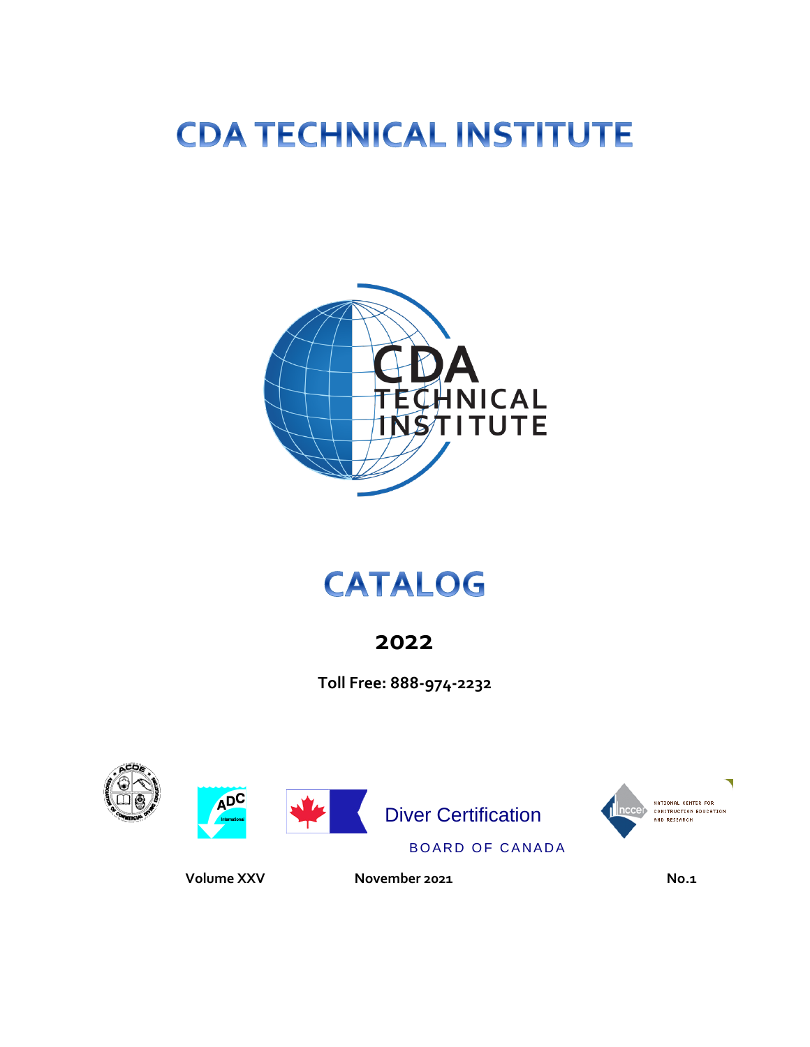# CDA TECHNICAL INSTITUTE

CDA TECHNICAL INSTITUTE

# CATALOG

## 2022

**Toll Free: 888-974-2232**

Diver Certification

BOARD OF CANADA

NATIONAL CENTER FOR CONSTRUCTION EDUCATION AND RESEARCH

**Volume XXV** **November 2021** **No.1**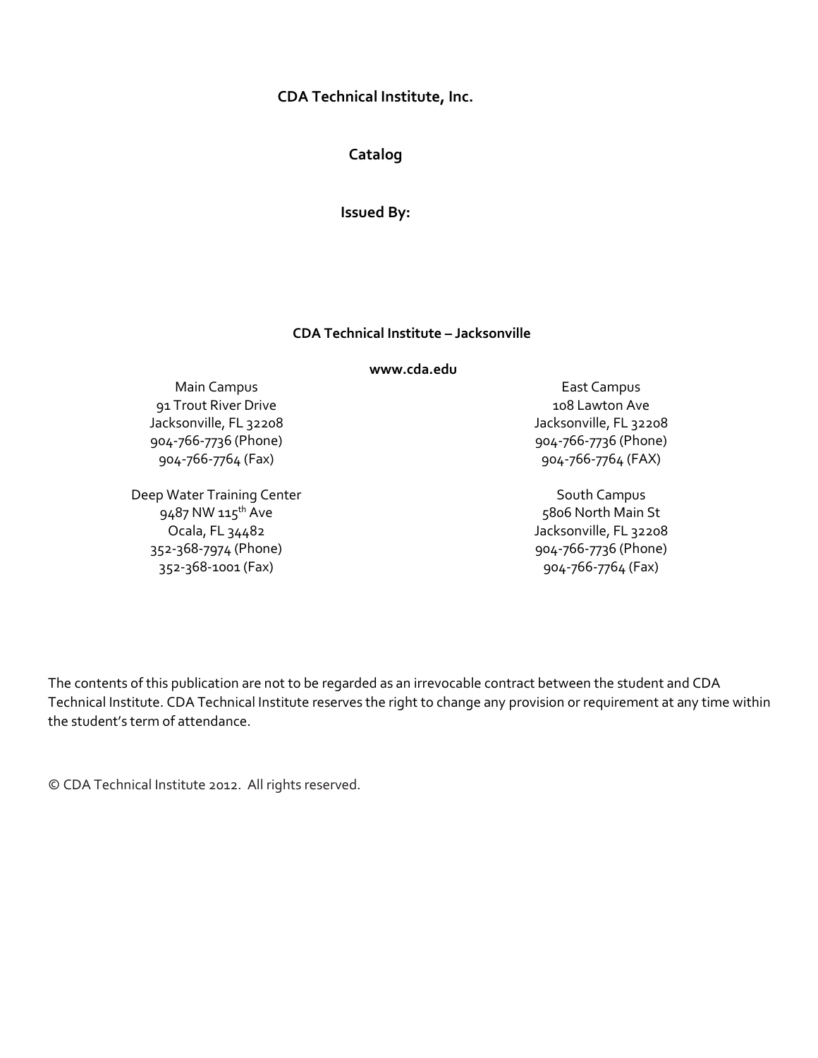**CDA Technical Institute, Inc.**

**Catalog**

**Issued By:**

**CDA Technical Institute – Jacksonville**

**www.cda.edu**

Main Campus
91 Trout River Drive
Jacksonville, FL 32208
904-766-7736 (Phone)
904-766-7764 (Fax)

East Campus
108 Lawton Ave
Jacksonville, FL 32208
904-766-7736 (Phone)
904-766-7764 (FAX)

Deep Water Training Center
9487 NW 115th Ave
Ocala, FL 34482
352-368-7974 (Phone)
352-368-1001 (Fax)

South Campus
5806 North Main St
Jacksonville, FL 32208
904-766-7736 (Phone)
904-766-7764 (Fax)

The contents of this publication are not to be regarded as an irrevocable contract between the student and CDA Technical Institute. CDA Technical Institute reserves the right to change any provision or requirement at any time within the student's term of attendance.

© CDA Technical Institute 2012. All rights reserved.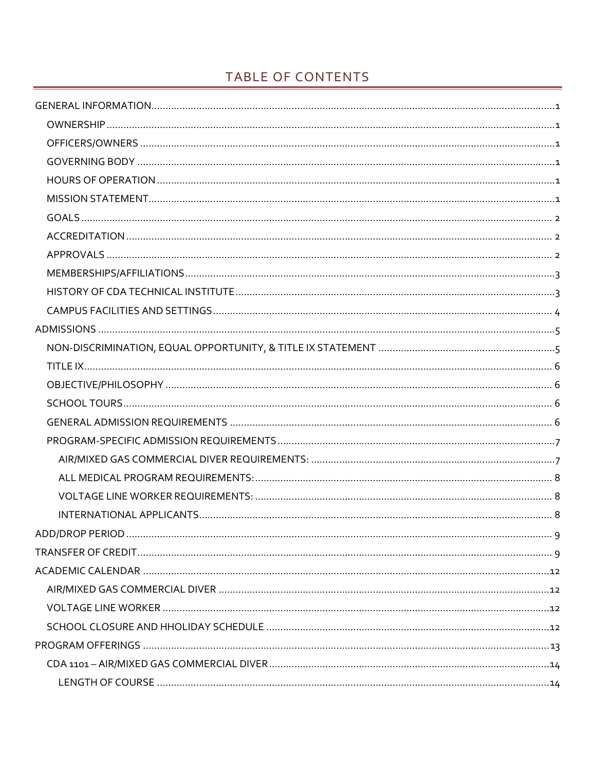# TABLE OF CONTENTS

GENERAL INFORMATION ........................................ 1
- OWNERSHIP ........................................ 1
- OFFICERS/OWNERS ........................................ 1
- GOVERNING BODY ........................................ 1
- HOURS OF OPERATION ........................................ 1
- MISSION STATEMENT ........................................ 1
- GOALS ........................................ 2
- ACCREDITATION ........................................ 2
- APPROVALS ........................................ 2
- MEMBERSHIPS/AFFILIATIONS ........................................ 3
- HISTORY OF CDA TECHNICAL INSTITUTE ........................................ 3
- CAMPUS FACILITIES AND SETTINGS ........................................ 4

ADMISSIONS ........................................ 5
- NON-DISCRIMINATION, EQUAL OPPORTUNITY, & TITLE IX STATEMENT ........................................ 5
- TITLE IX ........................................ 6
- OBJECTIVE/PHILOSOPHY ........................................ 6
- SCHOOL TOURS ........................................ 6
- GENERAL ADMISSION REQUIREMENTS ........................................ 6
- PROGRAM-SPECIFIC ADMISSION REQUIREMENTS ........................................ 7
  - AIR/MIXED GAS COMMERCIAL DIVER REQUIREMENTS: ........................................ 7
  - ALL MEDICAL PROGRAM REQUIREMENTS: ........................................ 8
  - VOLTAGE LINE WORKER REQUIREMENTS: ........................................ 8
  - INTERNATIONAL APPLICANTS ........................................ 8

ADD/DROP PERIOD ........................................ 9

TRANSFER OF CREDIT ........................................ 9

ACADEMIC CALENDAR ........................................ 12
- AIR/MIXED GAS COMMERCIAL DIVER ........................................ 12
- VOLTAGE LINE WORKER ........................................ 12
- SCHOOL CLOSURE AND HHOLIDAY SCHEDULE ........................................ 12

PROGRAM OFFERINGS ........................................ 13
- CDA 1101 – AIR/MIXED GAS COMMERCIAL DIVER ........................................ 14
  - LENGTH OF COURSE ........................................ 14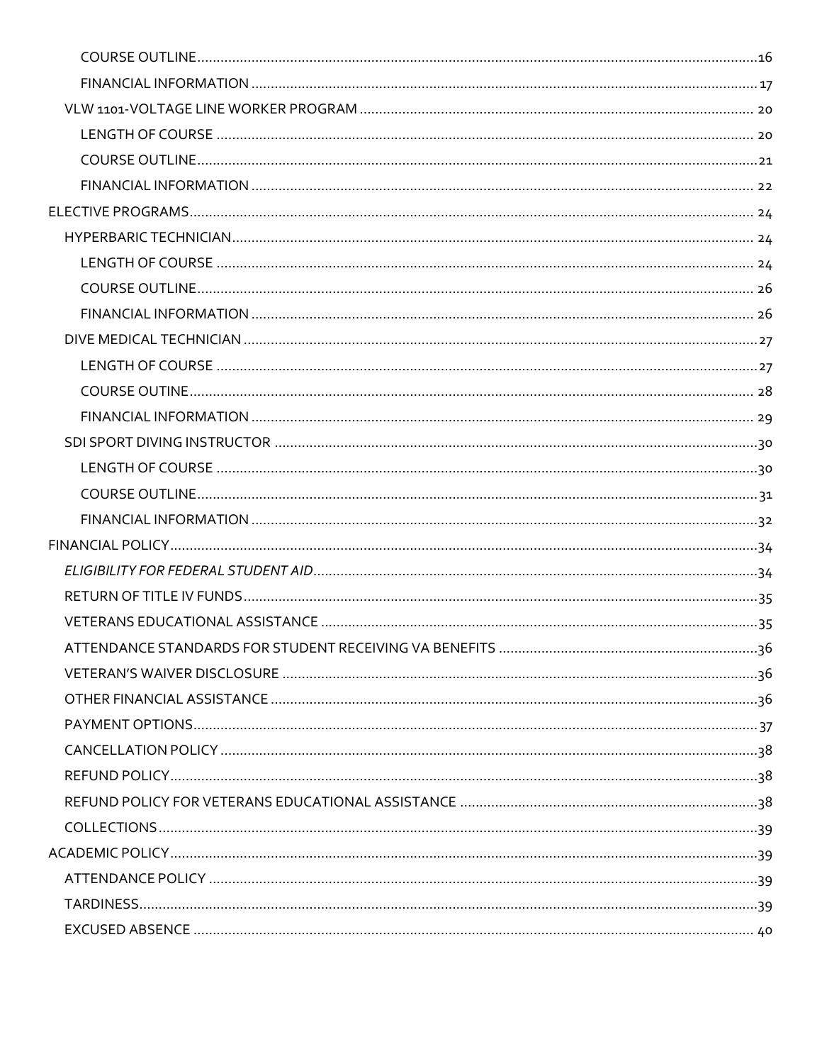COURSE OUTLINE....................................................................................................................16

FINANCIAL INFORMATION .................................................................................................17

VLW 1101-VOLTAGE LINE WORKER PROGRAM ..................................................................... 20

LENGTH OF COURSE ........................................................................................................ 20

COURSE OUTLINE....................................................................................................................21

FINANCIAL INFORMATION ................................................................................................ 22

ELECTIVE PROGRAMS................................................................................................................ 24

HYPERBARIC TECHNICIAN......................................................................................................... 24

LENGTH OF COURSE ........................................................................................................ 24

COURSE OUTLINE.................................................................................................................... 26

FINANCIAL INFORMATION ................................................................................................ 26

DIVE MEDICAL TECHNICIAN ......................................................................................................27

LENGTH OF COURSE ........................................................................................................27

COURSE OUTINE...................................................................................................................... 28

FINANCIAL INFORMATION ................................................................................................ 29

SDI SPORT DIVING INSTRUCTOR ...............................................................................................30

LENGTH OF COURSE ........................................................................................................30

COURSE OUTLINE....................................................................................................................31

FINANCIAL INFORMATION ................................................................................................32

FINANCIAL POLICY.......................................................................................................................34

*ELIGIBILITY FOR FEDERAL STUDENT AID*...............................................................................34

RETURN OF TITLE IV FUNDS......................................................................................................35

VETERANS EDUCATIONAL ASSISTANCE ...................................................................................35

ATTENDANCE STANDARDS FOR STUDENT RECEIVING VA BENEFITS ............................................36

VETERAN'S WAIVER DISCLOSURE ............................................................................................36

OTHER FINANCIAL ASSISTANCE ...............................................................................................36

PAYMENT OPTIONS......................................................................................................................37

CANCELLATION POLICY ............................................................................................................38

REFUND POLICY..........................................................................................................................38

REFUND POLICY FOR VETERANS EDUCATIONAL ASSISTANCE .....................................................38

COLLECTIONS..............................................................................................................................39

ACADEMIC POLICY.......................................................................................................................39

ATTENDANCE POLICY ...............................................................................................................39

TARDINESS..................................................................................................................................39

EXCUSED ABSENCE ................................................................................................................... 40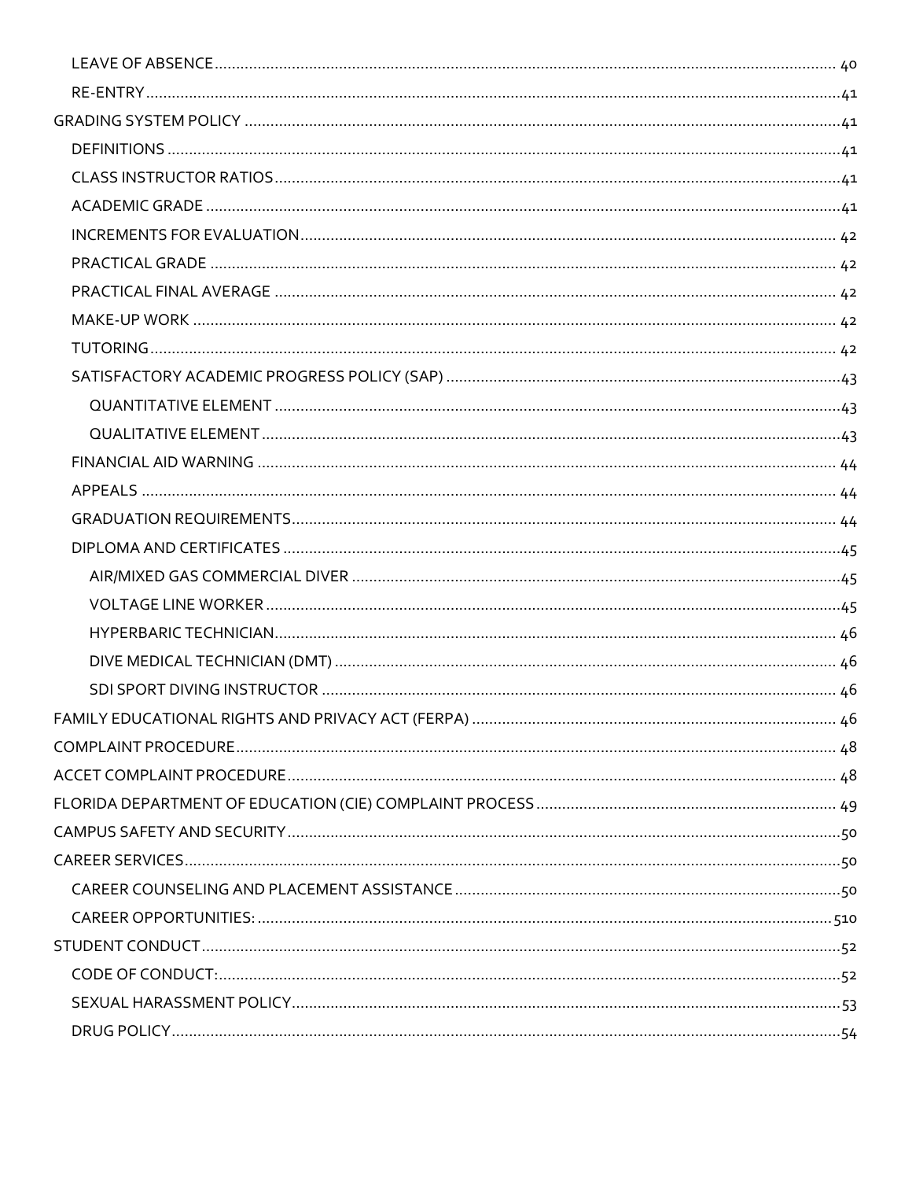- LEAVE OF ABSENCE ........ 40
- RE-ENTRY ........ 41

GRADING SYSTEM POLICY ........ 41

- DEFINITIONS ........ 41
- CLASS INSTRUCTOR RATIOS ........ 41
- ACADEMIC GRADE ........ 41
- INCREMENTS FOR EVALUATION ........ 42
- PRACTICAL GRADE ........ 42
- PRACTICAL FINAL AVERAGE ........ 42
- MAKE-UP WORK ........ 42
- TUTORING ........ 42
- SATISFACTORY ACADEMIC PROGRESS POLICY (SAP) ........ 43
  - QUANTITATIVE ELEMENT ........ 43
  - QUALITATIVE ELEMENT ........ 43
- FINANCIAL AID WARNING ........ 44
- APPEALS ........ 44
- GRADUATION REQUIREMENTS ........ 44
- DIPLOMA AND CERTIFICATES ........ 45
  - AIR/MIXED GAS COMMERCIAL DIVER ........ 45
  - VOLTAGE LINE WORKER ........ 45
  - HYPERBARIC TECHNICIAN ........ 46
  - DIVE MEDICAL TECHNICIAN (DMT) ........ 46
  - SDI SPORT DIVING INSTRUCTOR ........ 46

FAMILY EDUCATIONAL RIGHTS AND PRIVACY ACT (FERPA) ........ 46

COMPLAINT PROCEDURE ........ 48

ACCET COMPLAINT PROCEDURE ........ 48

FLORIDA DEPARTMENT OF EDUCATION (CIE) COMPLAINT PROCESS ........ 49

CAMPUS SAFETY AND SECURITY ........ 50

CAREER SERVICES ........ 50

- CAREER COUNSELING AND PLACEMENT ASSISTANCE ........ 50
- CAREER OPPORTUNITIES: ........ 510

STUDENT CONDUCT ........ 52

- CODE OF CONDUCT: ........ 52
- SEXUAL HARASSMENT POLICY ........ 53
- DRUG POLICY ........ 54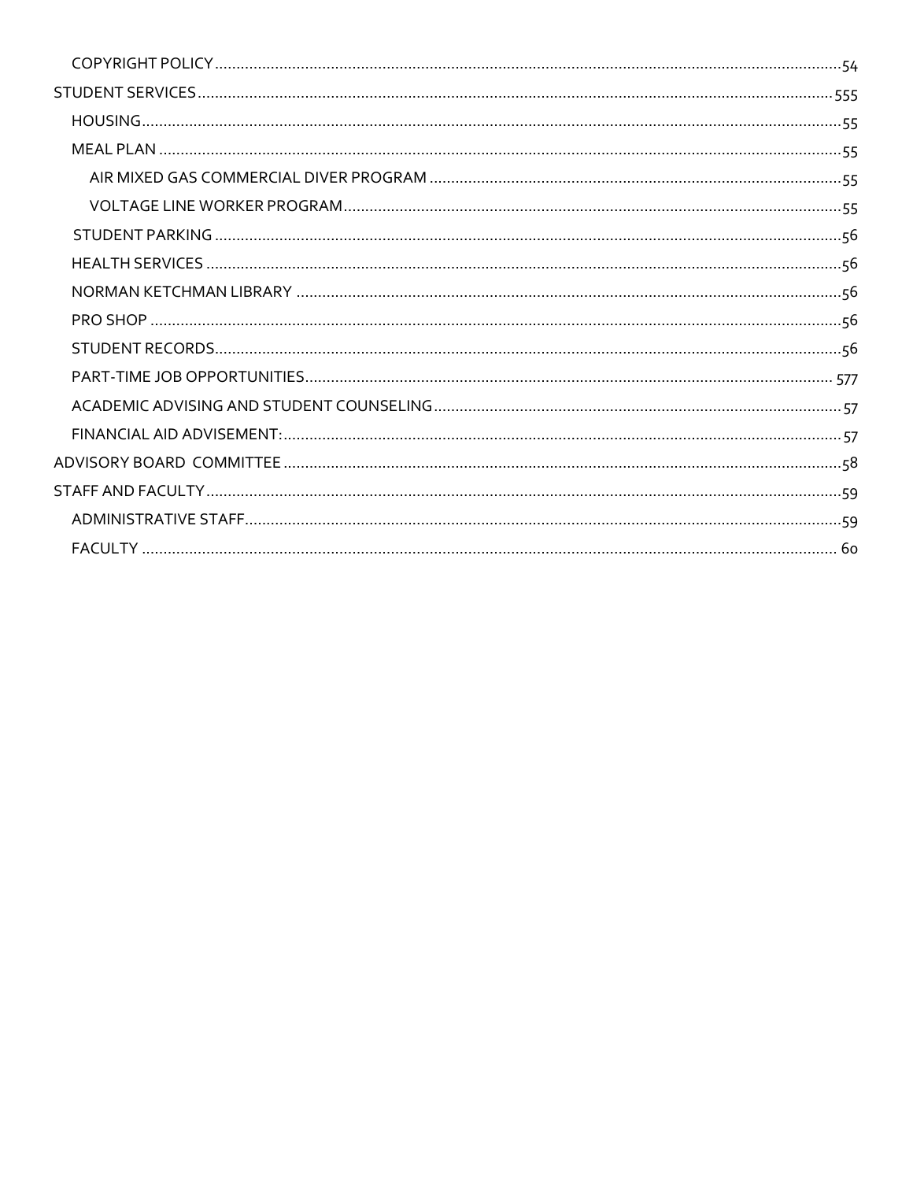COPYRIGHT POLICY ....................................................................................................................................54

STUDENT SERVICES ....................................................................................................................................555

HOUSING ....................................................................................................................................55

MEAL PLAN ....................................................................................................................................55

AIR MIXED GAS COMMERCIAL DIVER PROGRAM ....................................................................................................................................55

VOLTAGE LINE WORKER PROGRAM ....................................................................................................................................55

STUDENT PARKING ....................................................................................................................................56

HEALTH SERVICES ....................................................................................................................................56

NORMAN KETCHMAN LIBRARY ....................................................................................................................................56

PRO SHOP ....................................................................................................................................56

STUDENT RECORDS ....................................................................................................................................56

PART-TIME JOB OPPORTUNITIES .................................................................................................................................... 577

ACADEMIC ADVISING AND STUDENT COUNSELING ....................................................................................................................................57

FINANCIAL AID ADVISEMENT: ....................................................................................................................................57

ADVISORY BOARD COMMITTEE ....................................................................................................................................58

STAFF AND FACULTY ....................................................................................................................................59

ADMINISTRATIVE STAFF ....................................................................................................................................59

FACULTY .................................................................................................................................... 60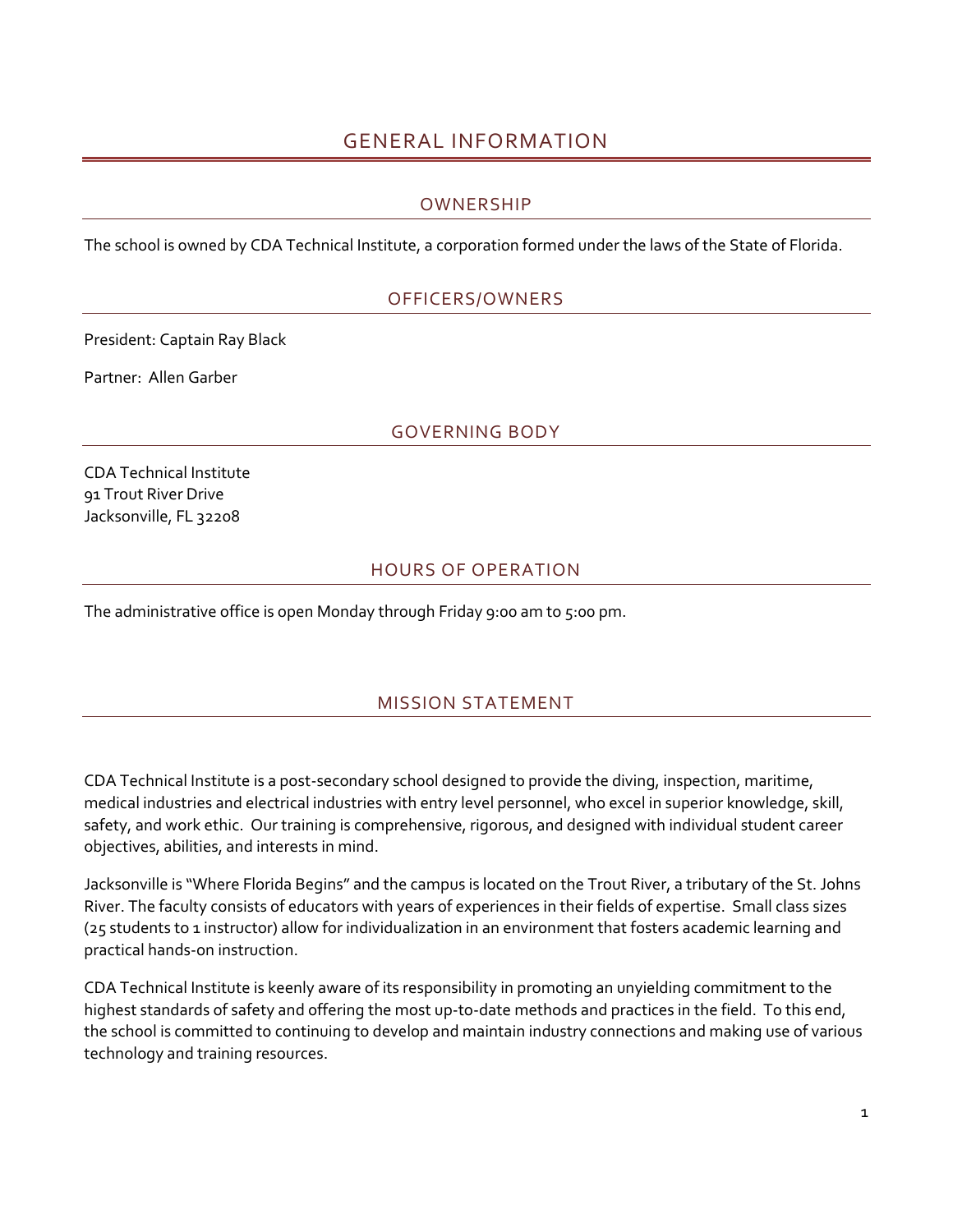# GENERAL INFORMATION

## OWNERSHIP

The school is owned by CDA Technical Institute, a corporation formed under the laws of the State of Florida.

## OFFICERS/OWNERS

President: Captain Ray Black

Partner: Allen Garber

## GOVERNING BODY

CDA Technical Institute
91 Trout River Drive
Jacksonville, FL 32208

## HOURS OF OPERATION

The administrative office is open Monday through Friday 9:00 am to 5:00 pm.

## MISSION STATEMENT

CDA Technical Institute is a post-secondary school designed to provide the diving, inspection, maritime, medical industries and electrical industries with entry level personnel, who excel in superior knowledge, skill, safety, and work ethic. Our training is comprehensive, rigorous, and designed with individual student career objectives, abilities, and interests in mind.

Jacksonville is "Where Florida Begins" and the campus is located on the Trout River, a tributary of the St. Johns River. The faculty consists of educators with years of experiences in their fields of expertise. Small class sizes (25 students to 1 instructor) allow for individualization in an environment that fosters academic learning and practical hands-on instruction.

CDA Technical Institute is keenly aware of its responsibility in promoting an unyielding commitment to the highest standards of safety and offering the most up-to-date methods and practices in the field. To this end, the school is committed to continuing to develop and maintain industry connections and making use of various technology and training resources.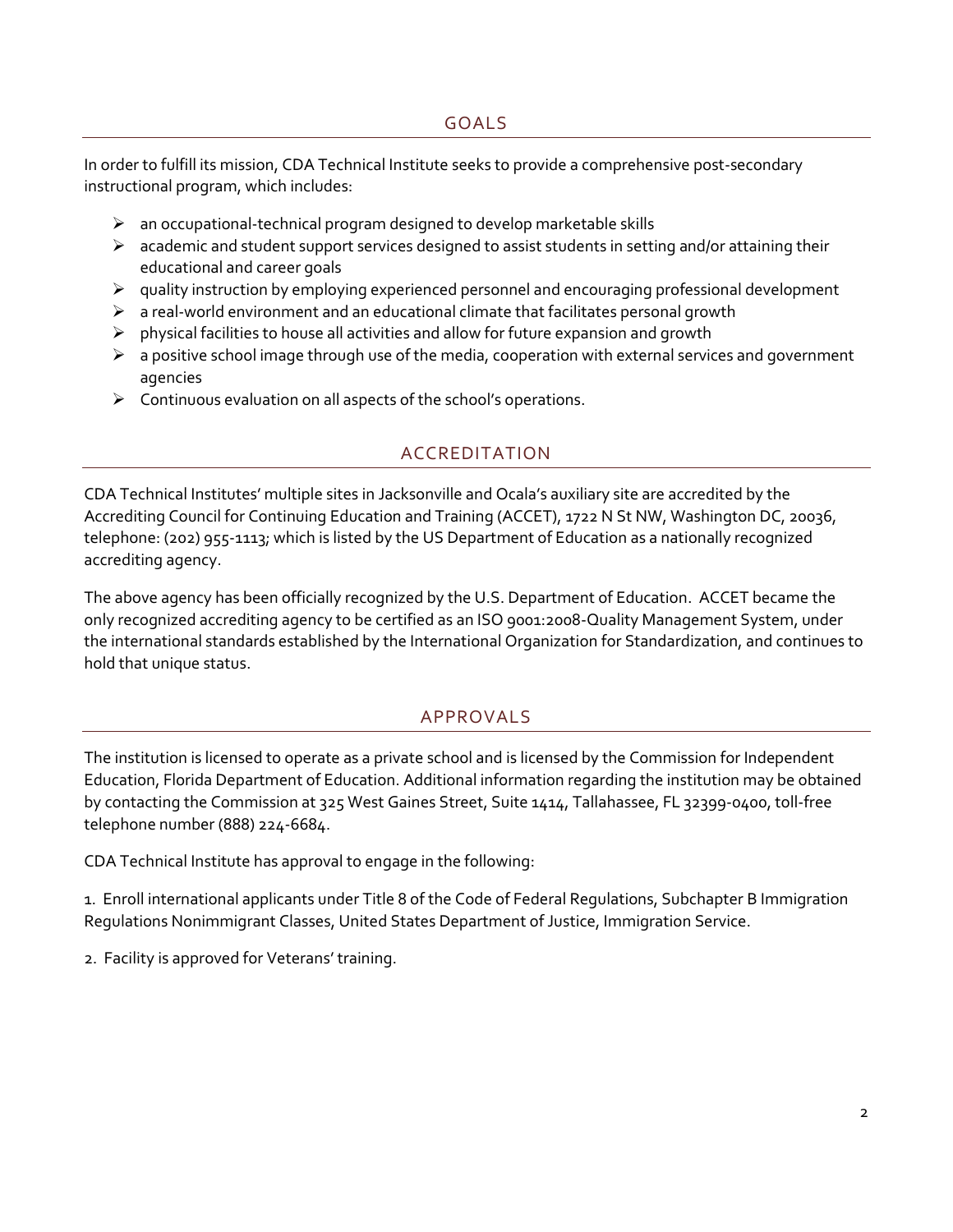## GOALS

In order to fulfill its mission, CDA Technical Institute seeks to provide a comprehensive post-secondary instructional program, which includes:

- an occupational-technical program designed to develop marketable skills
- academic and student support services designed to assist students in setting and/or attaining their educational and career goals
- quality instruction by employing experienced personnel and encouraging professional development
- a real-world environment and an educational climate that facilitates personal growth
- physical facilities to house all activities and allow for future expansion and growth
- a positive school image through use of the media, cooperation with external services and government agencies
- Continuous evaluation on all aspects of the school's operations.

## ACCREDITATION

CDA Technical Institutes' multiple sites in Jacksonville and Ocala's auxiliary site are accredited by the Accrediting Council for Continuing Education and Training (ACCET), 1722 N St NW, Washington DC, 20036, telephone: (202) 955-1113; which is listed by the US Department of Education as a nationally recognized accrediting agency.

The above agency has been officially recognized by the U.S. Department of Education. ACCET became the only recognized accrediting agency to be certified as an ISO 9001:2008-Quality Management System, under the international standards established by the International Organization for Standardization, and continues to hold that unique status.

## APPROVALS

The institution is licensed to operate as a private school and is licensed by the Commission for Independent Education, Florida Department of Education. Additional information regarding the institution may be obtained by contacting the Commission at 325 West Gaines Street, Suite 1414, Tallahassee, FL 32399-0400, toll-free telephone number (888) 224-6684.

CDA Technical Institute has approval to engage in the following:

1. Enroll international applicants under Title 8 of the Code of Federal Regulations, Subchapter B Immigration Regulations Nonimmigrant Classes, United States Department of Justice, Immigration Service.

2. Facility is approved for Veterans' training.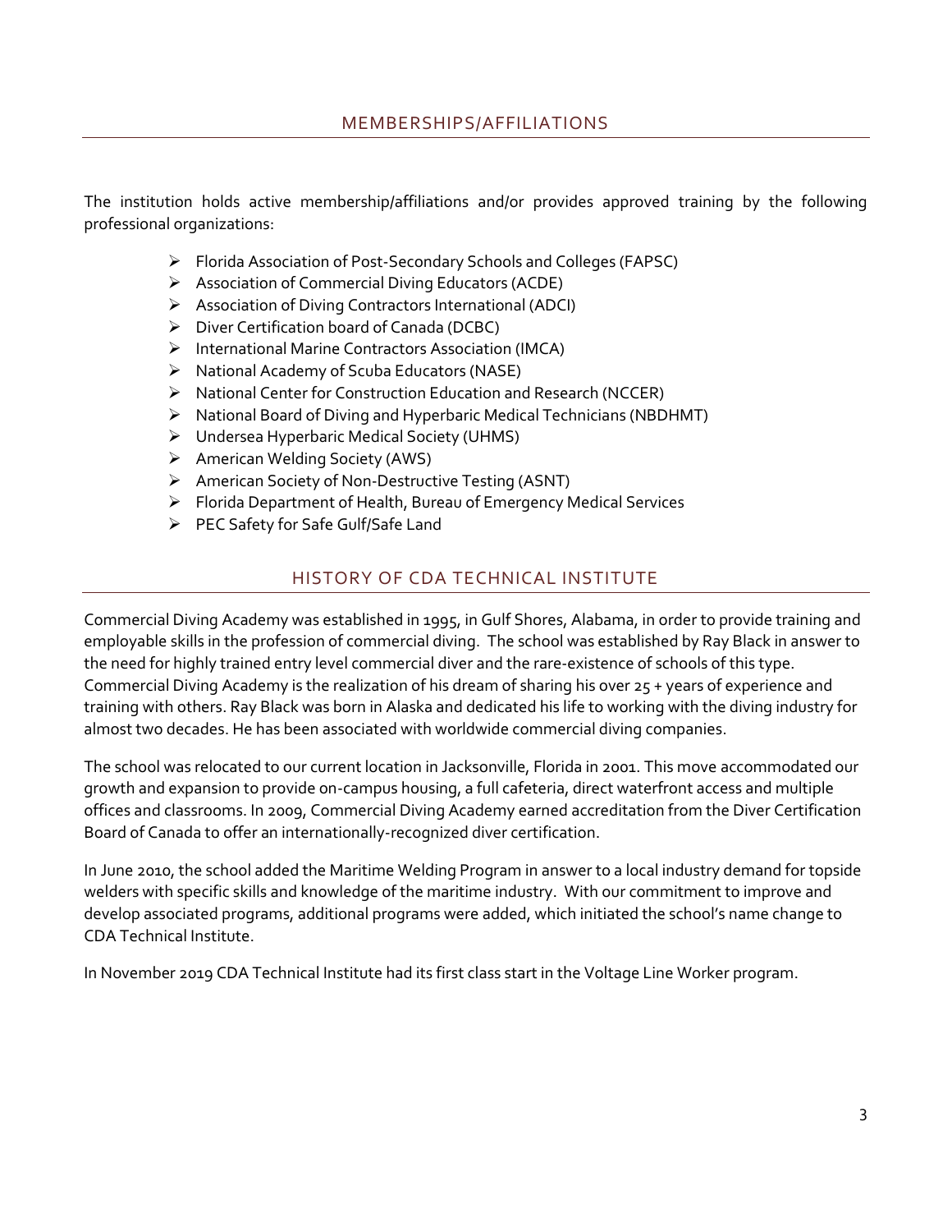## MEMBERSHIPS/AFFILIATIONS

The institution holds active membership/affiliations and/or provides approved training by the following professional organizations:

- Florida Association of Post-Secondary Schools and Colleges (FAPSC)
- Association of Commercial Diving Educators (ACDE)
- Association of Diving Contractors International (ADCI)
- Diver Certification board of Canada (DCBC)
- International Marine Contractors Association (IMCA)
- National Academy of Scuba Educators (NASE)
- National Center for Construction Education and Research (NCCER)
- National Board of Diving and Hyperbaric Medical Technicians (NBDHMT)
- Undersea Hyperbaric Medical Society (UHMS)
- American Welding Society (AWS)
- American Society of Non-Destructive Testing (ASNT)
- Florida Department of Health, Bureau of Emergency Medical Services
- PEC Safety for Safe Gulf/Safe Land

## HISTORY OF CDA TECHNICAL INSTITUTE

Commercial Diving Academy was established in 1995, in Gulf Shores, Alabama, in order to provide training and employable skills in the profession of commercial diving. The school was established by Ray Black in answer to the need for highly trained entry level commercial diver and the rare-existence of schools of this type. Commercial Diving Academy is the realization of his dream of sharing his over 25 + years of experience and training with others. Ray Black was born in Alaska and dedicated his life to working with the diving industry for almost two decades. He has been associated with worldwide commercial diving companies.

The school was relocated to our current location in Jacksonville, Florida in 2001. This move accommodated our growth and expansion to provide on-campus housing, a full cafeteria, direct waterfront access and multiple offices and classrooms. In 2009, Commercial Diving Academy earned accreditation from the Diver Certification Board of Canada to offer an internationally-recognized diver certification.

In June 2010, the school added the Maritime Welding Program in answer to a local industry demand for topside welders with specific skills and knowledge of the maritime industry. With our commitment to improve and develop associated programs, additional programs were added, which initiated the school's name change to CDA Technical Institute.

In November 2019 CDA Technical Institute had its first class start in the Voltage Line Worker program.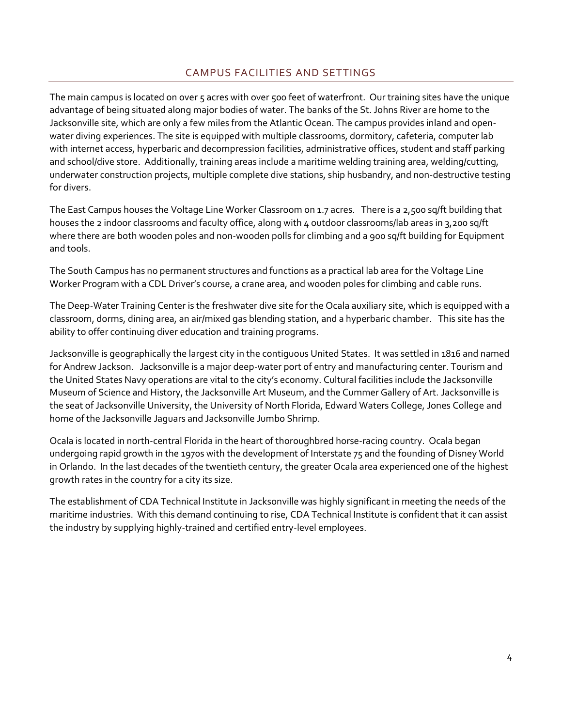## CAMPUS FACILITIES AND SETTINGS

The main campus is located on over 5 acres with over 500 feet of waterfront. Our training sites have the unique advantage of being situated along major bodies of water. The banks of the St. Johns River are home to the Jacksonville site, which are only a few miles from the Atlantic Ocean. The campus provides inland and open-water diving experiences. The site is equipped with multiple classrooms, dormitory, cafeteria, computer lab with internet access, hyperbaric and decompression facilities, administrative offices, student and staff parking and school/dive store. Additionally, training areas include a maritime welding training area, welding/cutting, underwater construction projects, multiple complete dive stations, ship husbandry, and non-destructive testing for divers.

The East Campus houses the Voltage Line Worker Classroom on 1.7 acres. There is a 2,500 sq/ft building that houses the 2 indoor classrooms and faculty office, along with 4 outdoor classrooms/lab areas in 3,200 sq/ft where there are both wooden poles and non-wooden polls for climbing and a 900 sq/ft building for Equipment and tools.

The South Campus has no permanent structures and functions as a practical lab area for the Voltage Line Worker Program with a CDL Driver's course, a crane area, and wooden poles for climbing and cable runs.

The Deep-Water Training Center is the freshwater dive site for the Ocala auxiliary site, which is equipped with a classroom, dorms, dining area, an air/mixed gas blending station, and a hyperbaric chamber. This site has the ability to offer continuing diver education and training programs.

Jacksonville is geographically the largest city in the contiguous United States. It was settled in 1816 and named for Andrew Jackson. Jacksonville is a major deep-water port of entry and manufacturing center. Tourism and the United States Navy operations are vital to the city's economy. Cultural facilities include the Jacksonville Museum of Science and History, the Jacksonville Art Museum, and the Cummer Gallery of Art. Jacksonville is the seat of Jacksonville University, the University of North Florida, Edward Waters College, Jones College and home of the Jacksonville Jaguars and Jacksonville Jumbo Shrimp.

Ocala is located in north-central Florida in the heart of thoroughbred horse-racing country. Ocala began undergoing rapid growth in the 1970s with the development of Interstate 75 and the founding of Disney World in Orlando. In the last decades of the twentieth century, the greater Ocala area experienced one of the highest growth rates in the country for a city its size.

The establishment of CDA Technical Institute in Jacksonville was highly significant in meeting the needs of the maritime industries. With this demand continuing to rise, CDA Technical Institute is confident that it can assist the industry by supplying highly-trained and certified entry-level employees.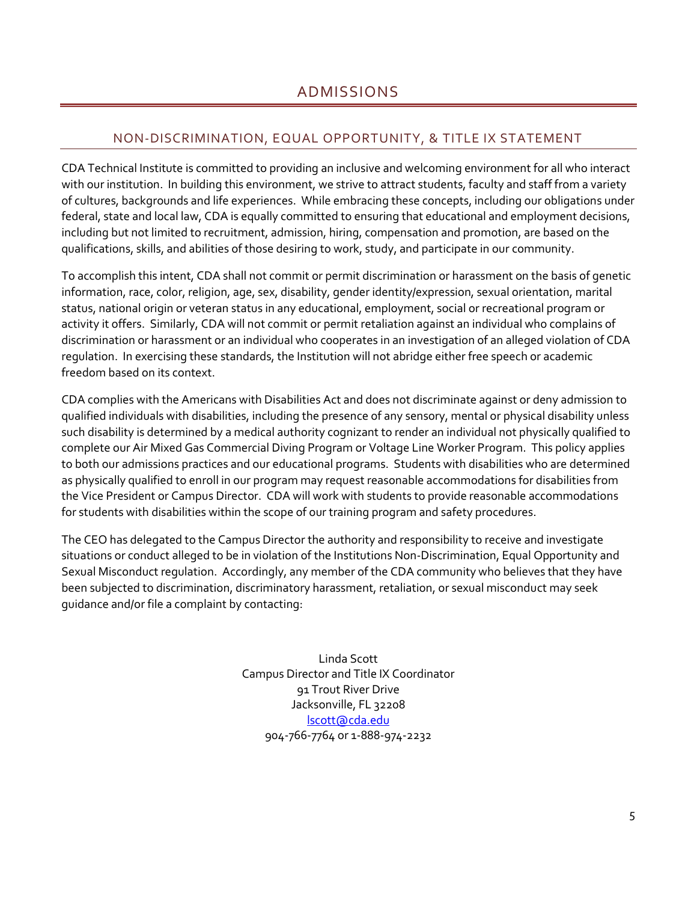# ADMISSIONS

## NON-DISCRIMINATION, EQUAL OPPORTUNITY, & TITLE IX STATEMENT

CDA Technical Institute is committed to providing an inclusive and welcoming environment for all who interact with our institution. In building this environment, we strive to attract students, faculty and staff from a variety of cultures, backgrounds and life experiences. While embracing these concepts, including our obligations under federal, state and local law, CDA is equally committed to ensuring that educational and employment decisions, including but not limited to recruitment, admission, hiring, compensation and promotion, are based on the qualifications, skills, and abilities of those desiring to work, study, and participate in our community.

To accomplish this intent, CDA shall not commit or permit discrimination or harassment on the basis of genetic information, race, color, religion, age, sex, disability, gender identity/expression, sexual orientation, marital status, national origin or veteran status in any educational, employment, social or recreational program or activity it offers. Similarly, CDA will not commit or permit retaliation against an individual who complains of discrimination or harassment or an individual who cooperates in an investigation of an alleged violation of CDA regulation. In exercising these standards, the Institution will not abridge either free speech or academic freedom based on its context.

CDA complies with the Americans with Disabilities Act and does not discriminate against or deny admission to qualified individuals with disabilities, including the presence of any sensory, mental or physical disability unless such disability is determined by a medical authority cognizant to render an individual not physically qualified to complete our Air Mixed Gas Commercial Diving Program or Voltage Line Worker Program. This policy applies to both our admissions practices and our educational programs. Students with disabilities who are determined as physically qualified to enroll in our program may request reasonable accommodations for disabilities from the Vice President or Campus Director. CDA will work with students to provide reasonable accommodations for students with disabilities within the scope of our training program and safety procedures.

The CEO has delegated to the Campus Director the authority and responsibility to receive and investigate situations or conduct alleged to be in violation of the Institutions Non-Discrimination, Equal Opportunity and Sexual Misconduct regulation. Accordingly, any member of the CDA community who believes that they have been subjected to discrimination, discriminatory harassment, retaliation, or sexual misconduct may seek guidance and/or file a complaint by contacting:

Linda Scott
Campus Director and Title IX Coordinator
91 Trout River Drive
Jacksonville, FL 32208
lscott@cda.edu
904-766-7764 or 1-888-974-2232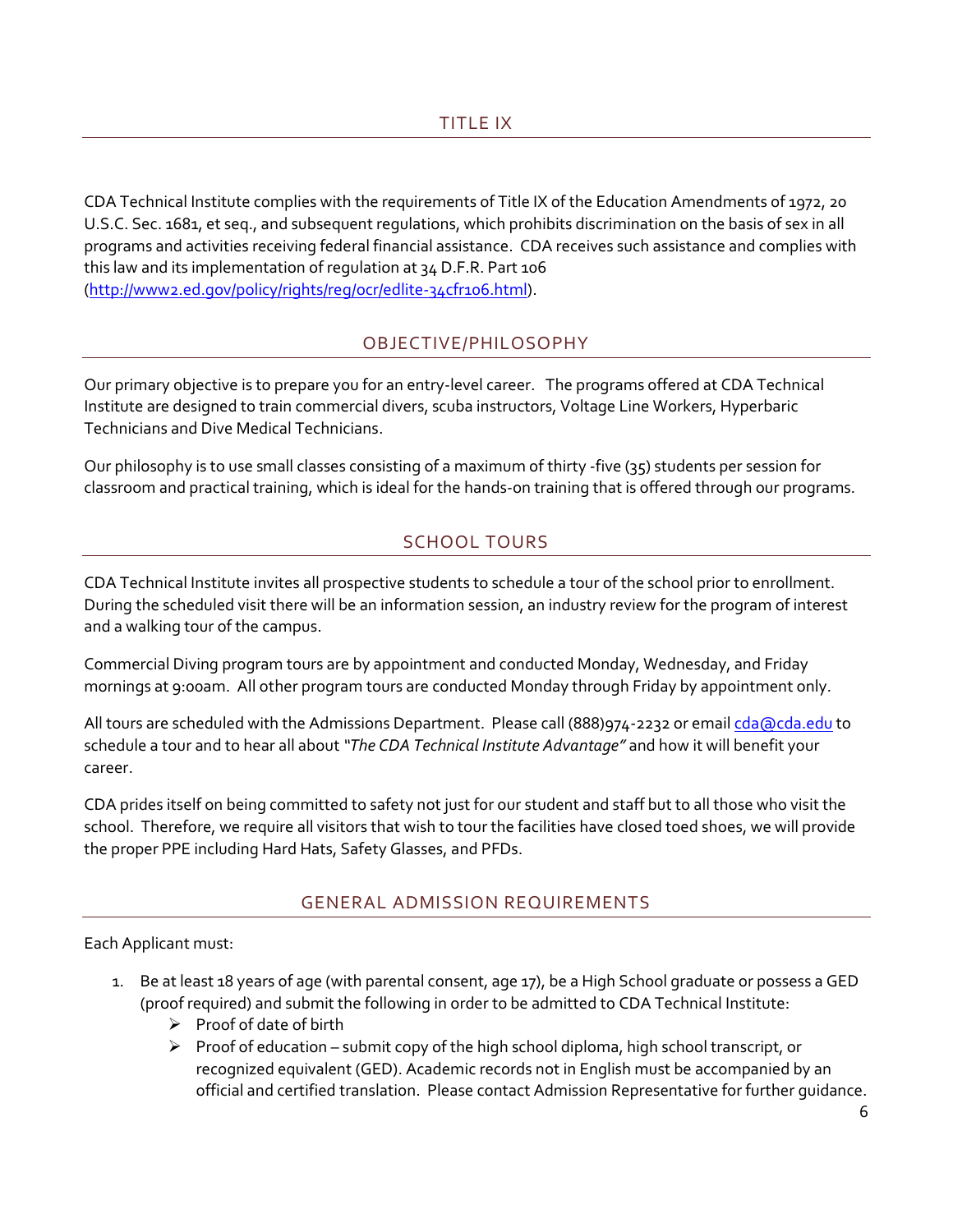## TITLE IX

CDA Technical Institute complies with the requirements of Title IX of the Education Amendments of 1972, 20 U.S.C. Sec. 1681, et seq., and subsequent regulations, which prohibits discrimination on the basis of sex in all programs and activities receiving federal financial assistance. CDA receives such assistance and complies with this law and its implementation of regulation at 34 D.F.R. Part 106 (http://www2.ed.gov/policy/rights/reg/ocr/edlite-34cfr106.html).

## OBJECTIVE/PHILOSOPHY

Our primary objective is to prepare you for an entry-level career. The programs offered at CDA Technical Institute are designed to train commercial divers, scuba instructors, Voltage Line Workers, Hyperbaric Technicians and Dive Medical Technicians.

Our philosophy is to use small classes consisting of a maximum of thirty -five (35) students per session for classroom and practical training, which is ideal for the hands-on training that is offered through our programs.

## SCHOOL TOURS

CDA Technical Institute invites all prospective students to schedule a tour of the school prior to enrollment. During the scheduled visit there will be an information session, an industry review for the program of interest and a walking tour of the campus.

Commercial Diving program tours are by appointment and conducted Monday, Wednesday, and Friday mornings at 9:00am. All other program tours are conducted Monday through Friday by appointment only.

All tours are scheduled with the Admissions Department. Please call (888)974-2232 or email cda@cda.edu to schedule a tour and to hear all about *"The CDA Technical Institute Advantage"* and how it will benefit your career.

CDA prides itself on being committed to safety not just for our student and staff but to all those who visit the school. Therefore, we require all visitors that wish to tour the facilities have closed toed shoes, we will provide the proper PPE including Hard Hats, Safety Glasses, and PFDs.

## GENERAL ADMISSION REQUIREMENTS

Each Applicant must:

1. Be at least 18 years of age (with parental consent, age 17), be a High School graduate or possess a GED (proof required) and submit the following in order to be admitted to CDA Technical Institute:
   - Proof of date of birth
   - Proof of education – submit copy of the high school diploma, high school transcript, or recognized equivalent (GED). Academic records not in English must be accompanied by an official and certified translation. Please contact Admission Representative for further guidance.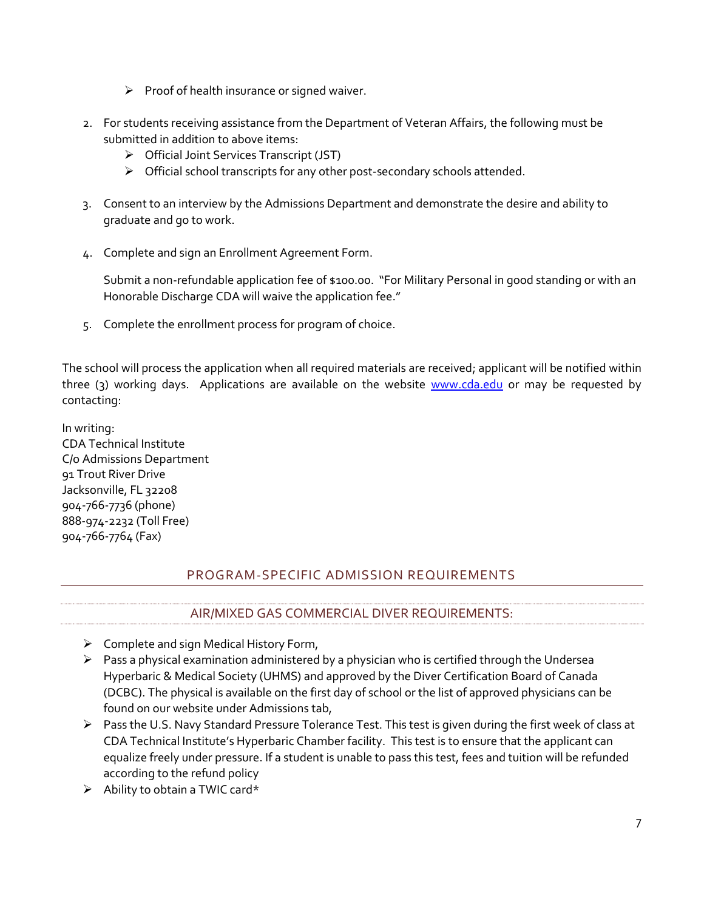- Proof of health insurance or signed waiver.

2. For students receiving assistance from the Department of Veteran Affairs, the following must be submitted in addition to above items:
   - Official Joint Services Transcript (JST)
   - Official school transcripts for any other post-secondary schools attended.

3. Consent to an interview by the Admissions Department and demonstrate the desire and ability to graduate and go to work.

4. Complete and sign an Enrollment Agreement Form.

   Submit a non-refundable application fee of $100.00. "For Military Personal in good standing or with an Honorable Discharge CDA will waive the application fee."

5. Complete the enrollment process for program of choice.

The school will process the application when all required materials are received; applicant will be notified within three (3) working days. Applications are available on the website [www.cda.edu](http://www.cda.edu) or may be requested by contacting:

In writing:
CDA Technical Institute
C/o Admissions Department
91 Trout River Drive
Jacksonville, FL 32208
904-766-7736 (phone)
888-974-2232 (Toll Free)
904-766-7764 (Fax)

## PROGRAM-SPECIFIC ADMISSION REQUIREMENTS

### AIR/MIXED GAS COMMERCIAL DIVER REQUIREMENTS:

- Complete and sign Medical History Form,
- Pass a physical examination administered by a physician who is certified through the Undersea Hyperbaric & Medical Society (UHMS) and approved by the Diver Certification Board of Canada (DCBC). The physical is available on the first day of school or the list of approved physicians can be found on our website under Admissions tab,
- Pass the U.S. Navy Standard Pressure Tolerance Test. This test is given during the first week of class at CDA Technical Institute's Hyperbaric Chamber facility. This test is to ensure that the applicant can equalize freely under pressure. If a student is unable to pass this test, fees and tuition will be refunded according to the refund policy
- Ability to obtain a TWIC card*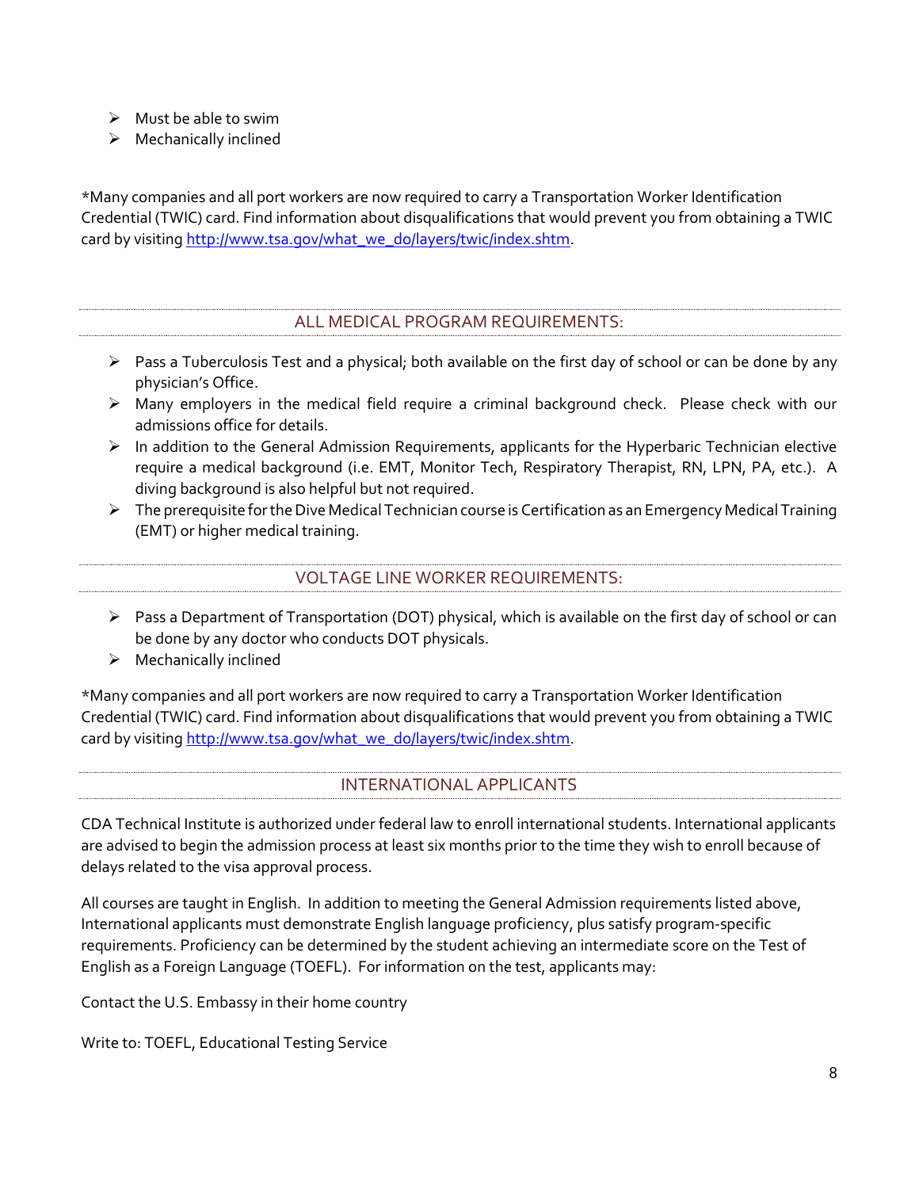- Must be able to swim
- Mechanically inclined

*Many companies and all port workers are now required to carry a Transportation Worker Identification Credential (TWIC) card. Find information about disqualifications that would prevent you from obtaining a TWIC card by visiting [http://www.tsa.gov/what_we_do/layers/twic/index.shtm](http://www.tsa.gov/what_we_do/layers/twic/index.shtm).

## ALL MEDICAL PROGRAM REQUIREMENTS:

- Pass a Tuberculosis Test and a physical; both available on the first day of school or can be done by any physician's Office.
- Many employers in the medical field require a criminal background check. Please check with our admissions office for details.
- In addition to the General Admission Requirements, applicants for the Hyperbaric Technician elective require a medical background (i.e. EMT, Monitor Tech, Respiratory Therapist, RN, LPN, PA, etc.). A diving background is also helpful but not required.
- The prerequisite for the Dive Medical Technician course is Certification as an Emergency Medical Training (EMT) or higher medical training.

## VOLTAGE LINE WORKER REQUIREMENTS:

- Pass a Department of Transportation (DOT) physical, which is available on the first day of school or can be done by any doctor who conducts DOT physicals.
- Mechanically inclined

*Many companies and all port workers are now required to carry a Transportation Worker Identification Credential (TWIC) card. Find information about disqualifications that would prevent you from obtaining a TWIC card by visiting [http://www.tsa.gov/what_we_do/layers/twic/index.shtm](http://www.tsa.gov/what_we_do/layers/twic/index.shtm).

## INTERNATIONAL APPLICANTS

CDA Technical Institute is authorized under federal law to enroll international students. International applicants are advised to begin the admission process at least six months prior to the time they wish to enroll because of delays related to the visa approval process.

All courses are taught in English. In addition to meeting the General Admission requirements listed above, International applicants must demonstrate English language proficiency, plus satisfy program-specific requirements. Proficiency can be determined by the student achieving an intermediate score on the Test of English as a Foreign Language (TOEFL). For information on the test, applicants may:

Contact the U.S. Embassy in their home country

Write to: TOEFL, Educational Testing Service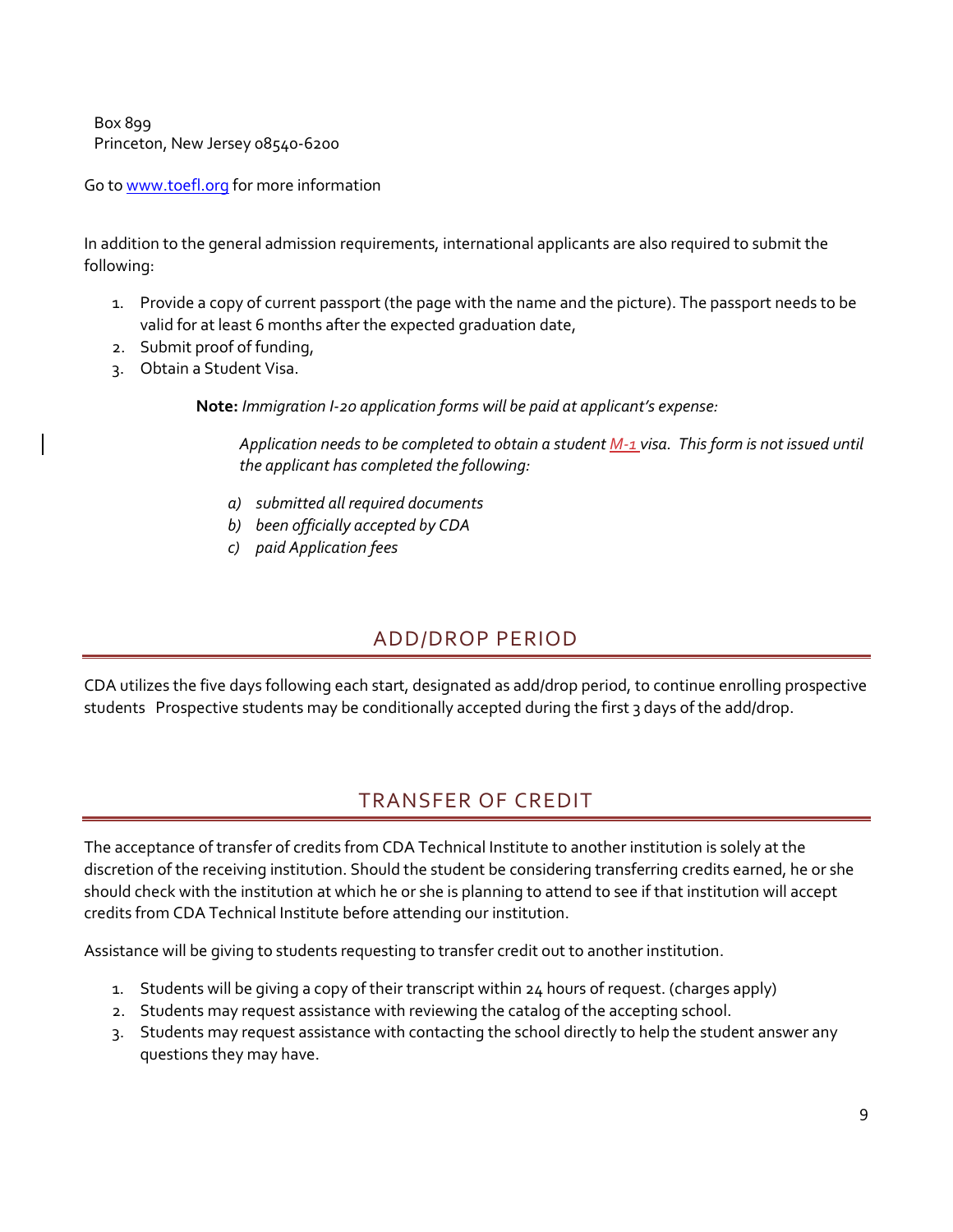Box 899
Princeton, New Jersey 08540-6200

Go to www.toefl.org for more information

In addition to the general admission requirements, international applicants are also required to submit the following:

1. Provide a copy of current passport (the page with the name and the picture). The passport needs to be valid for at least 6 months after the expected graduation date,
2. Submit proof of funding,
3. Obtain a Student Visa.

> **Note:** *Immigration I-20 application forms will be paid at applicant's expense:*
>
> *Application needs to be completed to obtain a student M-1 visa. This form is not issued until the applicant has completed the following:*
>
> a) *submitted all required documents*
> b) *been officially accepted by CDA*
> c) *paid Application fees*

## ADD/DROP PERIOD

CDA utilizes the five days following each start, designated as add/drop period, to continue enrolling prospective students Prospective students may be conditionally accepted during the first 3 days of the add/drop.

## TRANSFER OF CREDIT

The acceptance of transfer of credits from CDA Technical Institute to another institution is solely at the discretion of the receiving institution. Should the student be considering transferring credits earned, he or she should check with the institution at which he or she is planning to attend to see if that institution will accept credits from CDA Technical Institute before attending our institution.

Assistance will be giving to students requesting to transfer credit out to another institution.

1. Students will be giving a copy of their transcript within 24 hours of request. (charges apply)
2. Students may request assistance with reviewing the catalog of the accepting school.
3. Students may request assistance with contacting the school directly to help the student answer any questions they may have.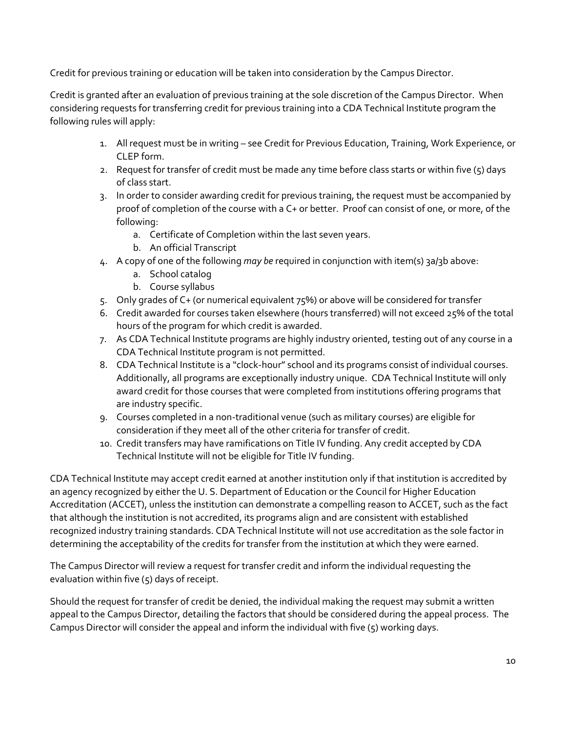Credit for previous training or education will be taken into consideration by the Campus Director.

Credit is granted after an evaluation of previous training at the sole discretion of the Campus Director. When considering requests for transferring credit for previous training into a CDA Technical Institute program the following rules will apply:

1. All request must be in writing – see Credit for Previous Education, Training, Work Experience, or CLEP form.
2. Request for transfer of credit must be made any time before class starts or within five (5) days of class start.
3. In order to consider awarding credit for previous training, the request must be accompanied by proof of completion of the course with a C+ or better. Proof can consist of one, or more, of the following:
   a. Certificate of Completion within the last seven years.
   b. An official Transcript
4. A copy of one of the following *may be* required in conjunction with item(s) 3a/3b above:
   a. School catalog
   b. Course syllabus
5. Only grades of C+ (or numerical equivalent 75%) or above will be considered for transfer
6. Credit awarded for courses taken elsewhere (hours transferred) will not exceed 25% of the total hours of the program for which credit is awarded.
7. As CDA Technical Institute programs are highly industry oriented, testing out of any course in a CDA Technical Institute program is not permitted.
8. CDA Technical Institute is a "clock-hour" school and its programs consist of individual courses. Additionally, all programs are exceptionally industry unique. CDA Technical Institute will only award credit for those courses that were completed from institutions offering programs that are industry specific.
9. Courses completed in a non-traditional venue (such as military courses) are eligible for consideration if they meet all of the other criteria for transfer of credit.
10. Credit transfers may have ramifications on Title IV funding. Any credit accepted by CDA Technical Institute will not be eligible for Title IV funding.

CDA Technical Institute may accept credit earned at another institution only if that institution is accredited by an agency recognized by either the U. S. Department of Education or the Council for Higher Education Accreditation (ACCET), unless the institution can demonstrate a compelling reason to ACCET, such as the fact that although the institution is not accredited, its programs align and are consistent with established recognized industry training standards. CDA Technical Institute will not use accreditation as the sole factor in determining the acceptability of the credits for transfer from the institution at which they were earned.

The Campus Director will review a request for transfer credit and inform the individual requesting the evaluation within five (5) days of receipt.

Should the request for transfer of credit be denied, the individual making the request may submit a written appeal to the Campus Director, detailing the factors that should be considered during the appeal process. The Campus Director will consider the appeal and inform the individual with five (5) working days.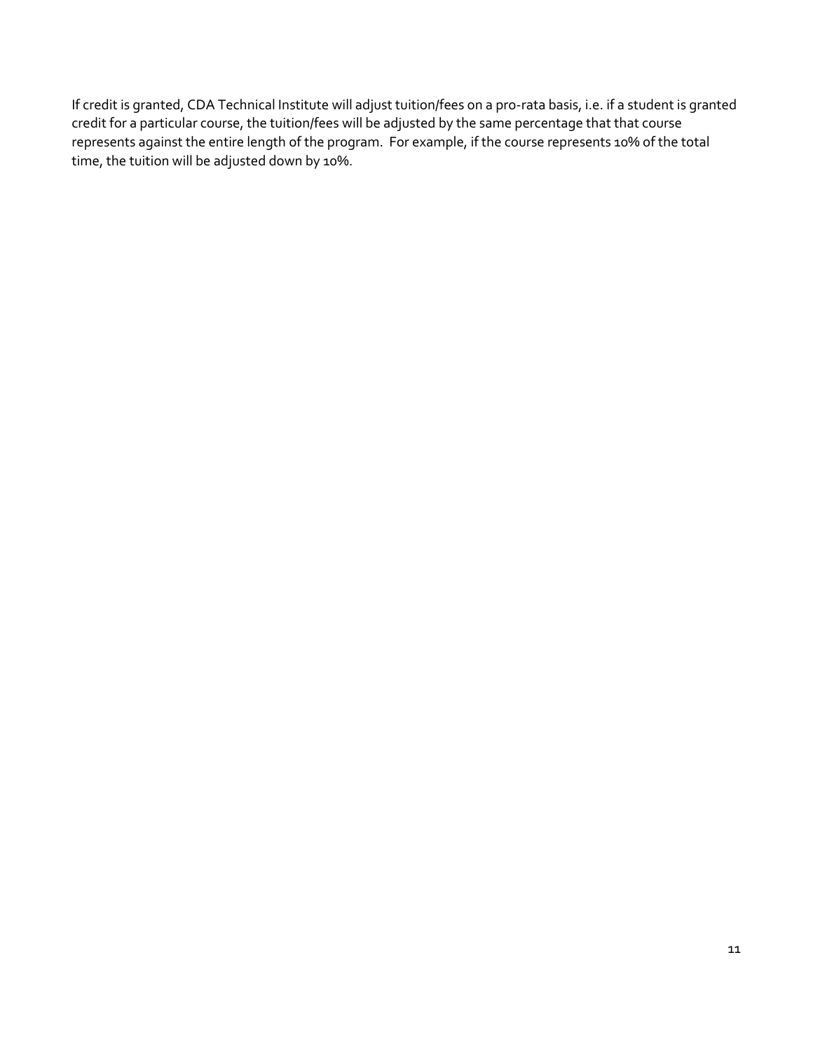If credit is granted, CDA Technical Institute will adjust tuition/fees on a pro-rata basis, i.e. if a student is granted credit for a particular course, the tuition/fees will be adjusted by the same percentage that that course represents against the entire length of the program. For example, if the course represents 10% of the total time, the tuition will be adjusted down by 10%.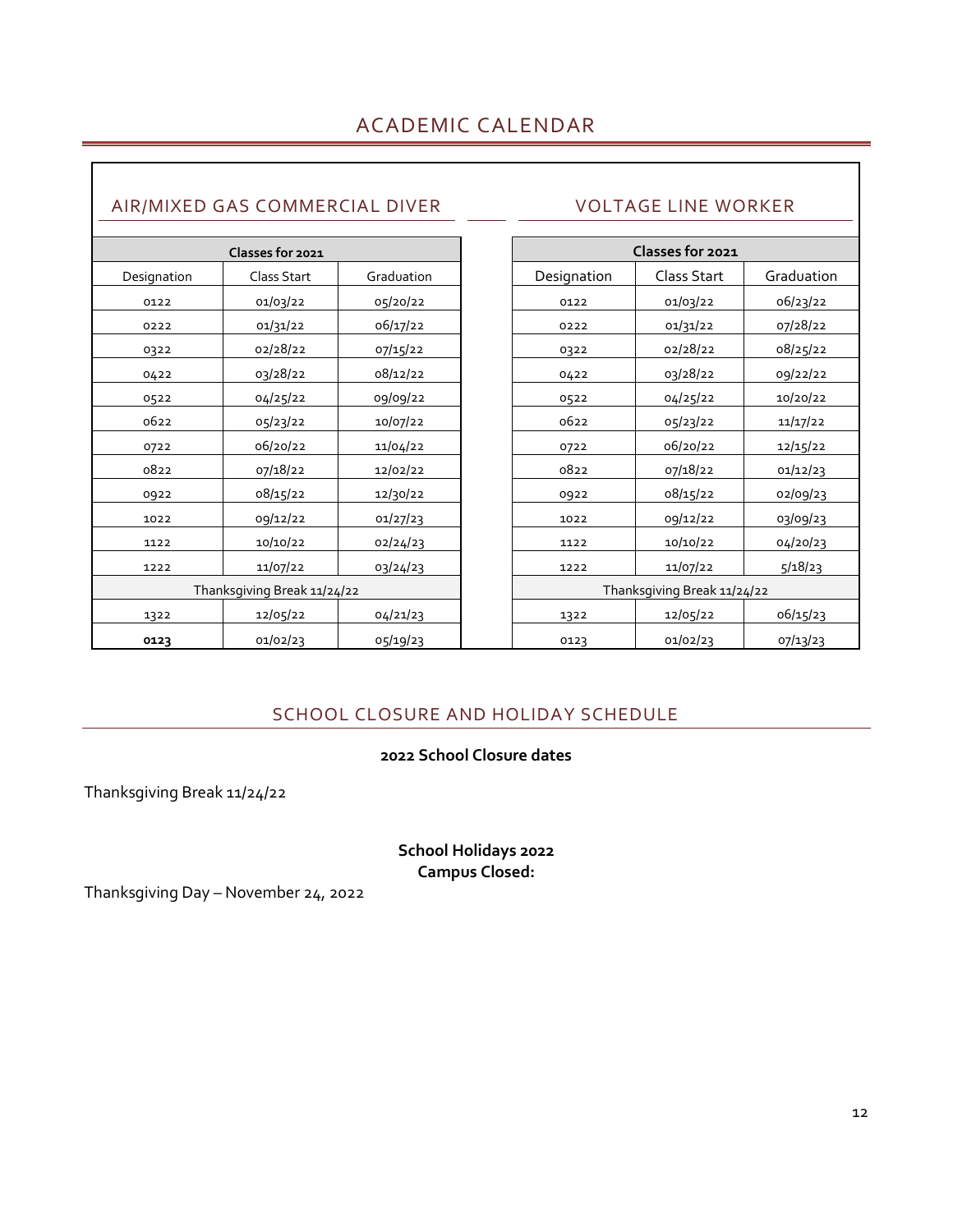# ACADEMIC CALENDAR

## AIR/MIXED GAS COMMERCIAL DIVER

| Classes for 2021 | | |
|---|---|---|
| Designation | Class Start | Graduation |
| 0122 | 01/03/22 | 05/20/22 |
| 0222 | 01/31/22 | 06/17/22 |
| 0322 | 02/28/22 | 07/15/22 |
| 0422 | 03/28/22 | 08/12/22 |
| 0522 | 04/25/22 | 09/09/22 |
| 0622 | 05/23/22 | 10/07/22 |
| 0722 | 06/20/22 | 11/04/22 |
| 0822 | 07/18/22 | 12/02/22 |
| 0922 | 08/15/22 | 12/30/22 |
| 1022 | 09/12/22 | 01/27/23 |
| 1122 | 10/10/22 | 02/24/23 |
| 1222 | 11/07/22 | 03/24/23 |
| Thanksgiving Break 11/24/22 | | |
| 1322 | 12/05/22 | 04/21/23 |
| **0123** | 01/02/23 | 05/19/23 |

## VOLTAGE LINE WORKER

| Classes for 2021 | | |
|---|---|---|
| Designation | Class Start | Graduation |
| 0122 | 01/03/22 | 06/23/22 |
| 0222 | 01/31/22 | 07/28/22 |
| 0322 | 02/28/22 | 08/25/22 |
| 0422 | 03/28/22 | 09/22/22 |
| 0522 | 04/25/22 | 10/20/22 |
| 0622 | 05/23/22 | 11/17/22 |
| 0722 | 06/20/22 | 12/15/22 |
| 0822 | 07/18/22 | 01/12/23 |
| 0922 | 08/15/22 | 02/09/23 |
| 1022 | 09/12/22 | 03/09/23 |
| 1122 | 10/10/22 | 04/20/23 |
| 1222 | 11/07/22 | 5/18/23 |
| Thanksgiving Break 11/24/22 | | |
| 1322 | 12/05/22 | 06/15/23 |
| 0123 | 01/02/23 | 07/13/23 |

# SCHOOL CLOSURE AND HOLIDAY SCHEDULE

**2022 School Closure dates**

Thanksgiving Break 11/24/22

**School Holidays 2022**
**Campus Closed:**

Thanksgiving Day – November 24, 2022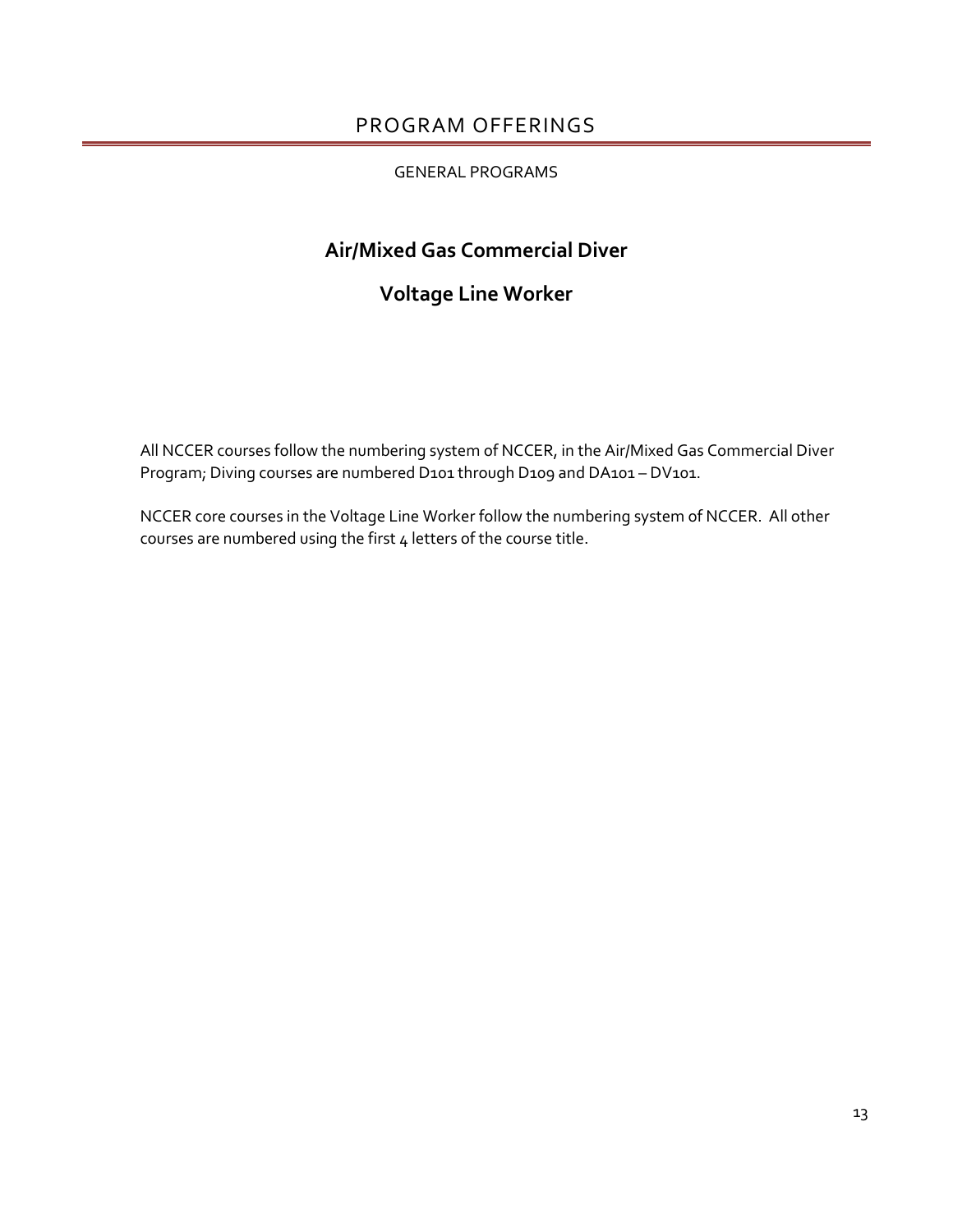# PROGRAM OFFERINGS

GENERAL PROGRAMS

## Air/Mixed Gas Commercial Diver

## Voltage Line Worker

All NCCER courses follow the numbering system of NCCER, in the Air/Mixed Gas Commercial Diver Program; Diving courses are numbered D101 through D109 and DA101 – DV101.

NCCER core courses in the Voltage Line Worker follow the numbering system of NCCER. All other courses are numbered using the first 4 letters of the course title.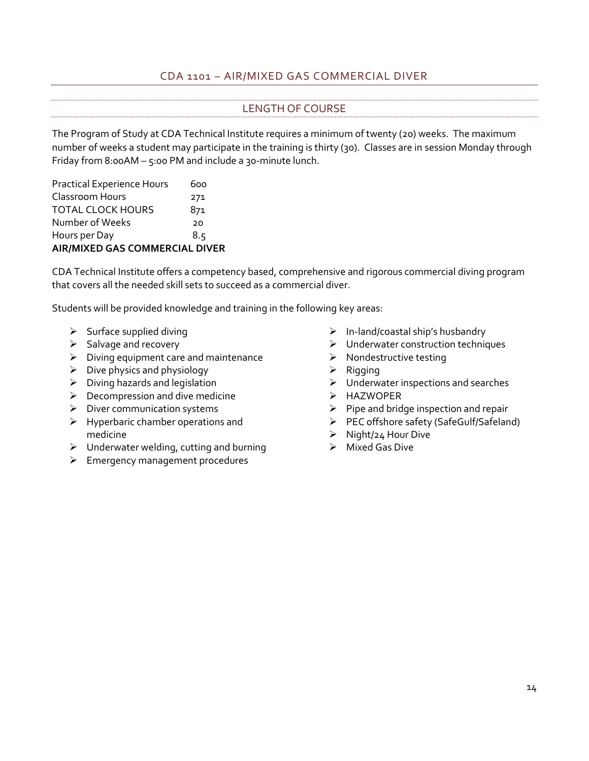## CDA 1101 – AIR/MIXED GAS COMMERCIAL DIVER

### LENGTH OF COURSE

The Program of Study at CDA Technical Institute requires a minimum of twenty (20) weeks. The maximum number of weeks a student may participate in the training is thirty (30). Classes are in session Monday through Friday from 8:00AM – 5:00 PM and include a 30-minute lunch.

| | |
|---|---|
| Practical Experience Hours | 600 |
| Classroom Hours | 271 |
| TOTAL CLOCK HOURS | 871 |
| Number of Weeks | 20 |
| Hours per Day | 8.5 |

**AIR/MIXED GAS COMMERCIAL DIVER**

CDA Technical Institute offers a competency based, comprehensive and rigorous commercial diving program that covers all the needed skill sets to succeed as a commercial diver.

Students will be provided knowledge and training in the following key areas:

- Surface supplied diving
- Salvage and recovery
- Diving equipment care and maintenance
- Dive physics and physiology
- Diving hazards and legislation
- Decompression and dive medicine
- Diver communication systems
- Hyperbaric chamber operations and medicine
- Underwater welding, cutting and burning
- Emergency management procedures
- In-land/coastal ship's husbandry
- Underwater construction techniques
- Nondestructive testing
- Rigging
- Underwater inspections and searches
- HAZWOPER
- Pipe and bridge inspection and repair
- PEC offshore safety (SafeGulf/Safeland)
- Night/24 Hour Dive
- Mixed Gas Dive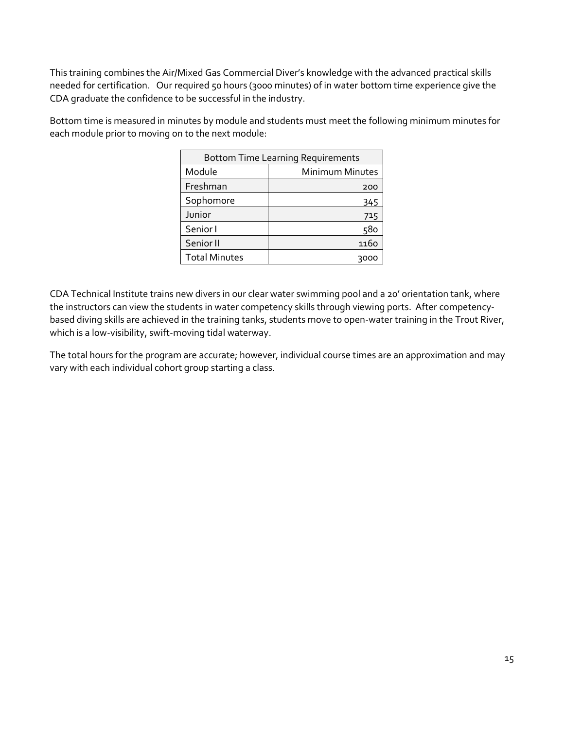This training combines the Air/Mixed Gas Commercial Diver's knowledge with the advanced practical skills needed for certification. Our required 50 hours (3000 minutes) of in water bottom time experience give the CDA graduate the confidence to be successful in the industry.

Bottom time is measured in minutes by module and students must meet the following minimum minutes for each module prior to moving on to the next module:

| Bottom Time Learning Requirements | |
|---|---|
| Module | Minimum Minutes |
| Freshman | 200 |
| Sophomore | 345 |
| Junior | 715 |
| Senior I | 580 |
| Senior II | 1160 |
| Total Minutes | 3000 |

CDA Technical Institute trains new divers in our clear water swimming pool and a 20' orientation tank, where the instructors can view the students in water competency skills through viewing ports. After competency-based diving skills are achieved in the training tanks, students move to open-water training in the Trout River, which is a low-visibility, swift-moving tidal waterway.

The total hours for the program are accurate; however, individual course times are an approximation and may vary with each individual cohort group starting a class.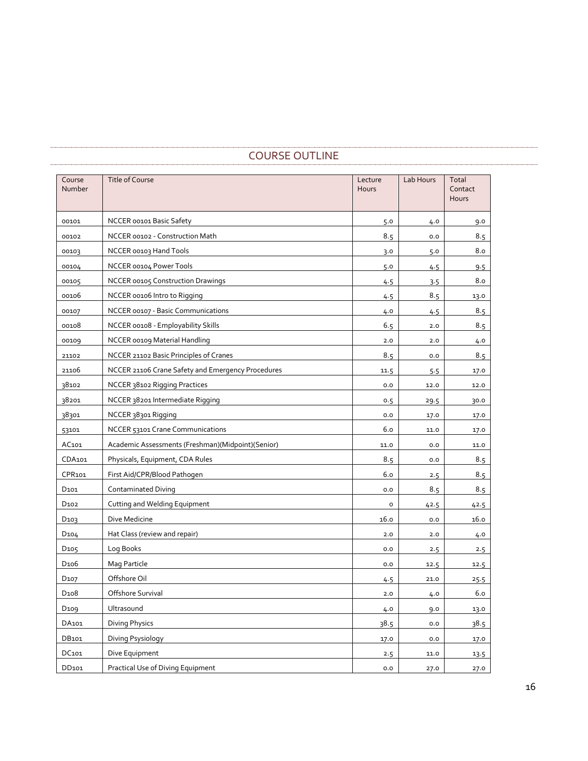## COURSE OUTLINE

| Course Number | Title of Course | Lecture Hours | Lab Hours | Total Contact Hours |
|---|---|---|---|---|
| 00101 | NCCER 00101 Basic Safety | 5.0 | 4.0 | 9.0 |
| 00102 | NCCER 00102 - Construction Math | 8.5 | 0.0 | 8.5 |
| 00103 | NCCER 00103 Hand Tools | 3.0 | 5.0 | 8.0 |
| 00104 | NCCER 00104 Power Tools | 5.0 | 4.5 | 9.5 |
| 00105 | NCCER 00105 Construction Drawings | 4.5 | 3.5 | 8.0 |
| 00106 | NCCER 00106 Intro to Rigging | 4.5 | 8.5 | 13.0 |
| 00107 | NCCER 00107 - Basic Communications | 4.0 | 4.5 | 8.5 |
| 00108 | NCCER 00108 - Employability Skills | 6.5 | 2.0 | 8.5 |
| 00109 | NCCER 00109 Material Handling | 2.0 | 2.0 | 4.0 |
| 21102 | NCCER 21102 Basic Principles of Cranes | 8.5 | 0.0 | 8.5 |
| 21106 | NCCER 21106 Crane Safety and Emergency Procedures | 11.5 | 5.5 | 17.0 |
| 38102 | NCCER 38102 Rigging Practices | 0.0 | 12.0 | 12.0 |
| 38201 | NCCER 38201 Intermediate Rigging | 0.5 | 29.5 | 30.0 |
| 38301 | NCCER 38301 Rigging | 0.0 | 17.0 | 17.0 |
| 53101 | NCCER 53101 Crane Communications | 6.0 | 11.0 | 17.0 |
| AC101 | Academic Assessments (Freshman)(Midpoint)(Senior) | 11.0 | 0.0 | 11.0 |
| CDA101 | Physicals, Equipment, CDA Rules | 8.5 | 0.0 | 8.5 |
| CPR101 | First Aid/CPR/Blood Pathogen | 6.0 | 2.5 | 8.5 |
| D101 | Contaminated Diving | 0.0 | 8.5 | 8.5 |
| D102 | Cutting and Welding Equipment | 0 | 42.5 | 42.5 |
| D103 | Dive Medicine | 16.0 | 0.0 | 16.0 |
| D104 | Hat Class (review and repair) | 2.0 | 2.0 | 4.0 |
| D105 | Log Books | 0.0 | 2.5 | 2.5 |
| D106 | Mag Particle | 0.0 | 12.5 | 12.5 |
| D107 | Offshore Oil | 4.5 | 21.0 | 25.5 |
| D108 | Offshore Survival | 2.0 | 4.0 | 6.0 |
| D109 | Ultrasound | 4.0 | 9.0 | 13.0 |
| DA101 | Diving Physics | 38.5 | 0.0 | 38.5 |
| DB101 | Diving Psysiology | 17.0 | 0.0 | 17.0 |
| DC101 | Dive Equipment | 2.5 | 11.0 | 13.5 |
| DD101 | Practical Use of Diving Equipment | 0.0 | 27.0 | 27.0 |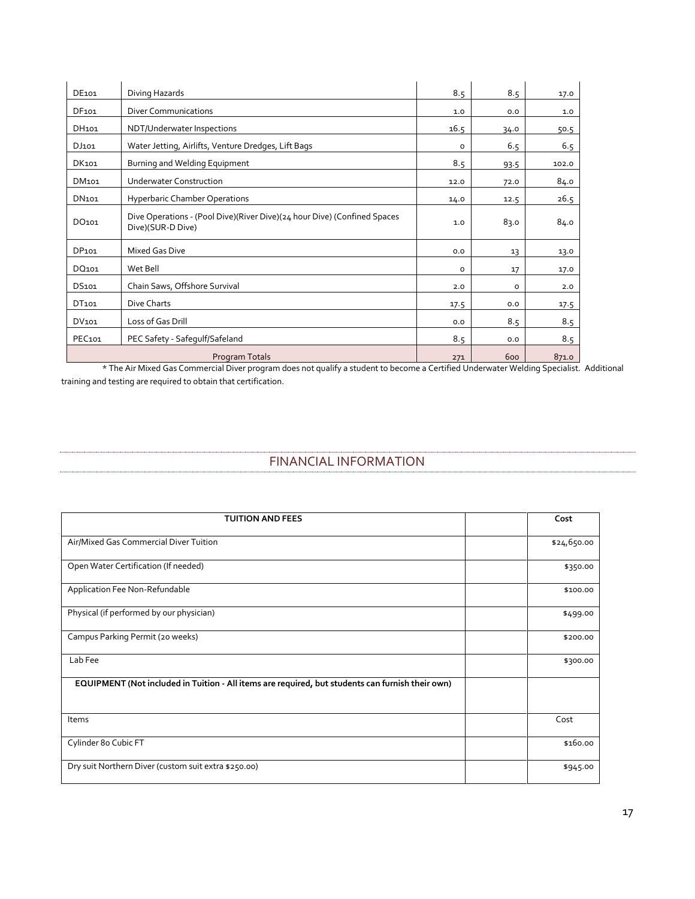| | | | | |
|---|---|---|---|---|
| DE101 | Diving Hazards | 8.5 | 8.5 | 17.0 |
| DF101 | Diver Communications | 1.0 | 0.0 | 1.0 |
| DH101 | NDT/Underwater Inspections | 16.5 | 34.0 | 50.5 |
| DJ101 | Water Jetting, Airlifts, Venture Dredges, Lift Bags | 0 | 6.5 | 6.5 |
| DK101 | Burning and Welding Equipment | 8.5 | 93.5 | 102.0 |
| DM101 | Underwater Construction | 12.0 | 72.0 | 84.0 |
| DN101 | Hyperbaric Chamber Operations | 14.0 | 12.5 | 26.5 |
| DO101 | Dive Operations - (Pool Dive)(River Dive)(24 hour Dive) (Confined Spaces Dive)(SUR-D Dive) | 1.0 | 83.0 | 84.0 |
| DP101 | Mixed Gas Dive | 0.0 | 13 | 13.0 |
| DQ101 | Wet Bell | 0 | 17 | 17.0 |
| DS101 | Chain Saws, Offshore Survival | 2.0 | 0 | 2.0 |
| DT101 | Dive Charts | 17.5 | 0.0 | 17.5 |
| DV101 | Loss of Gas Drill | 0.0 | 8.5 | 8.5 |
| PEC101 | PEC Safety - Safegulf/Safeland | 8.5 | 0.0 | 8.5 |
| Program Totals | | 271 | 600 | 871.0 |

* The Air Mixed Gas Commercial Diver program does not qualify a student to become a Certified Underwater Welding Specialist. Additional training and testing are required to obtain that certification.

## FINANCIAL INFORMATION

| **TUITION AND FEES** | | **Cost** |
|---|---|---|
| Air/Mixed Gas Commercial Diver Tuition | | $24,650.00 |
| Open Water Certification (If needed) | | $350.00 |
| Application Fee Non-Refundable | | $100.00 |
| Physical (if performed by our physician) | | $499.00 |
| Campus Parking Permit (20 weeks) | | $200.00 |
| Lab Fee | | $300.00 |
| **EQUIPMENT (Not included in Tuition - All items are required, but students can furnish their own)** | | |
| Items | | Cost |
| Cylinder 80 Cubic FT | | $160.00 |
| Dry suit Northern Diver (custom suit extra $250.00) | | $945.00 |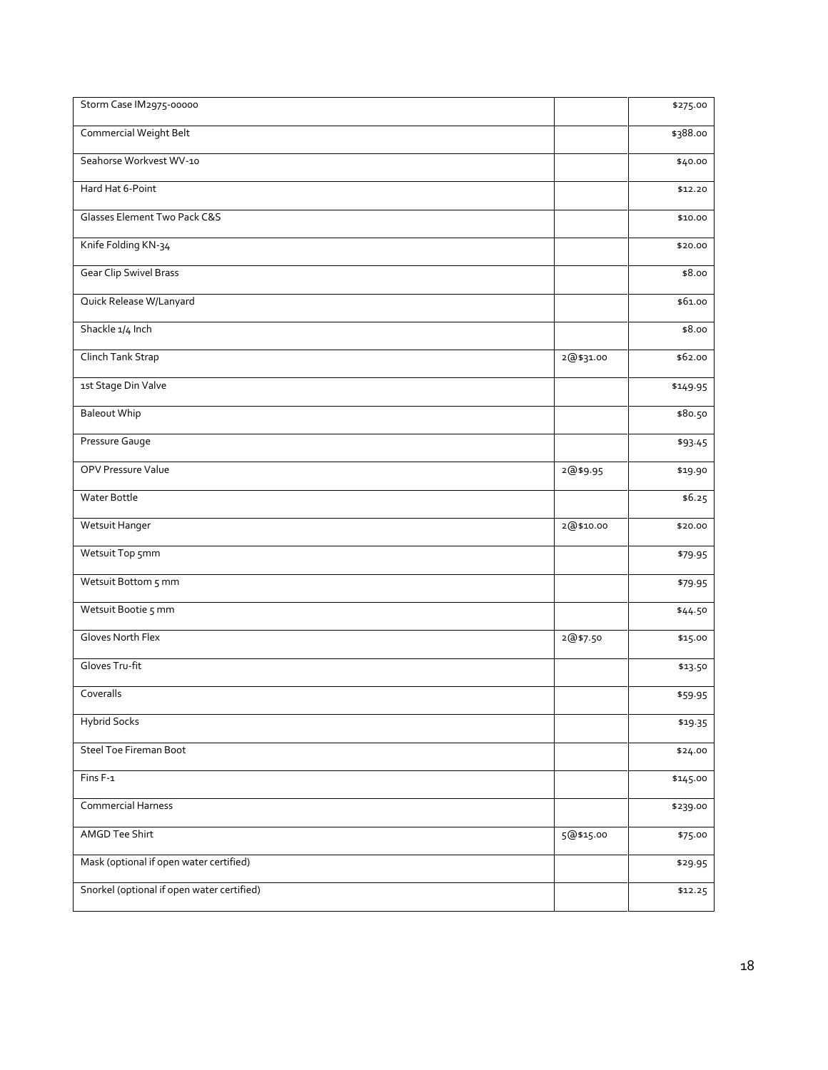| | | |
|---|---|---|
| Storm Case IM2975-00000 | | $275.00 |
| Commercial Weight Belt | | $388.00 |
| Seahorse Workvest WV-10 | | $40.00 |
| Hard Hat 6-Point | | $12.20 |
| Glasses Element Two Pack C&S | | $10.00 |
| Knife Folding KN-34 | | $20.00 |
| Gear Clip Swivel Brass | | $8.00 |
| Quick Release W/Lanyard | | $61.00 |
| Shackle 1/4 Inch | | $8.00 |
| Clinch Tank Strap | 2@$31.00 | $62.00 |
| 1st Stage Din Valve | | $149.95 |
| Baleout Whip | | $80.50 |
| Pressure Gauge | | $93.45 |
| OPV Pressure Value | 2@$9.95 | $19.90 |
| Water Bottle | | $6.25 |
| Wetsuit Hanger | 2@$10.00 | $20.00 |
| Wetsuit Top 5mm | | $79.95 |
| Wetsuit Bottom 5 mm | | $79.95 |
| Wetsuit Bootie 5 mm | | $44.50 |
| Gloves North Flex | 2@$7.50 | $15.00 |
| Gloves Tru-fit | | $13.50 |
| Coveralls | | $59.95 |
| Hybrid Socks | | $19.35 |
| Steel Toe Fireman Boot | | $24.00 |
| Fins F-1 | | $145.00 |
| Commercial Harness | | $239.00 |
| AMGD Tee Shirt | 5@$15.00 | $75.00 |
| Mask (optional if open water certified) | | $29.95 |
| Snorkel (optional if open water certified) | | $12.25 |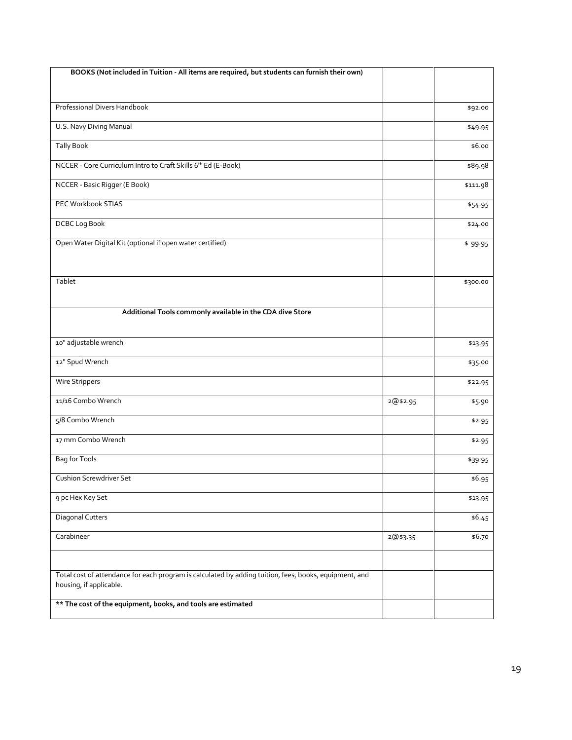| BOOKS (Not included in Tuition - All items are required, but students can furnish their own) | | |
|---|---|---|
| Professional Divers Handbook | | $92.00 |
| U.S. Navy Diving Manual | | $49.95 |
| Tally Book | | $6.00 |
| NCCER - Core Curriculum Intro to Craft Skills 6th Ed (E-Book) | | $89.98 |
| NCCER - Basic Rigger (E Book) | | $111.98 |
| PEC Workbook STIAS | | $54.95 |
| DCBC Log Book | | $24.00 |
| Open Water Digital Kit (optional if open water certified) | | $ 99.95 |
| Tablet | | $300.00 |
| **Additional Tools commonly available in the CDA dive Store** | | |
| 10" adjustable wrench | | $13.95 |
| 12" Spud Wrench | | $35.00 |
| Wire Strippers | | $22.95 |
| 11/16 Combo Wrench | 2@$2.95 | $5.90 |
| 5/8 Combo Wrench | | $2.95 |
| 17 mm Combo Wrench | | $2.95 |
| Bag for Tools | | $39.95 |
| Cushion Screwdriver Set | | $6.95 |
| 9 pc Hex Key Set | | $13.95 |
| Diagonal Cutters | | $6.45 |
| Carabineer | 2@$3.35 | $6.70 |
| | | |
| Total cost of attendance for each program is calculated by adding tuition, fees, books, equipment, and housing, if applicable. | | |
| **** The cost of the equipment, books, and tools are estimated** | | |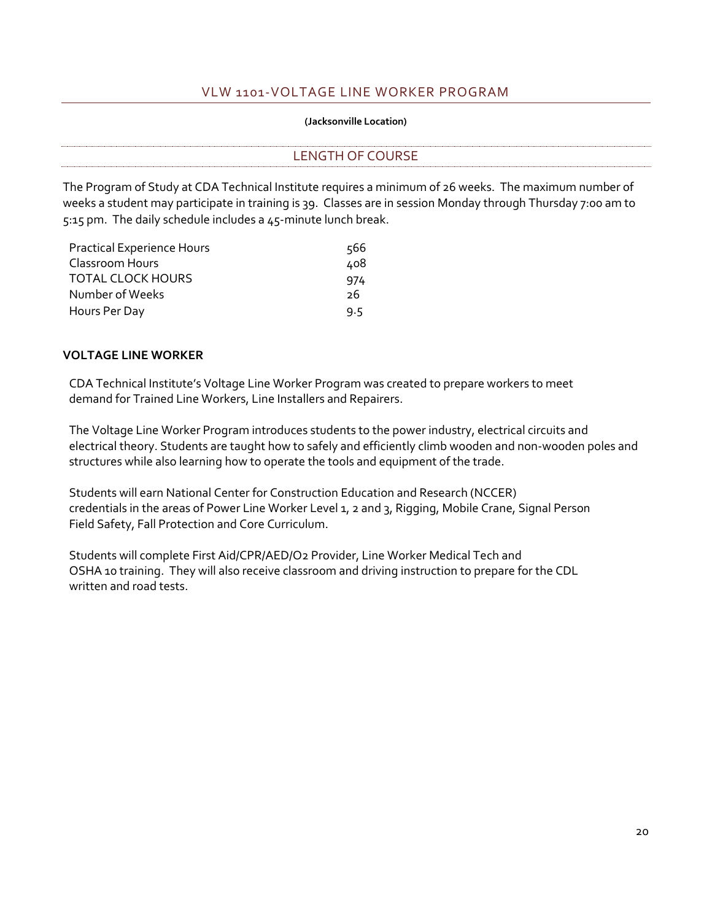# VLW 1101-VOLTAGE LINE WORKER PROGRAM

**(Jacksonville Location)**

## LENGTH OF COURSE

The Program of Study at CDA Technical Institute requires a minimum of 26 weeks. The maximum number of weeks a student may participate in training is 39. Classes are in session Monday through Thursday 7:00 am to 5:15 pm. The daily schedule includes a 45-minute lunch break.

| | |
|---|---|
| Practical Experience Hours | 566 |
| Classroom Hours | 408 |
| TOTAL CLOCK HOURS | 974 |
| Number of Weeks | 26 |
| Hours Per Day | 9.5 |

**VOLTAGE LINE WORKER**

CDA Technical Institute's Voltage Line Worker Program was created to prepare workers to meet demand for Trained Line Workers, Line Installers and Repairers.

The Voltage Line Worker Program introduces students to the power industry, electrical circuits and electrical theory. Students are taught how to safely and efficiently climb wooden and non-wooden poles and structures while also learning how to operate the tools and equipment of the trade.

Students will earn National Center for Construction Education and Research (NCCER) credentials in the areas of Power Line Worker Level 1, 2 and 3, Rigging, Mobile Crane, Signal Person Field Safety, Fall Protection and Core Curriculum.

Students will complete First Aid/CPR/AED/O2 Provider, Line Worker Medical Tech and OSHA 10 training. They will also receive classroom and driving instruction to prepare for the CDL written and road tests.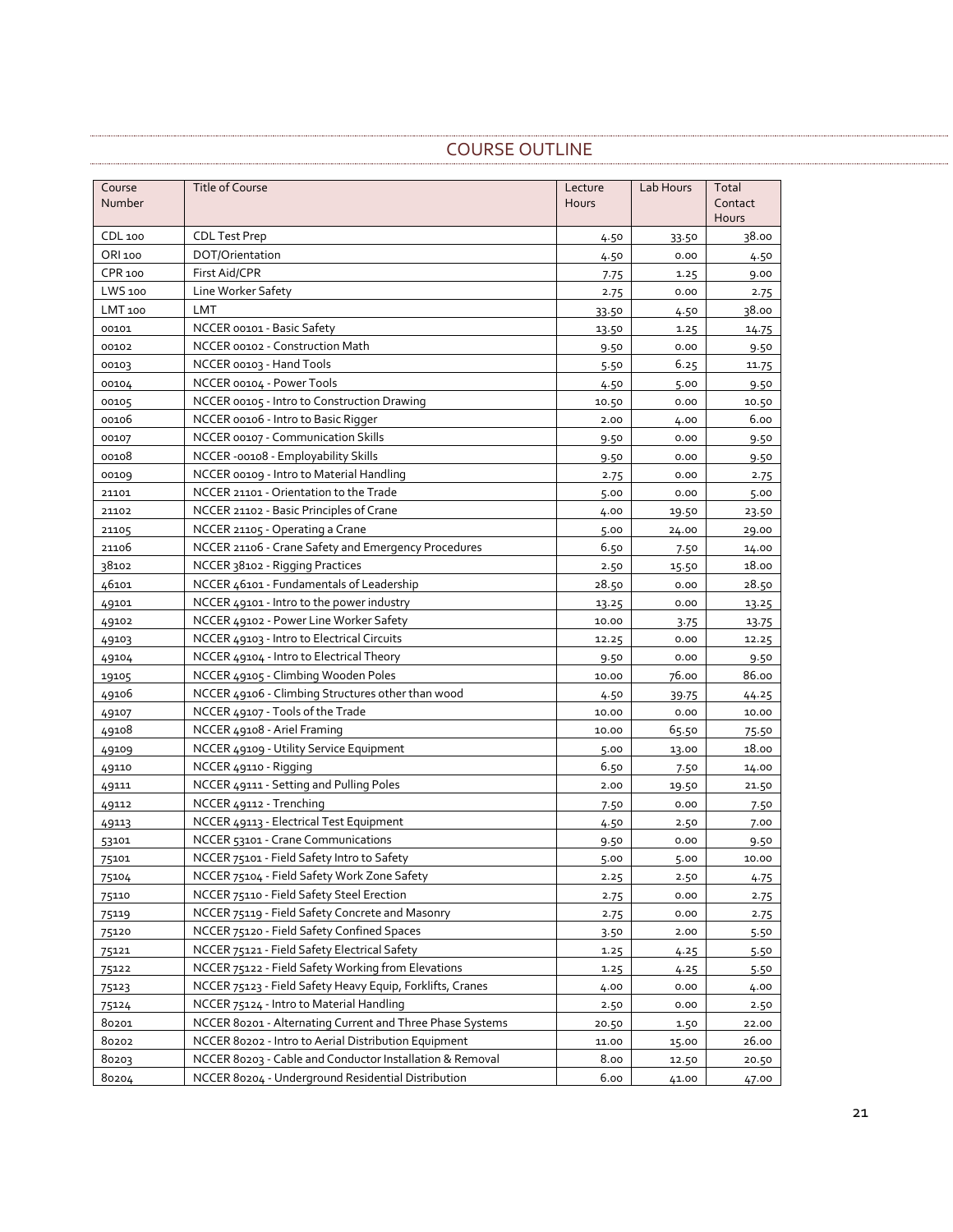## COURSE OUTLINE

| Course Number | Title of Course | Lecture Hours | Lab Hours | Total Contact Hours |
|---|---|---|---|---|
| CDL 100 | CDL Test Prep | 4.50 | 33.50 | 38.00 |
| ORI 100 | DOT/Orientation | 4.50 | 0.00 | 4.50 |
| CPR 100 | First Aid/CPR | 7.75 | 1.25 | 9.00 |
| LWS 100 | Line Worker Safety | 2.75 | 0.00 | 2.75 |
| LMT 100 | LMT | 33.50 | 4.50 | 38.00 |
| 00101 | NCCER 00101 - Basic Safety | 13.50 | 1.25 | 14.75 |
| 00102 | NCCER 00102 - Construction Math | 9.50 | 0.00 | 9.50 |
| 00103 | NCCER 00103 - Hand Tools | 5.50 | 6.25 | 11.75 |
| 00104 | NCCER 00104 - Power Tools | 4.50 | 5.00 | 9.50 |
| 00105 | NCCER 00105 - Intro to Construction Drawing | 10.50 | 0.00 | 10.50 |
| 00106 | NCCER 00106 - Intro to Basic Rigger | 2.00 | 4.00 | 6.00 |
| 00107 | NCCER 00107 - Communication Skills | 9.50 | 0.00 | 9.50 |
| 00108 | NCCER -00108 - Employability Skills | 9.50 | 0.00 | 9.50 |
| 00109 | NCCER 00109 - Intro to Material Handling | 2.75 | 0.00 | 2.75 |
| 21101 | NCCER 21101 - Orientation to the Trade | 5.00 | 0.00 | 5.00 |
| 21102 | NCCER 21102 - Basic Principles of Crane | 4.00 | 19.50 | 23.50 |
| 21105 | NCCER 21105 - Operating a Crane | 5.00 | 24.00 | 29.00 |
| 21106 | NCCER 21106 - Crane Safety and Emergency Procedures | 6.50 | 7.50 | 14.00 |
| 38102 | NCCER 38102 - Rigging Practices | 2.50 | 15.50 | 18.00 |
| 46101 | NCCER 46101 - Fundamentals of Leadership | 28.50 | 0.00 | 28.50 |
| 49101 | NCCER 49101 - Intro to the power industry | 13.25 | 0.00 | 13.25 |
| 49102 | NCCER 49102 - Power Line Worker Safety | 10.00 | 3.75 | 13.75 |
| 49103 | NCCER 49103 - Intro to Electrical Circuits | 12.25 | 0.00 | 12.25 |
| 49104 | NCCER 49104 - Intro to Electrical Theory | 9.50 | 0.00 | 9.50 |
| 19105 | NCCER 49105 - Climbing Wooden Poles | 10.00 | 76.00 | 86.00 |
| 49106 | NCCER 49106 - Climbing Structures other than wood | 4.50 | 39.75 | 44.25 |
| 49107 | NCCER 49107 - Tools of the Trade | 10.00 | 0.00 | 10.00 |
| 49108 | NCCER 49108 - Ariel Framing | 10.00 | 65.50 | 75.50 |
| 49109 | NCCER 49109 - Utility Service Equipment | 5.00 | 13.00 | 18.00 |
| 49110 | NCCER 49110 - Rigging | 6.50 | 7.50 | 14.00 |
| 49111 | NCCER 49111 - Setting and Pulling Poles | 2.00 | 19.50 | 21.50 |
| 49112 | NCCER 49112 - Trenching | 7.50 | 0.00 | 7.50 |
| 49113 | NCCER 49113 - Electrical Test Equipment | 4.50 | 2.50 | 7.00 |
| 53101 | NCCER 53101 - Crane Communications | 9.50 | 0.00 | 9.50 |
| 75101 | NCCER 75101 - Field Safety Intro to Safety | 5.00 | 5.00 | 10.00 |
| 75104 | NCCER 75104 - Field Safety Work Zone Safety | 2.25 | 2.50 | 4.75 |
| 75110 | NCCER 75110 - Field Safety Steel Erection | 2.75 | 0.00 | 2.75 |
| 75119 | NCCER 75119 - Field Safety Concrete and Masonry | 2.75 | 0.00 | 2.75 |
| 75120 | NCCER 75120 - Field Safety Confined Spaces | 3.50 | 2.00 | 5.50 |
| 75121 | NCCER 75121 - Field Safety Electrical Safety | 1.25 | 4.25 | 5.50 |
| 75122 | NCCER 75122 - Field Safety Working from Elevations | 1.25 | 4.25 | 5.50 |
| 75123 | NCCER 75123 - Field Safety Heavy Equip, Forklifts, Cranes | 4.00 | 0.00 | 4.00 |
| 75124 | NCCER 75124 - Intro to Material Handling | 2.50 | 0.00 | 2.50 |
| 80201 | NCCER 80201 - Alternating Current and Three Phase Systems | 20.50 | 1.50 | 22.00 |
| 80202 | NCCER 80202 - Intro to Aerial Distribution Equipment | 11.00 | 15.00 | 26.00 |
| 80203 | NCCER 80203 - Cable and Conductor Installation & Removal | 8.00 | 12.50 | 20.50 |
| 80204 | NCCER 80204 - Underground Residential Distribution | 6.00 | 41.00 | 47.00 |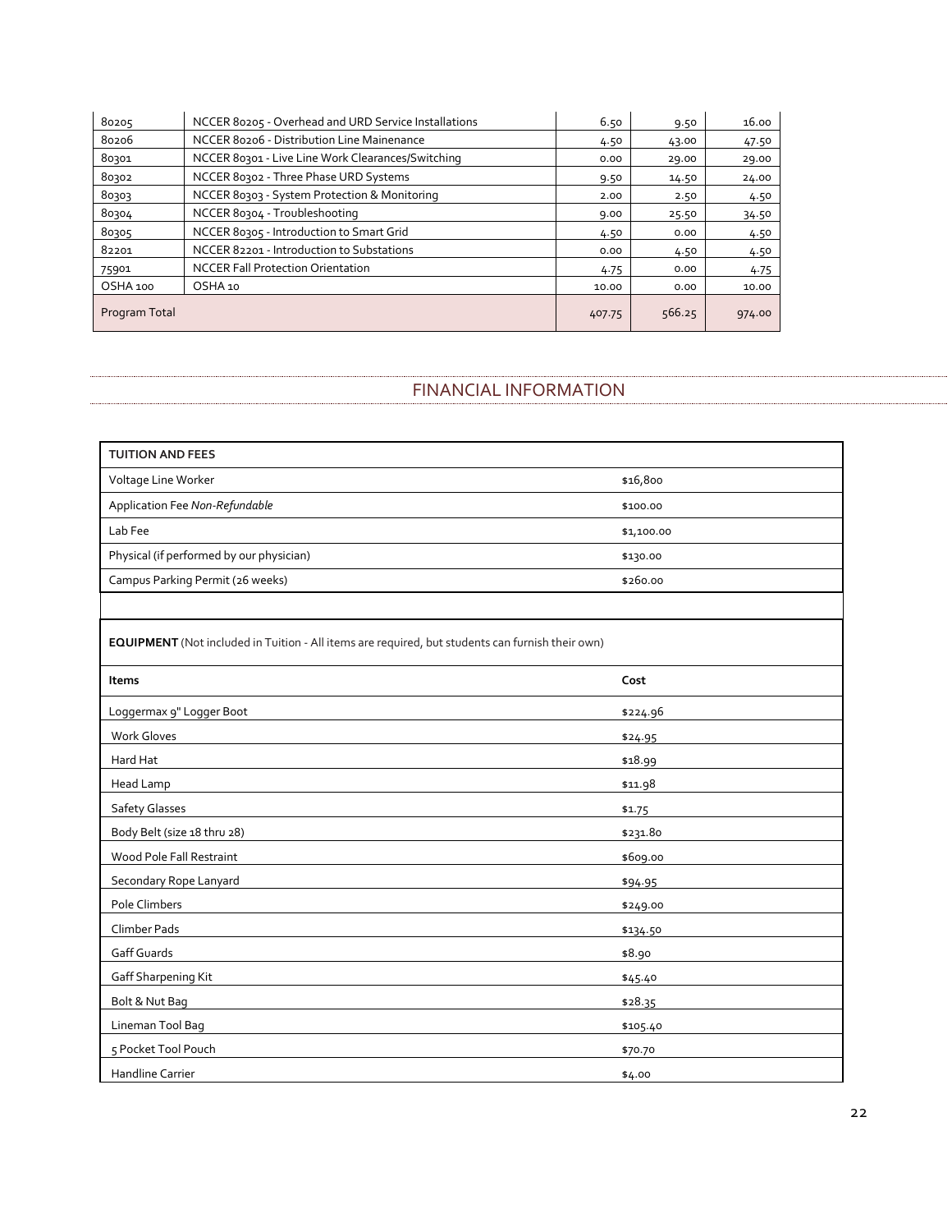| | | | | |
|---|---|---|---|---|
| 80205 | NCCER 80205 - Overhead and URD Service Installations | 6.50 | 9.50 | 16.00 |
| 80206 | NCCER 80206 - Distribution Line Mainenance | 4.50 | 43.00 | 47.50 |
| 80301 | NCCER 80301 - Live Line Work Clearances/Switching | 0.00 | 29.00 | 29.00 |
| 80302 | NCCER 80302 - Three Phase URD Systems | 9.50 | 14.50 | 24.00 |
| 80303 | NCCER 80303 - System Protection & Monitoring | 2.00 | 2.50 | 4.50 |
| 80304 | NCCER 80304 - Troubleshooting | 9.00 | 25.50 | 34.50 |
| 80305 | NCCER 80305 - Introduction to Smart Grid | 4.50 | 0.00 | 4.50 |
| 82201 | NCCER 82201 - Introduction to Substations | 0.00 | 4.50 | 4.50 |
| 75901 | NCCER Fall Protection Orientation | 4.75 | 0.00 | 4.75 |
| OSHA 100 | OSHA 10 | 10.00 | 0.00 | 10.00 |
| Program Total | | 407.75 | 566.25 | 974.00 |

## FINANCIAL INFORMATION

| **TUITION AND FEES** | |
|---|---|
| Voltage Line Worker | $16,800 |
| Application Fee *Non-Refundable* | $100.00 |
| Lab Fee | $1,100.00 |
| Physical (if performed by our physician) | $130.00 |
| Campus Parking Permit (26 weeks) | $260.00 |

**EQUIPMENT** (Not included in Tuition - All items are required, but students can furnish their own)

| **Items** | **Cost** |
|---|---|
| Loggermax 9" Logger Boot | $224.96 |
| Work Gloves | $24.95 |
| Hard Hat | $18.99 |
| Head Lamp | $11.98 |
| Safety Glasses | $1.75 |
| Body Belt (size 18 thru 28) | $231.80 |
| Wood Pole Fall Restraint | $609.00 |
| Secondary Rope Lanyard | $94.95 |
| Pole Climbers | $249.00 |
| Climber Pads | $134.50 |
| Gaff Guards | $8.90 |
| Gaff Sharpening Kit | $45.40 |
| Bolt & Nut Bag | $28.35 |
| Lineman Tool Bag | $105.40 |
| 5 Pocket Tool Pouch | $70.70 |
| Handline Carrier | $4.00 |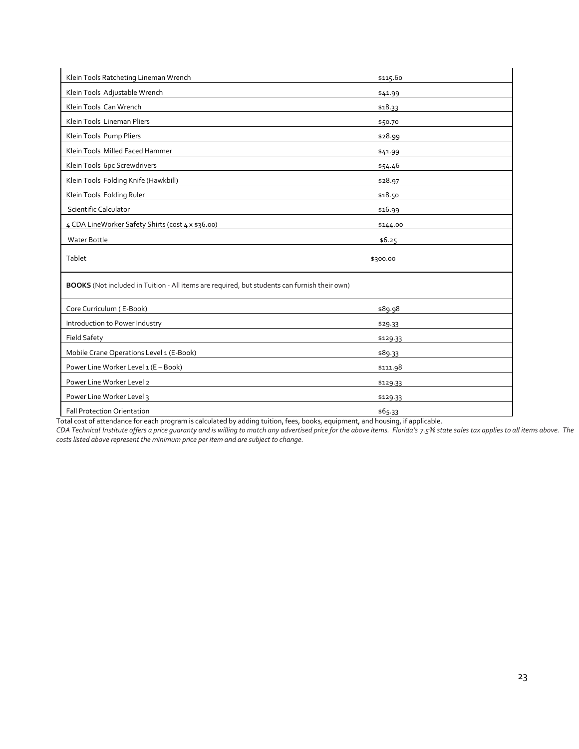| | |
|---|---|
| Klein Tools Ratcheting Lineman Wrench | $115.60 |
| Klein Tools Adjustable Wrench | $41.99 |
| Klein Tools Can Wrench | $18.33 |
| Klein Tools Lineman Pliers | $50.70 |
| Klein Tools Pump Pliers | $28.99 |
| Klein Tools Milled Faced Hammer | $41.99 |
| Klein Tools 6pc Screwdrivers | $54.46 |
| Klein Tools Folding Knife (Hawkbill) | $28.97 |
| Klein Tools Folding Ruler | $18.50 |
| Scientific Calculator | $16.99 |
| 4 CDA LineWorker Safety Shirts (cost 4 x $36.00) | $144.00 |
| Water Bottle | $6.25 |
| Tablet | $300.00 |
| **BOOKS** (Not included in Tuition - All items are required, but students can furnish their own) | |
| Core Curriculum ( E-Book) | $89.98 |
| Introduction to Power Industry | $29.33 |
| Field Safety | $129.33 |
| Mobile Crane Operations Level 1 (E-Book) | $89.33 |
| Power Line Worker Level 1 (E – Book) | $111.98 |
| Power Line Worker Level 2 | $129.33 |
| Power Line Worker Level 3 | $129.33 |
| Fall Protection Orientation | $65.33 |

Total cost of attendance for each program is calculated by adding tuition, fees, books, equipment, and housing, if applicable.

*CDA Technical Institute offers a price guaranty and is willing to match any advertised price for the above items. Florida's 7.5% state sales tax applies to all items above. The costs listed above represent the minimum price per item and are subject to change.*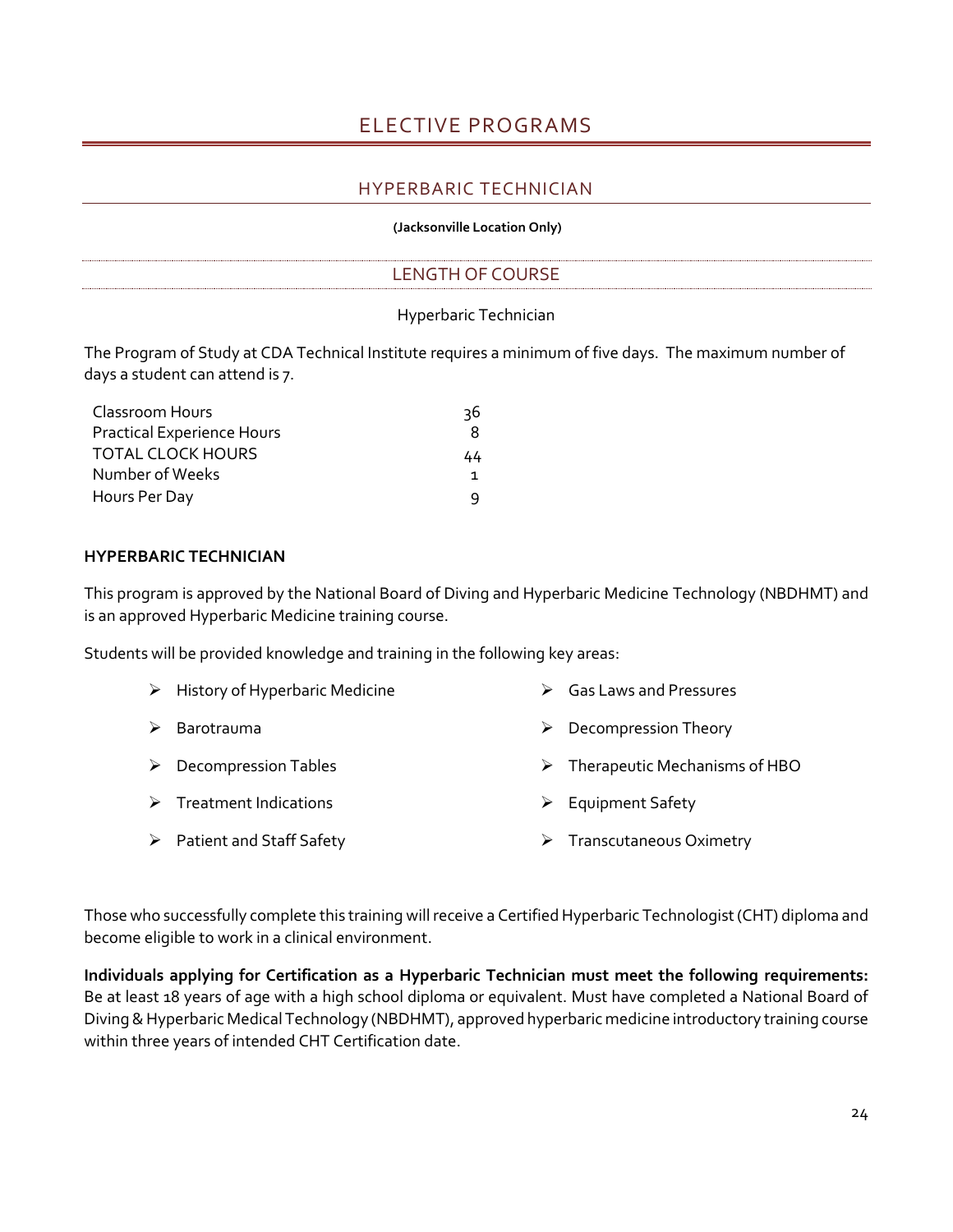# ELECTIVE PROGRAMS

## HYPERBARIC TECHNICIAN

**(Jacksonville Location Only)**

### LENGTH OF COURSE

Hyperbaric Technician

The Program of Study at CDA Technical Institute requires a minimum of five days. The maximum number of days a student can attend is 7.

| | |
|---|---|
| Classroom Hours | 36 |
| Practical Experience Hours | 8 |
| TOTAL CLOCK HOURS | 44 |
| Number of Weeks | 1 |
| Hours Per Day | 9 |

**HYPERBARIC TECHNICIAN**

This program is approved by the National Board of Diving and Hyperbaric Medicine Technology (NBDHMT) and is an approved Hyperbaric Medicine training course.

Students will be provided knowledge and training in the following key areas:

- History of Hyperbaric Medicine
- Barotrauma
- Decompression Tables
- Treatment Indications
- Patient and Staff Safety
- Gas Laws and Pressures
- Decompression Theory
- Therapeutic Mechanisms of HBO
- Equipment Safety
- Transcutaneous Oximetry

Those who successfully complete this training will receive a Certified Hyperbaric Technologist (CHT) diploma and become eligible to work in a clinical environment.

**Individuals applying for Certification as a Hyperbaric Technician must meet the following requirements:** Be at least 18 years of age with a high school diploma or equivalent. Must have completed a National Board of Diving & Hyperbaric Medical Technology (NBDHMT), approved hyperbaric medicine introductory training course within three years of intended CHT Certification date.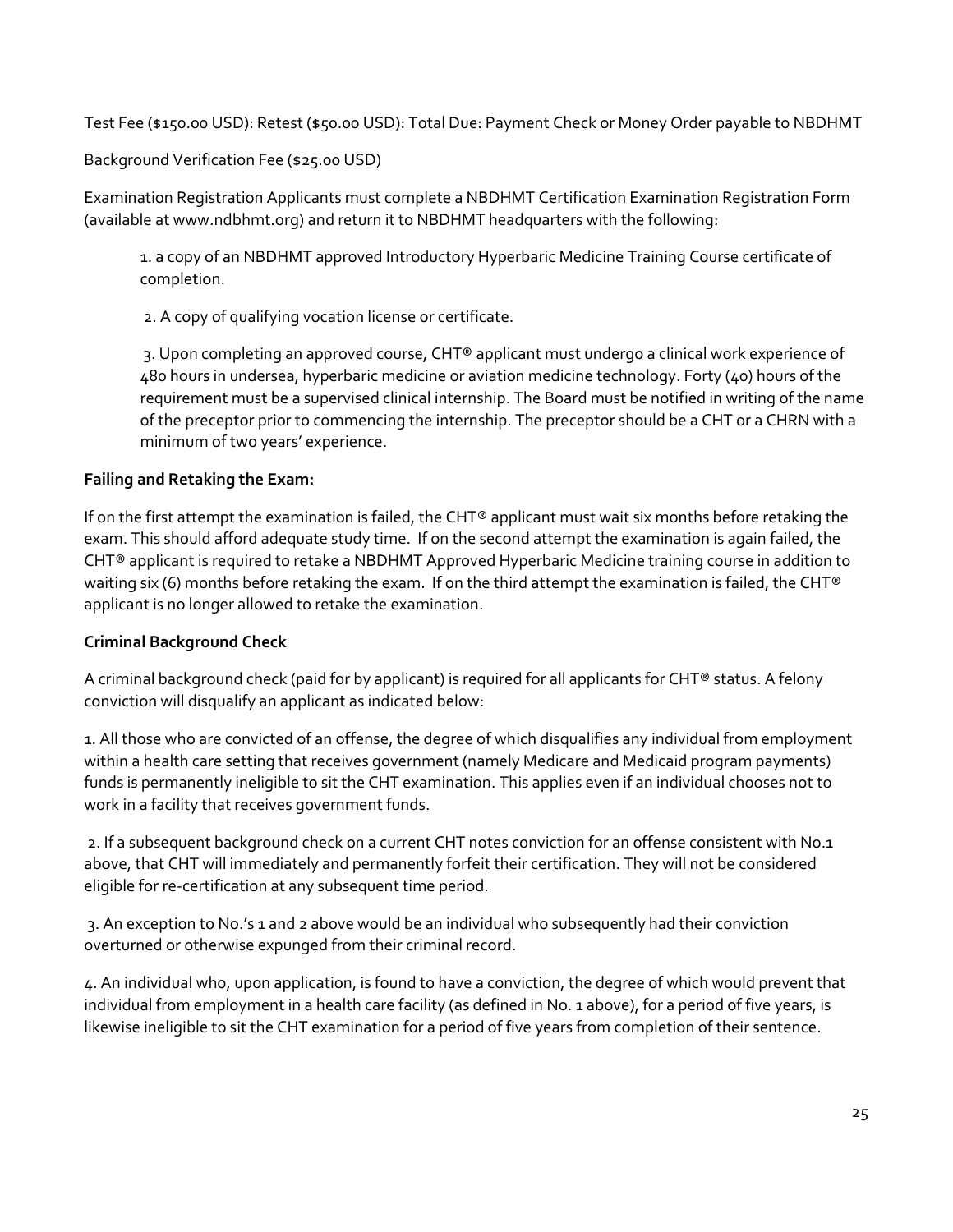Test Fee ($150.00 USD): Retest ($50.00 USD): Total Due: Payment Check or Money Order payable to NBDHMT

Background Verification Fee ($25.00 USD)

Examination Registration Applicants must complete a NBDHMT Certification Examination Registration Form (available at www.ndbhmt.org) and return it to NBDHMT headquarters with the following:

1. a copy of an NBDHMT approved Introductory Hyperbaric Medicine Training Course certificate of completion.

2. A copy of qualifying vocation license or certificate.

3. Upon completing an approved course, CHT® applicant must undergo a clinical work experience of 480 hours in undersea, hyperbaric medicine or aviation medicine technology. Forty (40) hours of the requirement must be a supervised clinical internship. The Board must be notified in writing of the name of the preceptor prior to commencing the internship. The preceptor should be a CHT or a CHRN with a minimum of two years' experience.

**Failing and Retaking the Exam:**

If on the first attempt the examination is failed, the CHT® applicant must wait six months before retaking the exam. This should afford adequate study time. If on the second attempt the examination is again failed, the CHT® applicant is required to retake a NBDHMT Approved Hyperbaric Medicine training course in addition to waiting six (6) months before retaking the exam. If on the third attempt the examination is failed, the CHT® applicant is no longer allowed to retake the examination.

**Criminal Background Check**

A criminal background check (paid for by applicant) is required for all applicants for CHT® status. A felony conviction will disqualify an applicant as indicated below:

1. All those who are convicted of an offense, the degree of which disqualifies any individual from employment within a health care setting that receives government (namely Medicare and Medicaid program payments) funds is permanently ineligible to sit the CHT examination. This applies even if an individual chooses not to work in a facility that receives government funds.

2. If a subsequent background check on a current CHT notes conviction for an offense consistent with No.1 above, that CHT will immediately and permanently forfeit their certification. They will not be considered eligible for re-certification at any subsequent time period.

3. An exception to No.'s 1 and 2 above would be an individual who subsequently had their conviction overturned or otherwise expunged from their criminal record.

4. An individual who, upon application, is found to have a conviction, the degree of which would prevent that individual from employment in a health care facility (as defined in No. 1 above), for a period of five years, is likewise ineligible to sit the CHT examination for a period of five years from completion of their sentence.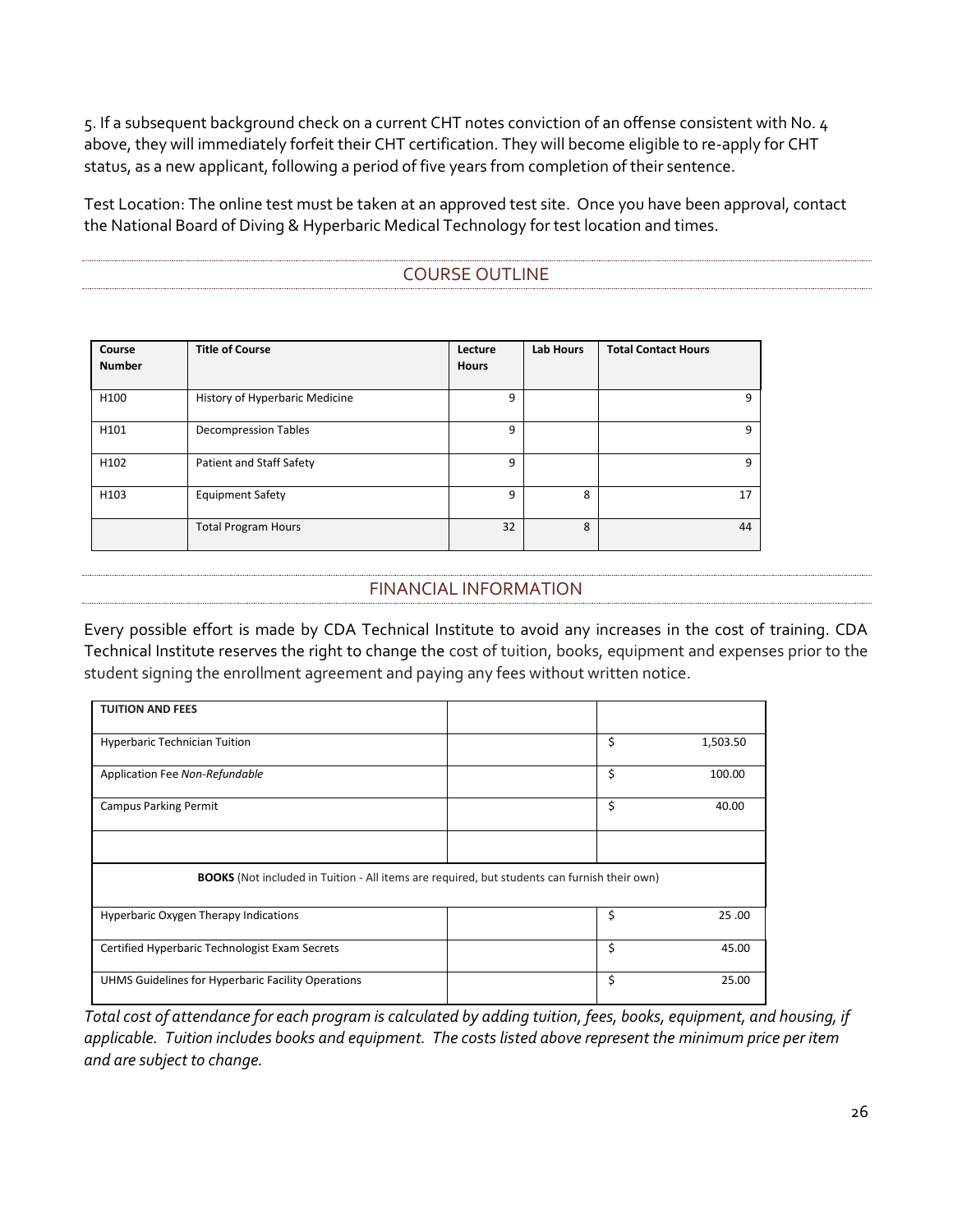5. If a subsequent background check on a current CHT notes conviction of an offense consistent with No. 4 above, they will immediately forfeit their CHT certification. They will become eligible to re-apply for CHT status, as a new applicant, following a period of five years from completion of their sentence.

Test Location: The online test must be taken at an approved test site. Once you have been approval, contact the National Board of Diving & Hyperbaric Medical Technology for test location and times.

## COURSE OUTLINE

| Course Number | Title of Course | Lecture Hours | Lab Hours | Total Contact Hours |
|---|---|---|---|---|
| H100 | History of Hyperbaric Medicine | 9 | | 9 |
| H101 | Decompression Tables | 9 | | 9 |
| H102 | Patient and Staff Safety | 9 | | 9 |
| H103 | Equipment Safety | 9 | 8 | 17 |
| | Total Program Hours | 32 | 8 | 44 |

## FINANCIAL INFORMATION

Every possible effort is made by CDA Technical Institute to avoid any increases in the cost of training. CDA Technical Institute reserves the right to change the cost of tuition, books, equipment and expenses prior to the student signing the enrollment agreement and paying any fees without written notice.

| TUITION AND FEES | | |
|---|---|---|
| Hyperbaric Technician Tuition | | $ 1,503.50 |
| Application Fee *Non-Refundable* | | $ 100.00 |
| Campus Parking Permit | | $ 40.00 |
| | | |
| **BOOKS** (Not included in Tuition - All items are required, but students can furnish their own) | | |
| Hyperbaric Oxygen Therapy Indications | | $ 25 .00 |
| Certified Hyperbaric Technologist Exam Secrets | | $ 45.00 |
| UHMS Guidelines for Hyperbaric Facility Operations | | $ 25.00 |

*Total cost of attendance for each program is calculated by adding tuition, fees, books, equipment, and housing, if applicable. Tuition includes books and equipment. The costs listed above represent the minimum price per item and are subject to change.*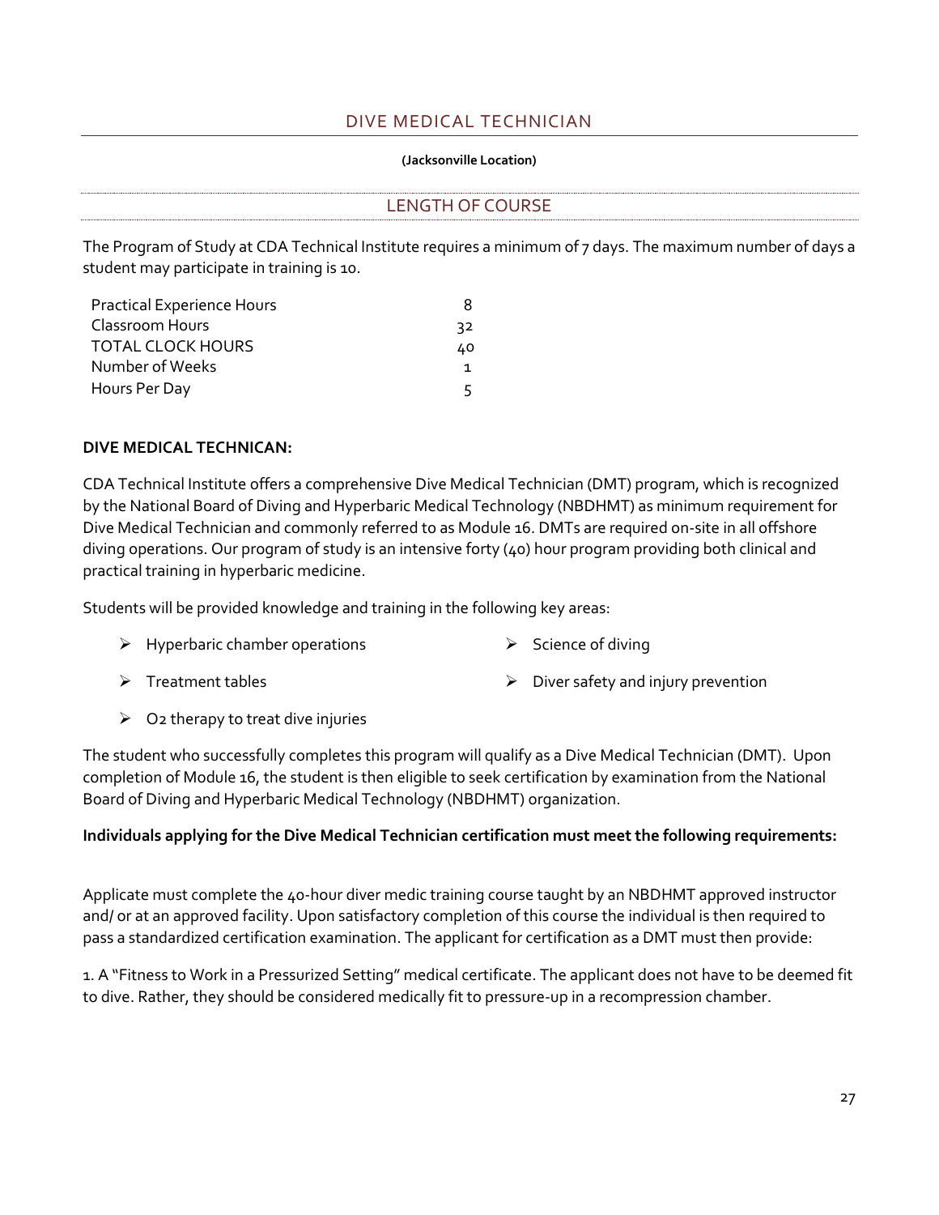## DIVE MEDICAL TECHNICIAN

**(Jacksonville Location)**

### LENGTH OF COURSE

The Program of Study at CDA Technical Institute requires a minimum of 7 days. The maximum number of days a student may participate in training is 10.

| | |
|---|---|
| Practical Experience Hours | 8 |
| Classroom Hours | 32 |
| TOTAL CLOCK HOURS | 40 |
| Number of Weeks | 1 |
| Hours Per Day | 5 |

**DIVE MEDICAL TECHNICAN:**

CDA Technical Institute offers a comprehensive Dive Medical Technician (DMT) program, which is recognized by the National Board of Diving and Hyperbaric Medical Technology (NBDHMT) as minimum requirement for Dive Medical Technician and commonly referred to as Module 16. DMTs are required on-site in all offshore diving operations. Our program of study is an intensive forty (40) hour program providing both clinical and practical training in hyperbaric medicine.

Students will be provided knowledge and training in the following key areas:

- Hyperbaric chamber operations
- Science of diving
- Treatment tables
- Diver safety and injury prevention
- O2 therapy to treat dive injuries

The student who successfully completes this program will qualify as a Dive Medical Technician (DMT). Upon completion of Module 16, the student is then eligible to seek certification by examination from the National Board of Diving and Hyperbaric Medical Technology (NBDHMT) organization.

**Individuals applying for the Dive Medical Technician certification must meet the following requirements:**

Applicate must complete the 40-hour diver medic training course taught by an NBDHMT approved instructor and/ or at an approved facility. Upon satisfactory completion of this course the individual is then required to pass a standardized certification examination. The applicant for certification as a DMT must then provide:

1. A "Fitness to Work in a Pressurized Setting" medical certificate. The applicant does not have to be deemed fit to dive. Rather, they should be considered medically fit to pressure-up in a recompression chamber.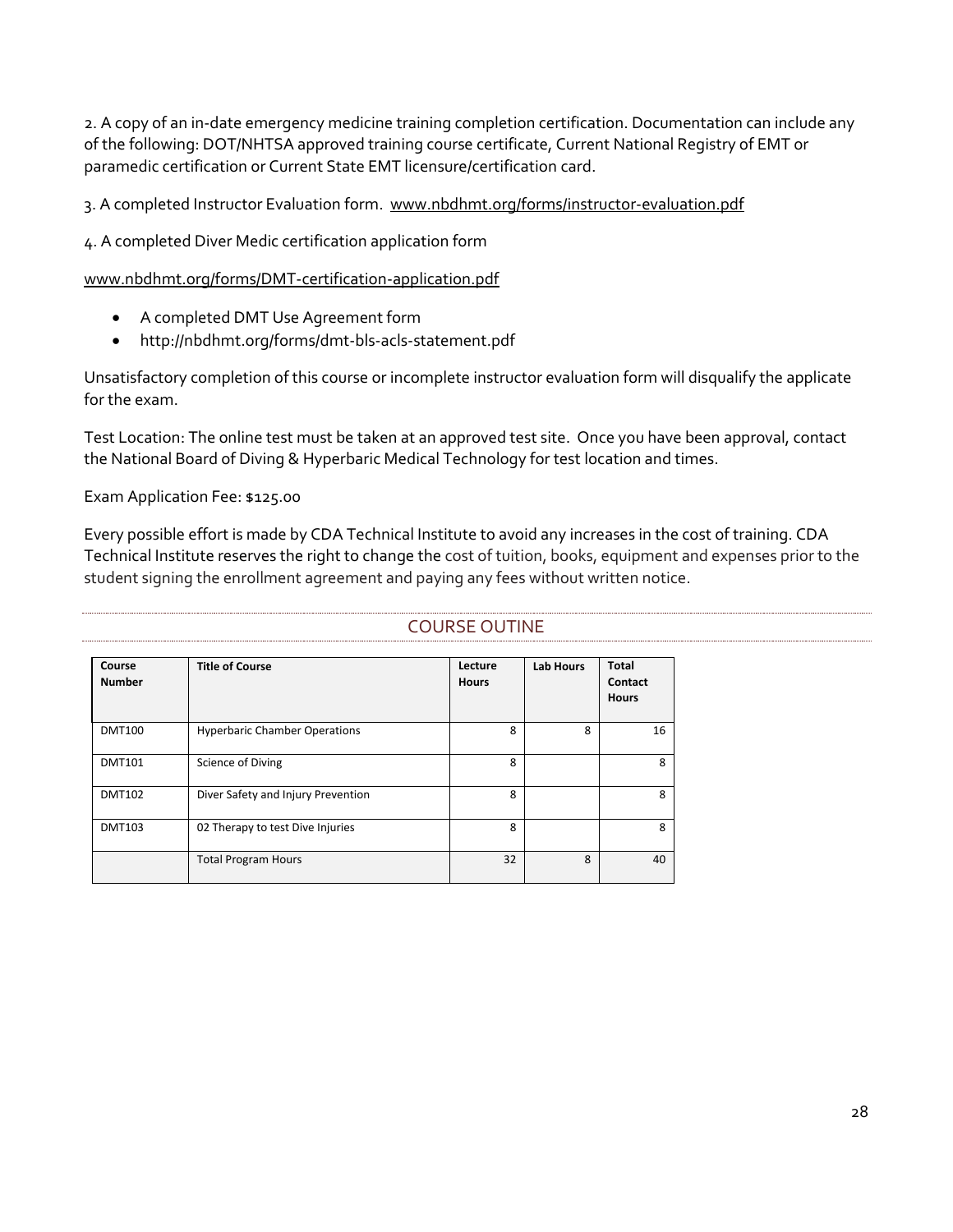2. A copy of an in-date emergency medicine training completion certification. Documentation can include any of the following: DOT/NHTSA approved training course certificate, Current National Registry of EMT or paramedic certification or Current State EMT licensure/certification card.

3. A completed Instructor Evaluation form. www.nbdhmt.org/forms/instructor-evaluation.pdf

4. A completed Diver Medic certification application form

www.nbdhmt.org/forms/DMT-certification-application.pdf

- A completed DMT Use Agreement form
- http://nbdhmt.org/forms/dmt-bls-acls-statement.pdf

Unsatisfactory completion of this course or incomplete instructor evaluation form will disqualify the applicate for the exam.

Test Location: The online test must be taken at an approved test site. Once you have been approval, contact the National Board of Diving & Hyperbaric Medical Technology for test location and times.

Exam Application Fee: $125.00

Every possible effort is made by CDA Technical Institute to avoid any increases in the cost of training. CDA Technical Institute reserves the right to change the cost of tuition, books, equipment and expenses prior to the student signing the enrollment agreement and paying any fees without written notice.

## COURSE OUTINE

| Course Number | Title of Course | Lecture Hours | Lab Hours | Total Contact Hours |
|---|---|---|---|---|
| DMT100 | Hyperbaric Chamber Operations | 8 | 8 | 16 |
| DMT101 | Science of Diving | 8 | | 8 |
| DMT102 | Diver Safety and Injury Prevention | 8 | | 8 |
| DMT103 | 02 Therapy to test Dive Injuries | 8 | | 8 |
| | Total Program Hours | 32 | 8 | 40 |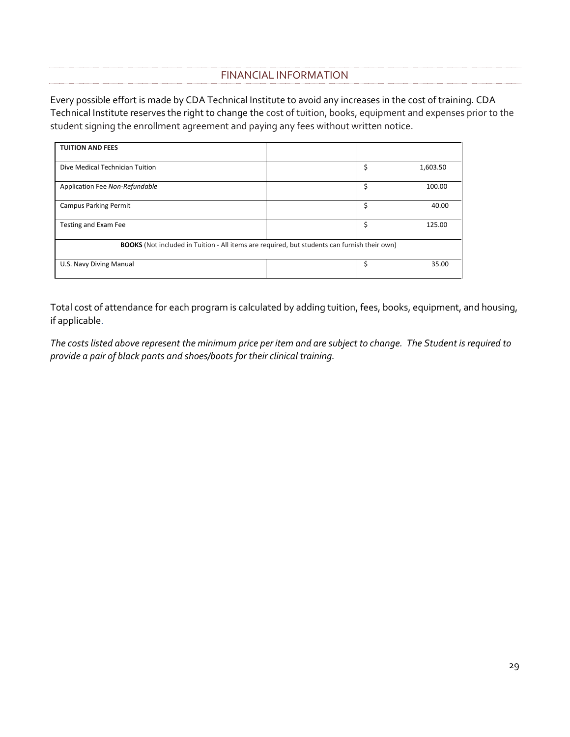## FINANCIAL INFORMATION

Every possible effort is made by CDA Technical Institute to avoid any increases in the cost of training. CDA Technical Institute reserves the right to change the cost of tuition, books, equipment and expenses prior to the student signing the enrollment agreement and paying any fees without written notice.

| **TUITION AND FEES** | | |
|---|---|---|
| Dive Medical Technician Tuition | | $ 1,603.50 |
| Application Fee *Non-Refundable* | | $ 100.00 |
| Campus Parking Permit | | $ 40.00 |
| Testing and Exam Fee | | $ 125.00 |
| **BOOKS** (Not included in Tuition - All items are required, but students can furnish their own) | | |
| U.S. Navy Diving Manual | | $ 35.00 |

Total cost of attendance for each program is calculated by adding tuition, fees, books, equipment, and housing, if applicable.

*The costs listed above represent the minimum price per item and are subject to change. The Student is required to provide a pair of black pants and shoes/boots for their clinical training.*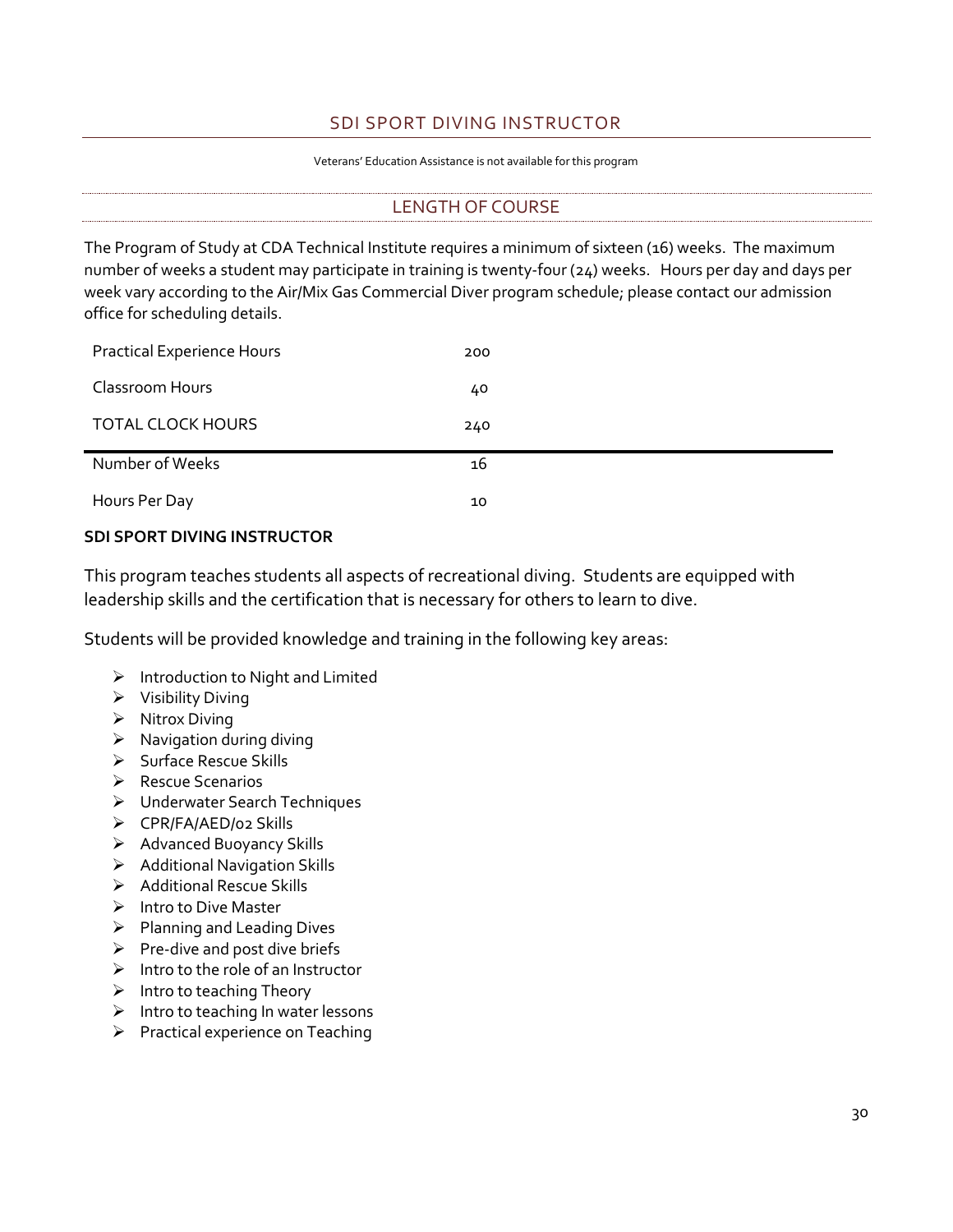## SDI SPORT DIVING INSTRUCTOR

Veterans' Education Assistance is not available for this program

### LENGTH OF COURSE

The Program of Study at CDA Technical Institute requires a minimum of sixteen (16) weeks. The maximum number of weeks a student may participate in training is twenty-four (24) weeks. Hours per day and days per week vary according to the Air/Mix Gas Commercial Diver program schedule; please contact our admission office for scheduling details.

| | |
|---|---|
| Practical Experience Hours | 200 |
| Classroom Hours | 40 |
| TOTAL CLOCK HOURS | 240 |
| Number of Weeks | 16 |
| Hours Per Day | 10 |

**SDI SPORT DIVING INSTRUCTOR**

This program teaches students all aspects of recreational diving. Students are equipped with leadership skills and the certification that is necessary for others to learn to dive.

Students will be provided knowledge and training in the following key areas:

- Introduction to Night and Limited
- Visibility Diving
- Nitrox Diving
- Navigation during diving
- Surface Rescue Skills
- Rescue Scenarios
- Underwater Search Techniques
- CPR/FA/AED/o2 Skills
- Advanced Buoyancy Skills
- Additional Navigation Skills
- Additional Rescue Skills
- Intro to Dive Master
- Planning and Leading Dives
- Pre-dive and post dive briefs
- Intro to the role of an Instructor
- Intro to teaching Theory
- Intro to teaching In water lessons
- Practical experience on Teaching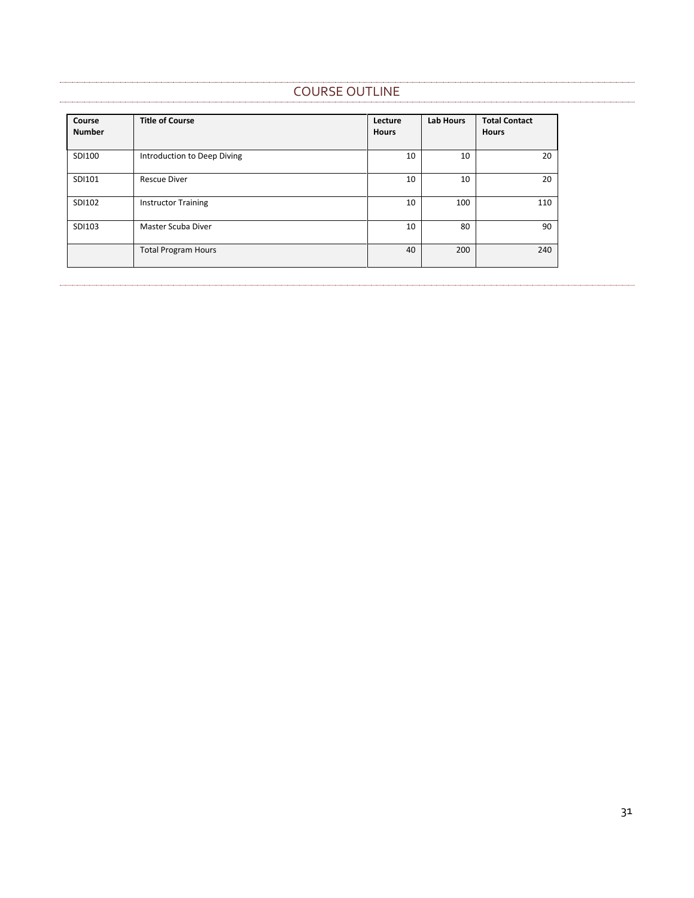## COURSE OUTLINE

| Course Number | Title of Course | Lecture Hours | Lab Hours | Total Contact Hours |
|---|---|---|---|---|
| SDI100 | Introduction to Deep Diving | 10 | 10 | 20 |
| SDI101 | Rescue Diver | 10 | 10 | 20 |
| SDI102 | Instructor Training | 10 | 100 | 110 |
| SDI103 | Master Scuba Diver | 10 | 80 | 90 |
| | Total Program Hours | 40 | 200 | 240 |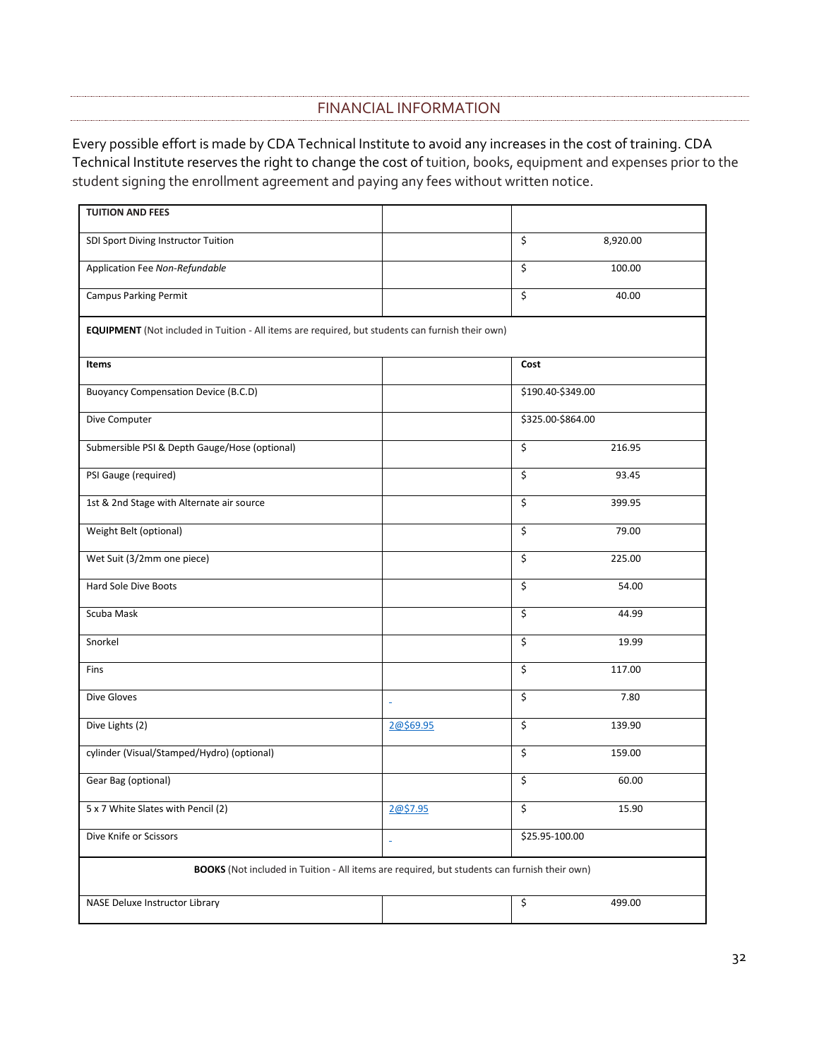## FINANCIAL INFORMATION

Every possible effort is made by CDA Technical Institute to avoid any increases in the cost of training. CDA Technical Institute reserves the right to change the cost of tuition, books, equipment and expenses prior to the student signing the enrollment agreement and paying any fees without written notice.

| **TUITION AND FEES** | | |
|---|---|---|
| SDI Sport Diving Instructor Tuition | | $ 8,920.00 |
| Application Fee *Non-Refundable* | | $ 100.00 |
| Campus Parking Permit | | $ 40.00 |
| **EQUIPMENT** (Not included in Tuition - All items are required, but students can furnish their own) | | |
| **Items** | | **Cost** |
| Buoyancy Compensation Device (B.C.D) | | $190.40-$349.00 |
| Dive Computer | | $325.00-$864.00 |
| Submersible PSI & Depth Gauge/Hose (optional) | | $ 216.95 |
| PSI Gauge (required) | | $ 93.45 |
| 1st & 2nd Stage with Alternate air source | | $ 399.95 |
| Weight Belt (optional) | | $ 79.00 |
| Wet Suit (3/2mm one piece) | | $ 225.00 |
| Hard Sole Dive Boots | | $ 54.00 |
| Scuba Mask | | $ 44.99 |
| Snorkel | | $ 19.99 |
| Fins | | $ 117.00 |
| Dive Gloves | - | $ 7.80 |
| Dive Lights (2) | 2@$69.95 | $ 139.90 |
| cylinder (Visual/Stamped/Hydro) (optional) | | $ 159.00 |
| Gear Bag (optional) | | $ 60.00 |
| 5 x 7 White Slates with Pencil (2) | 2@$7.95 | $ 15.90 |
| Dive Knife or Scissors | - | $25.95-100.00 |
| **BOOKS** (Not included in Tuition - All items are required, but students can furnish their own) | | |
| NASE Deluxe Instructor Library | | $ 499.00 |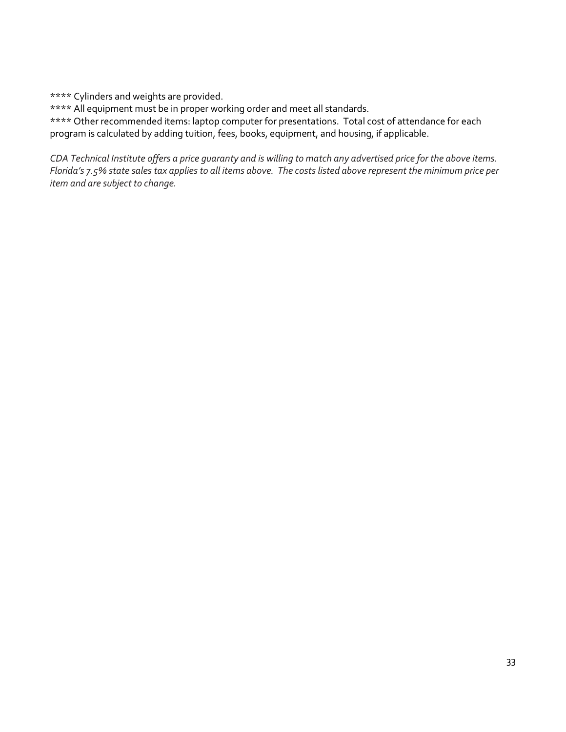**** Cylinders and weights are provided.

**** All equipment must be in proper working order and meet all standards.

**** Other recommended items: laptop computer for presentations. Total cost of attendance for each program is calculated by adding tuition, fees, books, equipment, and housing, if applicable.

*CDA Technical Institute offers a price guaranty and is willing to match any advertised price for the above items. Florida's 7.5% state sales tax applies to all items above. The costs listed above represent the minimum price per item and are subject to change.*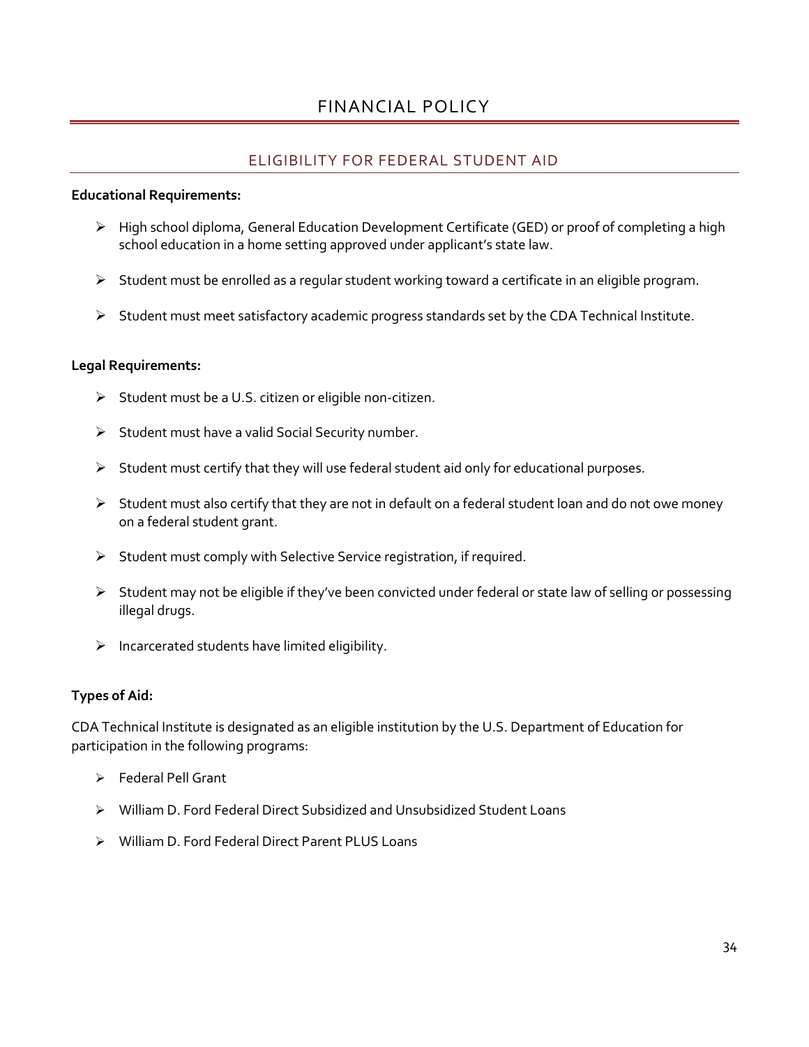# FINANCIAL POLICY

## ELIGIBILITY FOR FEDERAL STUDENT AID

**Educational Requirements:**

- High school diploma, General Education Development Certificate (GED) or proof of completing a high school education in a home setting approved under applicant's state law.
- Student must be enrolled as a regular student working toward a certificate in an eligible program.
- Student must meet satisfactory academic progress standards set by the CDA Technical Institute.

**Legal Requirements:**

- Student must be a U.S. citizen or eligible non-citizen.
- Student must have a valid Social Security number.
- Student must certify that they will use federal student aid only for educational purposes.
- Student must also certify that they are not in default on a federal student loan and do not owe money on a federal student grant.
- Student must comply with Selective Service registration, if required.
- Student may not be eligible if they've been convicted under federal or state law of selling or possessing illegal drugs.
- Incarcerated students have limited eligibility.

**Types of Aid:**

CDA Technical Institute is designated as an eligible institution by the U.S. Department of Education for participation in the following programs:

- Federal Pell Grant
- William D. Ford Federal Direct Subsidized and Unsubsidized Student Loans
- William D. Ford Federal Direct Parent PLUS Loans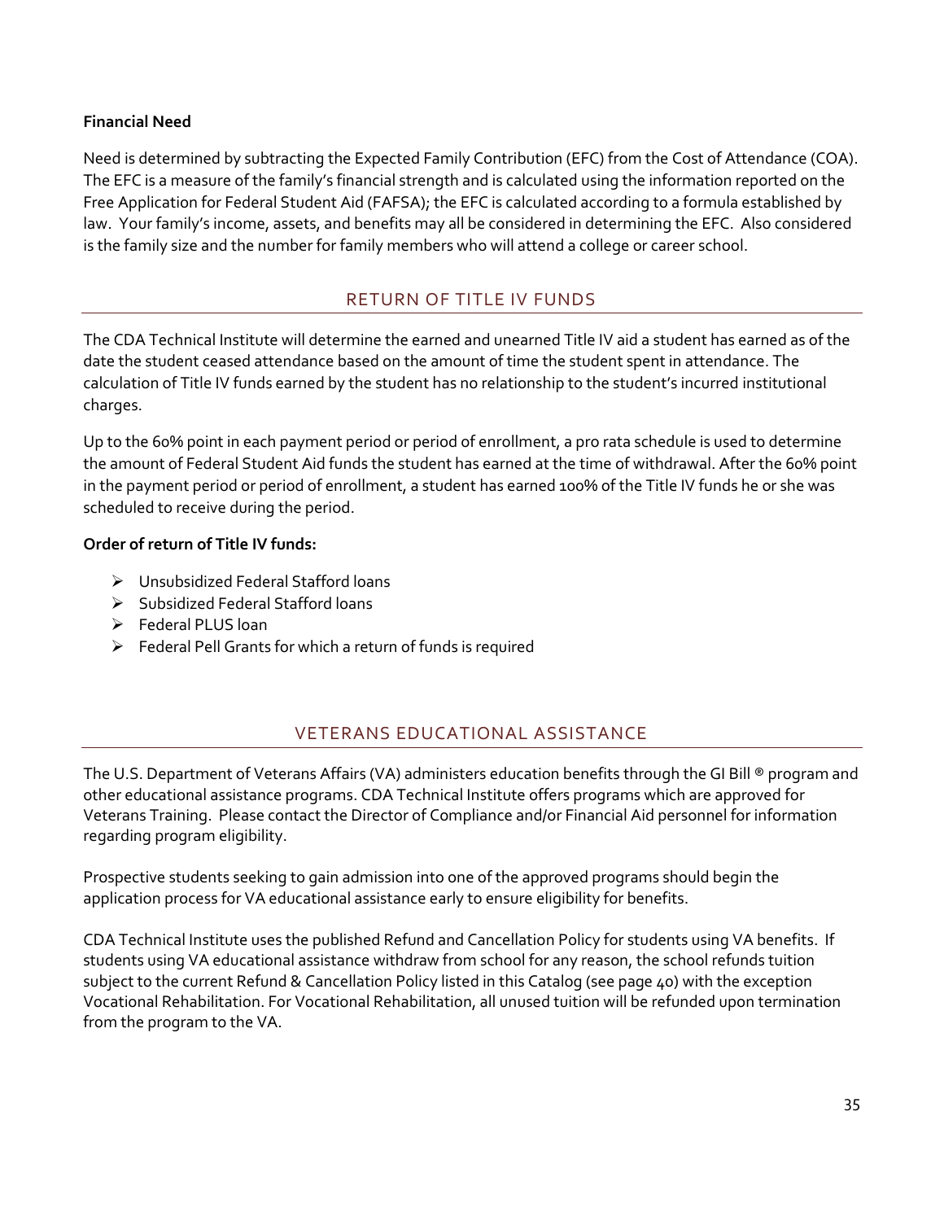**Financial Need**

Need is determined by subtracting the Expected Family Contribution (EFC) from the Cost of Attendance (COA). The EFC is a measure of the family's financial strength and is calculated using the information reported on the Free Application for Federal Student Aid (FAFSA); the EFC is calculated according to a formula established by law. Your family's income, assets, and benefits may all be considered in determining the EFC. Also considered is the family size and the number for family members who will attend a college or career school.

## RETURN OF TITLE IV FUNDS

The CDA Technical Institute will determine the earned and unearned Title IV aid a student has earned as of the date the student ceased attendance based on the amount of time the student spent in attendance. The calculation of Title IV funds earned by the student has no relationship to the student's incurred institutional charges.

Up to the 60% point in each payment period or period of enrollment, a pro rata schedule is used to determine the amount of Federal Student Aid funds the student has earned at the time of withdrawal. After the 60% point in the payment period or period of enrollment, a student has earned 100% of the Title IV funds he or she was scheduled to receive during the period.

**Order of return of Title IV funds:**

- Unsubsidized Federal Stafford loans
- Subsidized Federal Stafford loans
- Federal PLUS loan
- Federal Pell Grants for which a return of funds is required

## VETERANS EDUCATIONAL ASSISTANCE

The U.S. Department of Veterans Affairs (VA) administers education benefits through the GI Bill ® program and other educational assistance programs. CDA Technical Institute offers programs which are approved for Veterans Training. Please contact the Director of Compliance and/or Financial Aid personnel for information regarding program eligibility.

Prospective students seeking to gain admission into one of the approved programs should begin the application process for VA educational assistance early to ensure eligibility for benefits.

CDA Technical Institute uses the published Refund and Cancellation Policy for students using VA benefits. If students using VA educational assistance withdraw from school for any reason, the school refunds tuition subject to the current Refund & Cancellation Policy listed in this Catalog (see page 40) with the exception Vocational Rehabilitation. For Vocational Rehabilitation, all unused tuition will be refunded upon termination from the program to the VA.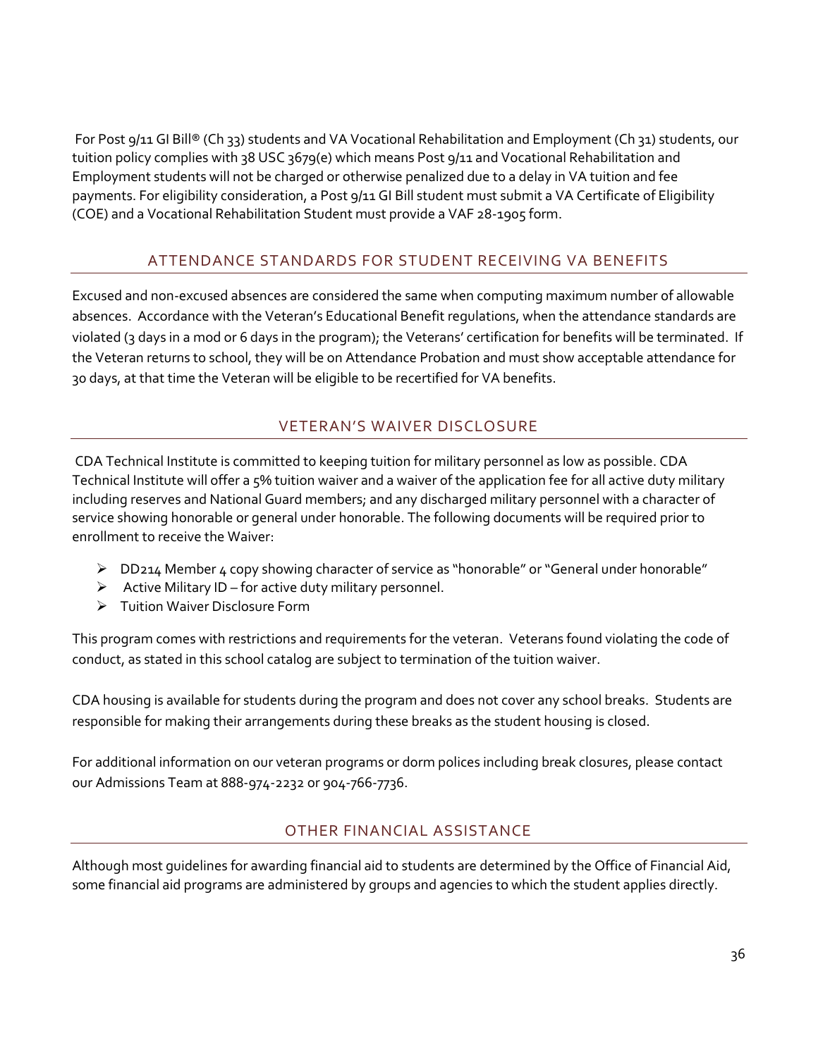For Post 9/11 GI Bill® (Ch 33) students and VA Vocational Rehabilitation and Employment (Ch 31) students, our tuition policy complies with 38 USC 3679(e) which means Post 9/11 and Vocational Rehabilitation and Employment students will not be charged or otherwise penalized due to a delay in VA tuition and fee payments. For eligibility consideration, a Post 9/11 GI Bill student must submit a VA Certificate of Eligibility (COE) and a Vocational Rehabilitation Student must provide a VAF 28-1905 form.

## ATTENDANCE STANDARDS FOR STUDENT RECEIVING VA BENEFITS

Excused and non-excused absences are considered the same when computing maximum number of allowable absences. Accordance with the Veteran's Educational Benefit regulations, when the attendance standards are violated (3 days in a mod or 6 days in the program); the Veterans' certification for benefits will be terminated. If the Veteran returns to school, they will be on Attendance Probation and must show acceptable attendance for 30 days, at that time the Veteran will be eligible to be recertified for VA benefits.

## VETERAN'S WAIVER DISCLOSURE

CDA Technical Institute is committed to keeping tuition for military personnel as low as possible. CDA Technical Institute will offer a 5% tuition waiver and a waiver of the application fee for all active duty military including reserves and National Guard members; and any discharged military personnel with a character of service showing honorable or general under honorable. The following documents will be required prior to enrollment to receive the Waiver:

- DD214 Member 4 copy showing character of service as "honorable" or "General under honorable"
- Active Military ID – for active duty military personnel.
- Tuition Waiver Disclosure Form

This program comes with restrictions and requirements for the veteran. Veterans found violating the code of conduct, as stated in this school catalog are subject to termination of the tuition waiver.

CDA housing is available for students during the program and does not cover any school breaks. Students are responsible for making their arrangements during these breaks as the student housing is closed.

For additional information on our veteran programs or dorm polices including break closures, please contact our Admissions Team at 888-974-2232 or 904-766-7736.

## OTHER FINANCIAL ASSISTANCE

Although most guidelines for awarding financial aid to students are determined by the Office of Financial Aid, some financial aid programs are administered by groups and agencies to which the student applies directly.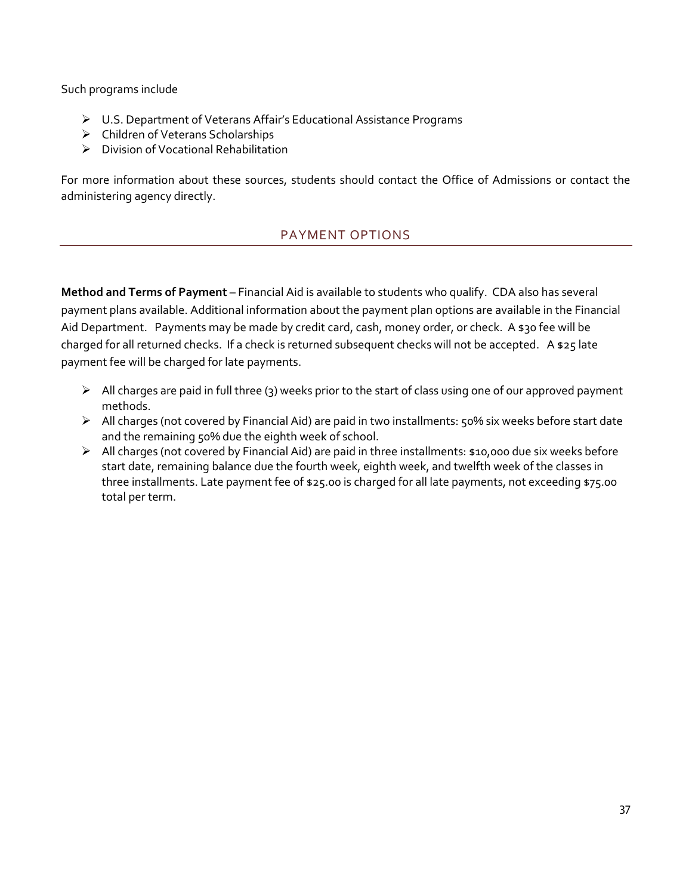Such programs include

- U.S. Department of Veterans Affair's Educational Assistance Programs
- Children of Veterans Scholarships
- Division of Vocational Rehabilitation

For more information about these sources, students should contact the Office of Admissions or contact the administering agency directly.

## PAYMENT OPTIONS

**Method and Terms of Payment** – Financial Aid is available to students who qualify. CDA also has several payment plans available. Additional information about the payment plan options are available in the Financial Aid Department. Payments may be made by credit card, cash, money order, or check. A $30 fee will be charged for all returned checks. If a check is returned subsequent checks will not be accepted. A $25 late payment fee will be charged for late payments.

- All charges are paid in full three (3) weeks prior to the start of class using one of our approved payment methods.
- All charges (not covered by Financial Aid) are paid in two installments: 50% six weeks before start date and the remaining 50% due the eighth week of school.
- All charges (not covered by Financial Aid) are paid in three installments: $10,000 due six weeks before start date, remaining balance due the fourth week, eighth week, and twelfth week of the classes in three installments. Late payment fee of $25.00 is charged for all late payments, not exceeding $75.00 total per term.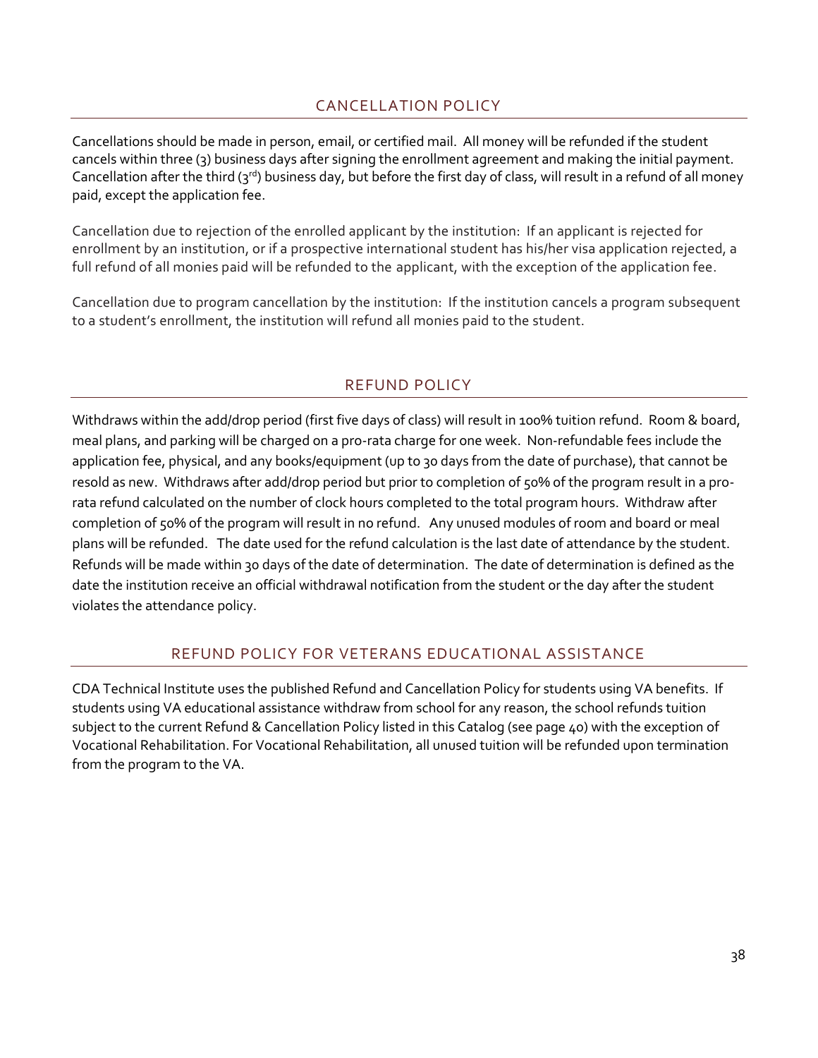## CANCELLATION POLICY

Cancellations should be made in person, email, or certified mail. All money will be refunded if the student cancels within three (3) business days after signing the enrollment agreement and making the initial payment. Cancellation after the third (3rd) business day, but before the first day of class, will result in a refund of all money paid, except the application fee.

Cancellation due to rejection of the enrolled applicant by the institution: If an applicant is rejected for enrollment by an institution, or if a prospective international student has his/her visa application rejected, a full refund of all monies paid will be refunded to the applicant, with the exception of the application fee.

Cancellation due to program cancellation by the institution: If the institution cancels a program subsequent to a student's enrollment, the institution will refund all monies paid to the student.

## REFUND POLICY

Withdraws within the add/drop period (first five days of class) will result in 100% tuition refund. Room & board, meal plans, and parking will be charged on a pro-rata charge for one week. Non-refundable fees include the application fee, physical, and any books/equipment (up to 30 days from the date of purchase), that cannot be resold as new. Withdraws after add/drop period but prior to completion of 50% of the program result in a pro-rata refund calculated on the number of clock hours completed to the total program hours. Withdraw after completion of 50% of the program will result in no refund. Any unused modules of room and board or meal plans will be refunded. The date used for the refund calculation is the last date of attendance by the student. Refunds will be made within 30 days of the date of determination. The date of determination is defined as the date the institution receive an official withdrawal notification from the student or the day after the student violates the attendance policy.

## REFUND POLICY FOR VETERANS EDUCATIONAL ASSISTANCE

CDA Technical Institute uses the published Refund and Cancellation Policy for students using VA benefits. If students using VA educational assistance withdraw from school for any reason, the school refunds tuition subject to the current Refund & Cancellation Policy listed in this Catalog (see page 40) with the exception of Vocational Rehabilitation. For Vocational Rehabilitation, all unused tuition will be refunded upon termination from the program to the VA.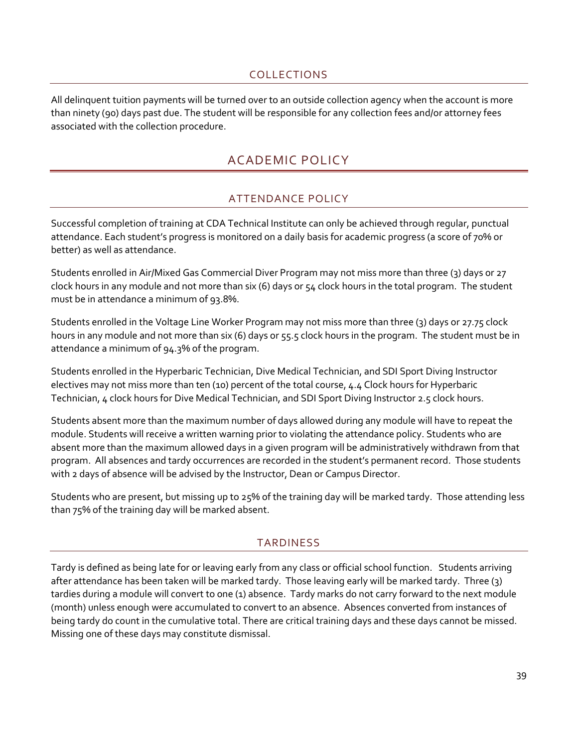## COLLECTIONS

All delinquent tuition payments will be turned over to an outside collection agency when the account is more than ninety (90) days past due. The student will be responsible for any collection fees and/or attorney fees associated with the collection procedure.

# ACADEMIC POLICY

## ATTENDANCE POLICY

Successful completion of training at CDA Technical Institute can only be achieved through regular, punctual attendance. Each student's progress is monitored on a daily basis for academic progress (a score of 70% or better) as well as attendance.

Students enrolled in Air/Mixed Gas Commercial Diver Program may not miss more than three (3) days or 27 clock hours in any module and not more than six (6) days or 54 clock hours in the total program. The student must be in attendance a minimum of 93.8%.

Students enrolled in the Voltage Line Worker Program may not miss more than three (3) days or 27.75 clock hours in any module and not more than six (6) days or 55.5 clock hours in the program. The student must be in attendance a minimum of 94.3% of the program.

Students enrolled in the Hyperbaric Technician, Dive Medical Technician, and SDI Sport Diving Instructor electives may not miss more than ten (10) percent of the total course, 4.4 Clock hours for Hyperbaric Technician, 4 clock hours for Dive Medical Technician, and SDI Sport Diving Instructor 2.5 clock hours.

Students absent more than the maximum number of days allowed during any module will have to repeat the module. Students will receive a written warning prior to violating the attendance policy. Students who are absent more than the maximum allowed days in a given program will be administratively withdrawn from that program. All absences and tardy occurrences are recorded in the student's permanent record. Those students with 2 days of absence will be advised by the Instructor, Dean or Campus Director.

Students who are present, but missing up to 25% of the training day will be marked tardy. Those attending less than 75% of the training day will be marked absent.

## TARDINESS

Tardy is defined as being late for or leaving early from any class or official school function. Students arriving after attendance has been taken will be marked tardy. Those leaving early will be marked tardy. Three (3) tardies during a module will convert to one (1) absence. Tardy marks do not carry forward to the next module (month) unless enough were accumulated to convert to an absence. Absences converted from instances of being tardy do count in the cumulative total. There are critical training days and these days cannot be missed. Missing one of these days may constitute dismissal.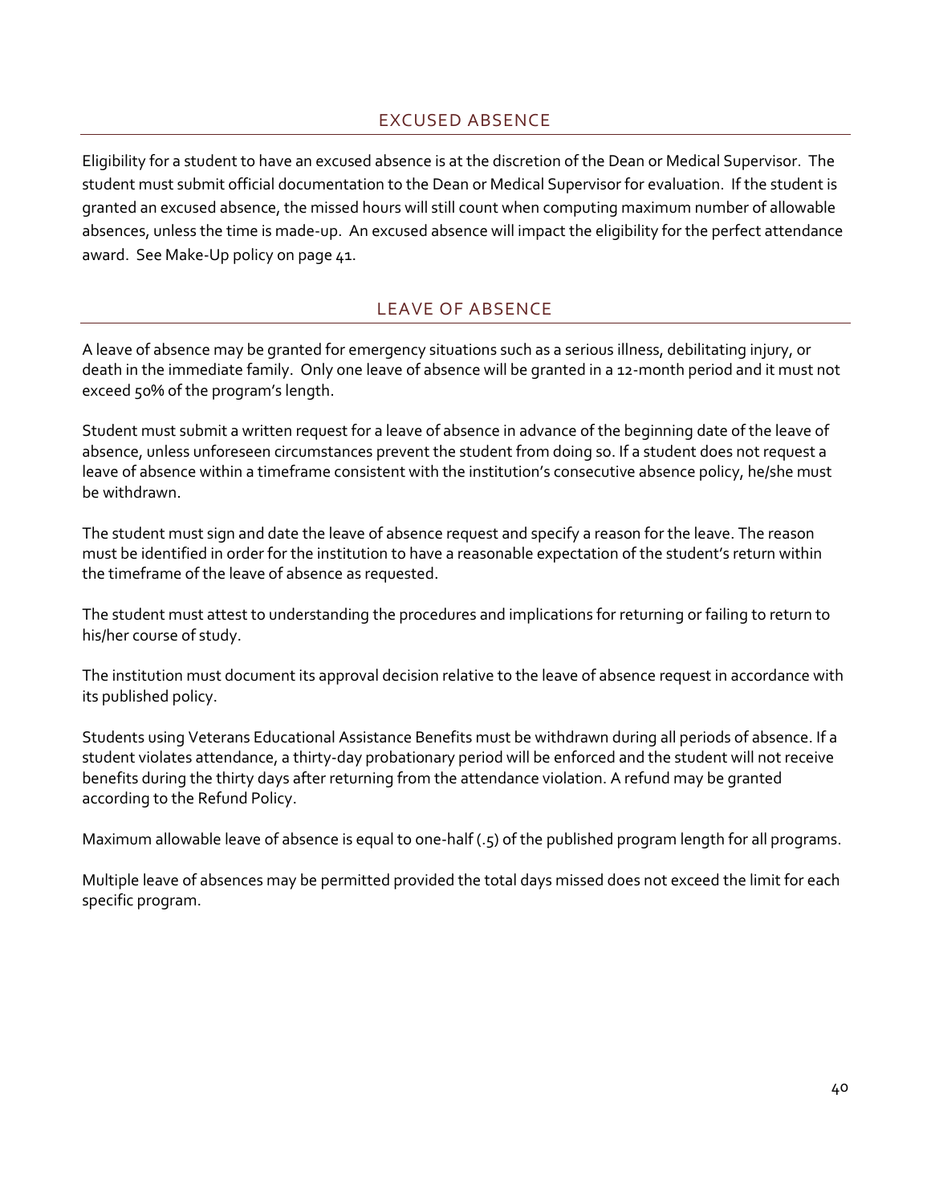## EXCUSED ABSENCE

Eligibility for a student to have an excused absence is at the discretion of the Dean or Medical Supervisor. The student must submit official documentation to the Dean or Medical Supervisor for evaluation. If the student is granted an excused absence, the missed hours will still count when computing maximum number of allowable absences, unless the time is made-up. An excused absence will impact the eligibility for the perfect attendance award. See Make-Up policy on page 41.

## LEAVE OF ABSENCE

A leave of absence may be granted for emergency situations such as a serious illness, debilitating injury, or death in the immediate family. Only one leave of absence will be granted in a 12-month period and it must not exceed 50% of the program's length.

Student must submit a written request for a leave of absence in advance of the beginning date of the leave of absence, unless unforeseen circumstances prevent the student from doing so. If a student does not request a leave of absence within a timeframe consistent with the institution's consecutive absence policy, he/she must be withdrawn.

The student must sign and date the leave of absence request and specify a reason for the leave. The reason must be identified in order for the institution to have a reasonable expectation of the student's return within the timeframe of the leave of absence as requested.

The student must attest to understanding the procedures and implications for returning or failing to return to his/her course of study.

The institution must document its approval decision relative to the leave of absence request in accordance with its published policy.

Students using Veterans Educational Assistance Benefits must be withdrawn during all periods of absence. If a student violates attendance, a thirty-day probationary period will be enforced and the student will not receive benefits during the thirty days after returning from the attendance violation. A refund may be granted according to the Refund Policy.

Maximum allowable leave of absence is equal to one-half (.5) of the published program length for all programs.

Multiple leave of absences may be permitted provided the total days missed does not exceed the limit for each specific program.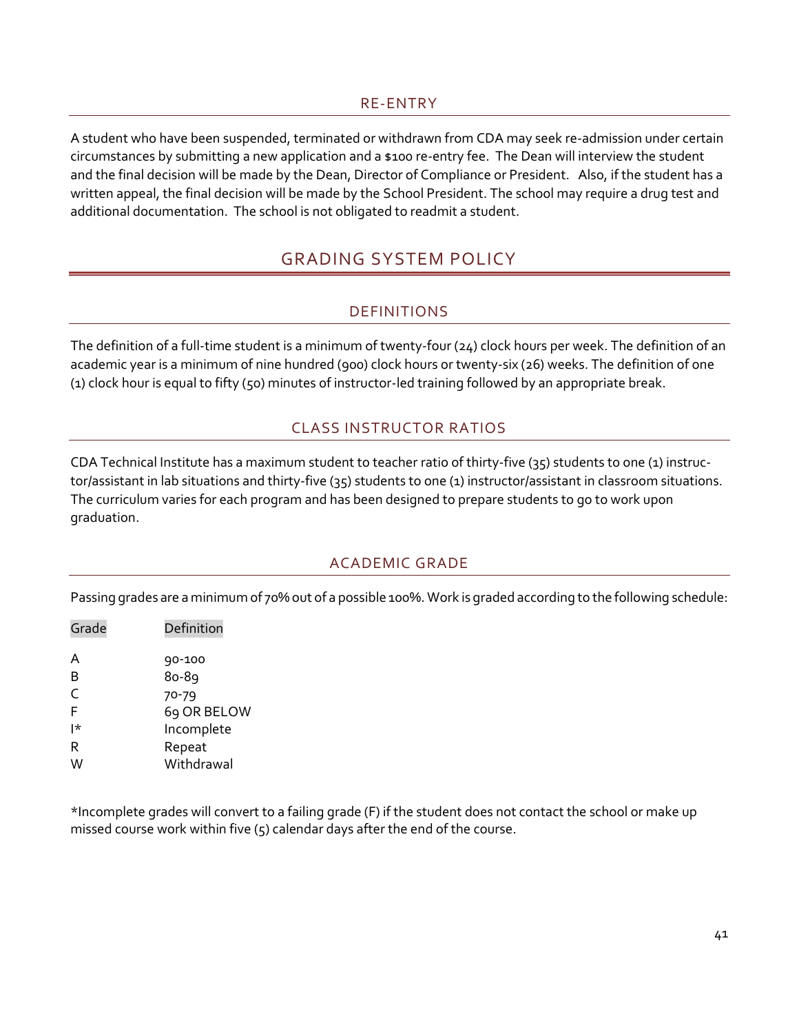### RE-ENTRY

A student who have been suspended, terminated or withdrawn from CDA may seek re-admission under certain circumstances by submitting a new application and a $100 re-entry fee. The Dean will interview the student and the final decision will be made by the Dean, Director of Compliance or President. Also, if the student has a written appeal, the final decision will be made by the School President. The school may require a drug test and additional documentation. The school is not obligated to readmit a student.

## GRADING SYSTEM POLICY

### DEFINITIONS

The definition of a full-time student is a minimum of twenty-four (24) clock hours per week. The definition of an academic year is a minimum of nine hundred (900) clock hours or twenty-six (26) weeks. The definition of one (1) clock hour is equal to fifty (50) minutes of instructor-led training followed by an appropriate break.

### CLASS INSTRUCTOR RATIOS

CDA Technical Institute has a maximum student to teacher ratio of thirty-five (35) students to one (1) instructor/assistant in lab situations and thirty-five (35) students to one (1) instructor/assistant in classroom situations. The curriculum varies for each program and has been designed to prepare students to go to work upon graduation.

### ACADEMIC GRADE

Passing grades are a minimum of 70% out of a possible 100%. Work is graded according to the following schedule:

| Grade | Definition |
|---|---|
| A | 90-100 |
| B | 80-89 |
| C | 70-79 |
| F | 69 OR BELOW |
| I* | Incomplete |
| R | Repeat |
| W | Withdrawal |

*Incomplete grades will convert to a failing grade (F) if the student does not contact the school or make up missed course work within five (5) calendar days after the end of the course.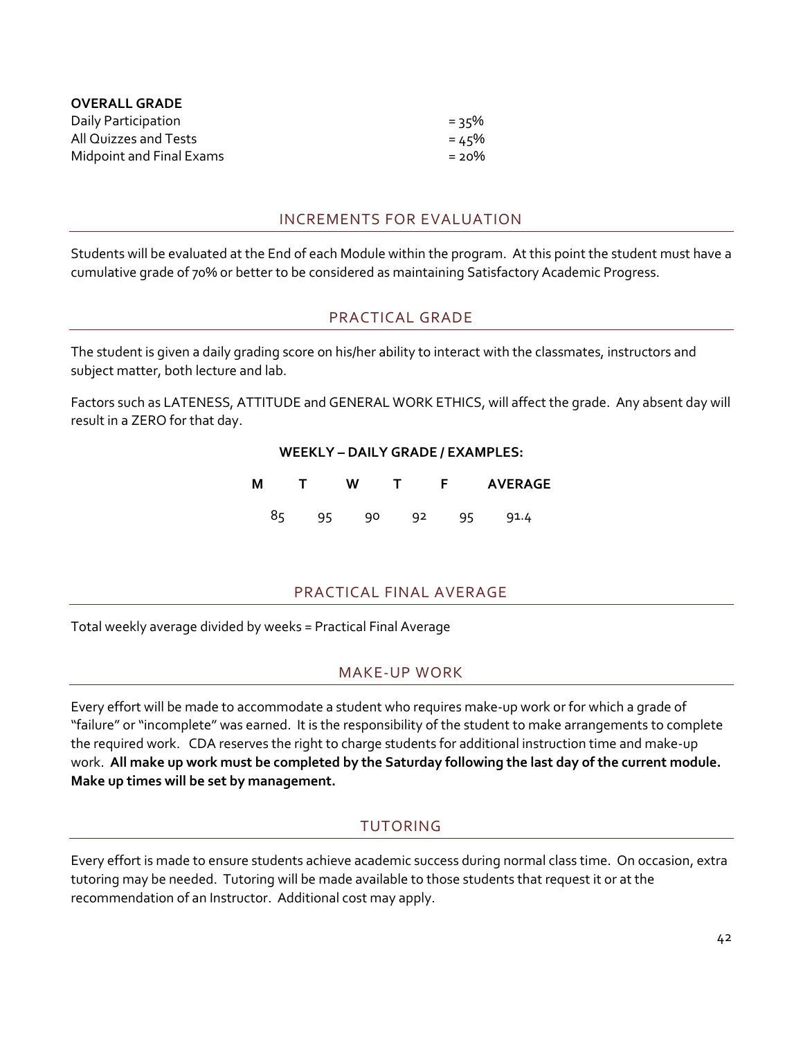**OVERALL GRADE**

| | |
|---|---|
| Daily Participation | = 35% |
| All Quizzes and Tests | = 45% |
| Midpoint and Final Exams | = 20% |

## INCREMENTS FOR EVALUATION

Students will be evaluated at the End of each Module within the program. At this point the student must have a cumulative grade of 70% or better to be considered as maintaining Satisfactory Academic Progress.

## PRACTICAL GRADE

The student is given a daily grading score on his/her ability to interact with the classmates, instructors and subject matter, both lecture and lab.

Factors such as LATENESS, ATTITUDE and GENERAL WORK ETHICS, will affect the grade. Any absent day will result in a ZERO for that day.

**WEEKLY – DAILY GRADE / EXAMPLES:**

| M | T | W | T | F | AVERAGE |
|---|---|---|---|---|---|
| 85 | 95 | 90 | 92 | 95 | 91.4 |

## PRACTICAL FINAL AVERAGE

Total weekly average divided by weeks = Practical Final Average

## MAKE-UP WORK

Every effort will be made to accommodate a student who requires make-up work or for which a grade of "failure" or "incomplete" was earned. It is the responsibility of the student to make arrangements to complete the required work. CDA reserves the right to charge students for additional instruction time and make-up work. **All make up work must be completed by the Saturday following the last day of the current module. Make up times will be set by management.**

## TUTORING

Every effort is made to ensure students achieve academic success during normal class time. On occasion, extra tutoring may be needed. Tutoring will be made available to those students that request it or at the recommendation of an Instructor. Additional cost may apply.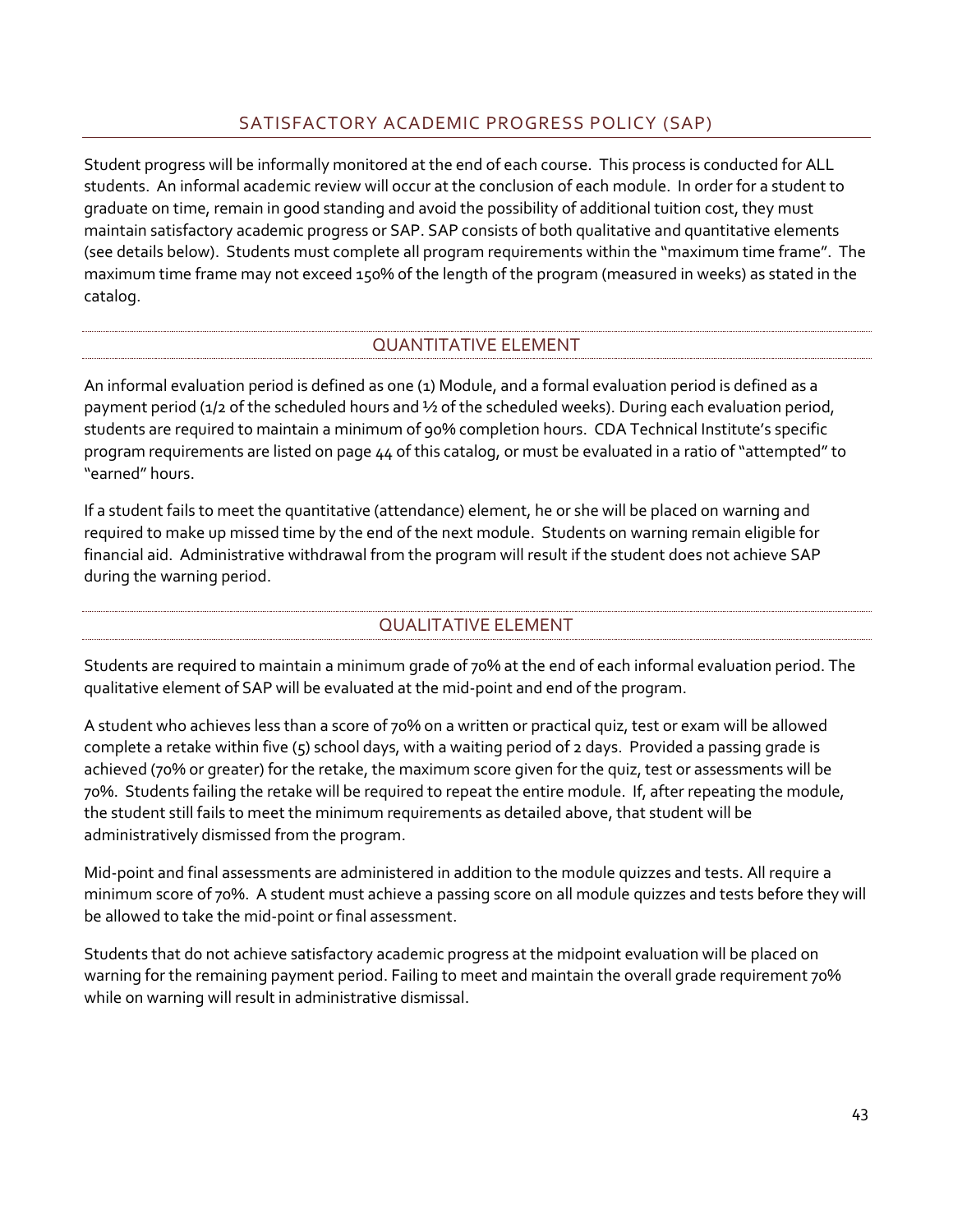## SATISFACTORY ACADEMIC PROGRESS POLICY (SAP)

Student progress will be informally monitored at the end of each course. This process is conducted for ALL students. An informal academic review will occur at the conclusion of each module. In order for a student to graduate on time, remain in good standing and avoid the possibility of additional tuition cost, they must maintain satisfactory academic progress or SAP. SAP consists of both qualitative and quantitative elements (see details below). Students must complete all program requirements within the "maximum time frame". The maximum time frame may not exceed 150% of the length of the program (measured in weeks) as stated in the catalog.

### QUANTITATIVE ELEMENT

An informal evaluation period is defined as one (1) Module, and a formal evaluation period is defined as a payment period (1/2 of the scheduled hours and ½ of the scheduled weeks). During each evaluation period, students are required to maintain a minimum of 90% completion hours. CDA Technical Institute's specific program requirements are listed on page 44 of this catalog, or must be evaluated in a ratio of "attempted" to "earned" hours.

If a student fails to meet the quantitative (attendance) element, he or she will be placed on warning and required to make up missed time by the end of the next module. Students on warning remain eligible for financial aid. Administrative withdrawal from the program will result if the student does not achieve SAP during the warning period.

### QUALITATIVE ELEMENT

Students are required to maintain a minimum grade of 70% at the end of each informal evaluation period. The qualitative element of SAP will be evaluated at the mid-point and end of the program.

A student who achieves less than a score of 70% on a written or practical quiz, test or exam will be allowed complete a retake within five (5) school days, with a waiting period of 2 days. Provided a passing grade is achieved (70% or greater) for the retake, the maximum score given for the quiz, test or assessments will be 70%. Students failing the retake will be required to repeat the entire module. If, after repeating the module, the student still fails to meet the minimum requirements as detailed above, that student will be administratively dismissed from the program.

Mid-point and final assessments are administered in addition to the module quizzes and tests. All require a minimum score of 70%. A student must achieve a passing score on all module quizzes and tests before they will be allowed to take the mid-point or final assessment.

Students that do not achieve satisfactory academic progress at the midpoint evaluation will be placed on warning for the remaining payment period. Failing to meet and maintain the overall grade requirement 70% while on warning will result in administrative dismissal.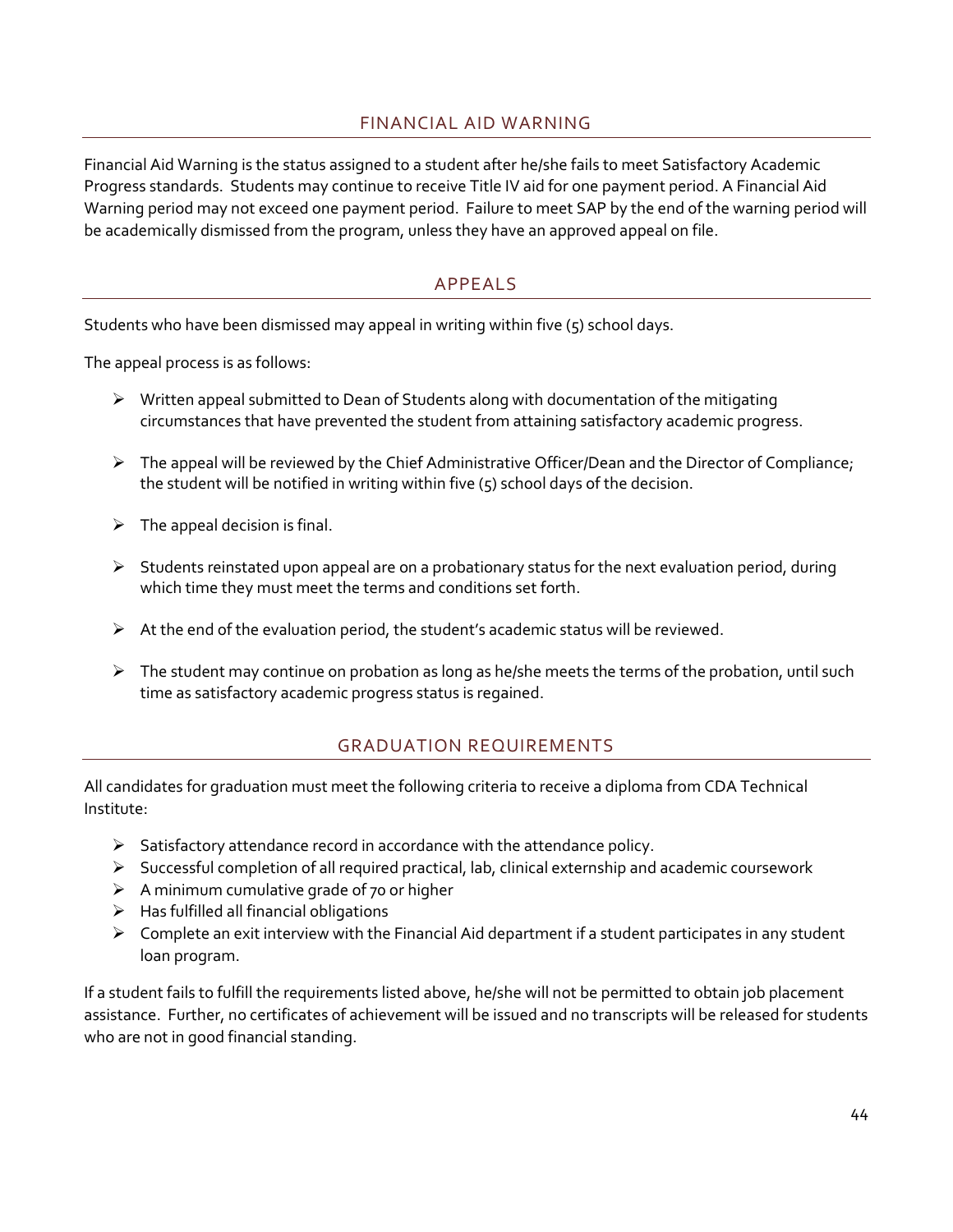## FINANCIAL AID WARNING

Financial Aid Warning is the status assigned to a student after he/she fails to meet Satisfactory Academic Progress standards. Students may continue to receive Title IV aid for one payment period. A Financial Aid Warning period may not exceed one payment period. Failure to meet SAP by the end of the warning period will be academically dismissed from the program, unless they have an approved appeal on file.

## APPEALS

Students who have been dismissed may appeal in writing within five (5) school days.

The appeal process is as follows:

- Written appeal submitted to Dean of Students along with documentation of the mitigating circumstances that have prevented the student from attaining satisfactory academic progress.
- The appeal will be reviewed by the Chief Administrative Officer/Dean and the Director of Compliance; the student will be notified in writing within five (5) school days of the decision.
- The appeal decision is final.
- Students reinstated upon appeal are on a probationary status for the next evaluation period, during which time they must meet the terms and conditions set forth.
- At the end of the evaluation period, the student's academic status will be reviewed.
- The student may continue on probation as long as he/she meets the terms of the probation, until such time as satisfactory academic progress status is regained.

## GRADUATION REQUIREMENTS

All candidates for graduation must meet the following criteria to receive a diploma from CDA Technical Institute:

- Satisfactory attendance record in accordance with the attendance policy.
- Successful completion of all required practical, lab, clinical externship and academic coursework
- A minimum cumulative grade of 70 or higher
- Has fulfilled all financial obligations
- Complete an exit interview with the Financial Aid department if a student participates in any student loan program.

If a student fails to fulfill the requirements listed above, he/she will not be permitted to obtain job placement assistance. Further, no certificates of achievement will be issued and no transcripts will be released for students who are not in good financial standing.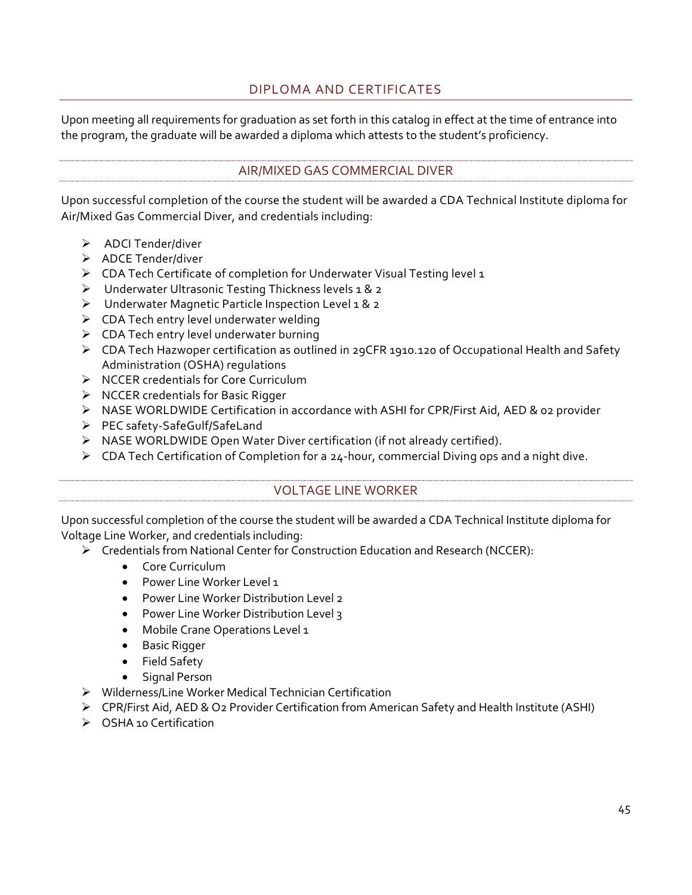## DIPLOMA AND CERTIFICATES

Upon meeting all requirements for graduation as set forth in this catalog in effect at the time of entrance into the program, the graduate will be awarded a diploma which attests to the student's proficiency.

### AIR/MIXED GAS COMMERCIAL DIVER

Upon successful completion of the course the student will be awarded a CDA Technical Institute diploma for Air/Mixed Gas Commercial Diver, and credentials including:

- ADCI Tender/diver
- ADCE Tender/diver
- CDA Tech Certificate of completion for Underwater Visual Testing level 1
- Underwater Ultrasonic Testing Thickness levels 1 & 2
- Underwater Magnetic Particle Inspection Level 1 & 2
- CDA Tech entry level underwater welding
- CDA Tech entry level underwater burning
- CDA Tech Hazwoper certification as outlined in 29CFR 1910.120 of Occupational Health and Safety Administration (OSHA) regulations
- NCCER credentials for Core Curriculum
- NCCER credentials for Basic Rigger
- NASE WORLDWIDE Certification in accordance with ASHI for CPR/First Aid, AED & 02 provider
- PEC safety-SafeGulf/SafeLand
- NASE WORLDWIDE Open Water Diver certification (if not already certified).
- CDA Tech Certification of Completion for a 24-hour, commercial Diving ops and a night dive.

### VOLTAGE LINE WORKER

Upon successful completion of the course the student will be awarded a CDA Technical Institute diploma for Voltage Line Worker, and credentials including:

- Credentials from National Center for Construction Education and Research (NCCER):
  - Core Curriculum
  - Power Line Worker Level 1
  - Power Line Worker Distribution Level 2
  - Power Line Worker Distribution Level 3
  - Mobile Crane Operations Level 1
  - Basic Rigger
  - Field Safety
  - Signal Person
- Wilderness/Line Worker Medical Technician Certification
- CPR/First Aid, AED & $O_2$ Provider Certification from American Safety and Health Institute (ASHI)
- OSHA 10 Certification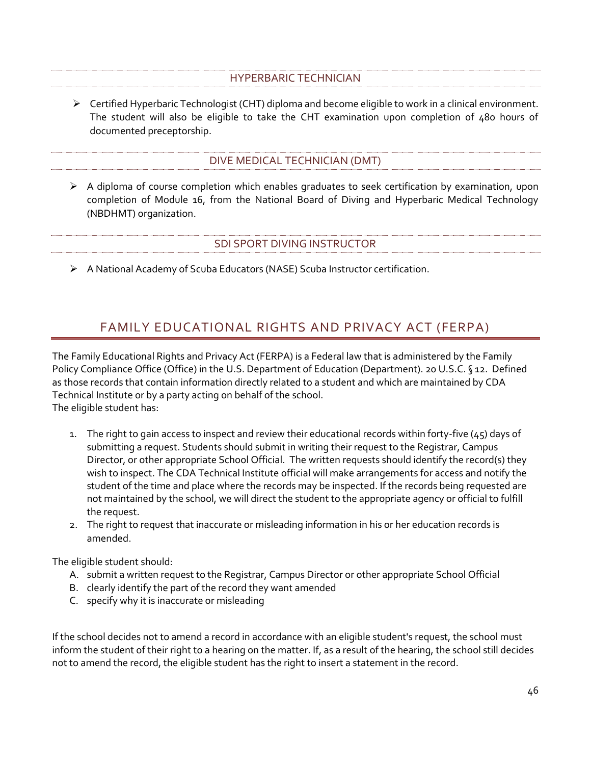### HYPERBARIC TECHNICIAN

- Certified Hyperbaric Technologist (CHT) diploma and become eligible to work in a clinical environment. The student will also be eligible to take the CHT examination upon completion of 480 hours of documented preceptorship.

### DIVE MEDICAL TECHNICIAN (DMT)

- A diploma of course completion which enables graduates to seek certification by examination, upon completion of Module 16, from the National Board of Diving and Hyperbaric Medical Technology (NBDHMT) organization.

### SDI SPORT DIVING INSTRUCTOR

- A National Academy of Scuba Educators (NASE) Scuba Instructor certification.

## FAMILY EDUCATIONAL RIGHTS AND PRIVACY ACT (FERPA)

The Family Educational Rights and Privacy Act (FERPA) is a Federal law that is administered by the Family Policy Compliance Office (Office) in the U.S. Department of Education (Department). 20 U.S.C. § 12. Defined as those records that contain information directly related to a student and which are maintained by CDA Technical Institute or by a party acting on behalf of the school.
The eligible student has:

1. The right to gain access to inspect and review their educational records within forty-five (45) days of submitting a request. Students should submit in writing their request to the Registrar, Campus Director, or other appropriate School Official. The written requests should identify the record(s) they wish to inspect. The CDA Technical Institute official will make arrangements for access and notify the student of the time and place where the records may be inspected. If the records being requested are not maintained by the school, we will direct the student to the appropriate agency or official to fulfill the request.
2. The right to request that inaccurate or misleading information in his or her education records is amended.

The eligible student should:

A. submit a written request to the Registrar, Campus Director or other appropriate School Official
B. clearly identify the part of the record they want amended
C. specify why it is inaccurate or misleading

If the school decides not to amend a record in accordance with an eligible student's request, the school must inform the student of their right to a hearing on the matter. If, as a result of the hearing, the school still decides not to amend the record, the eligible student has the right to insert a statement in the record.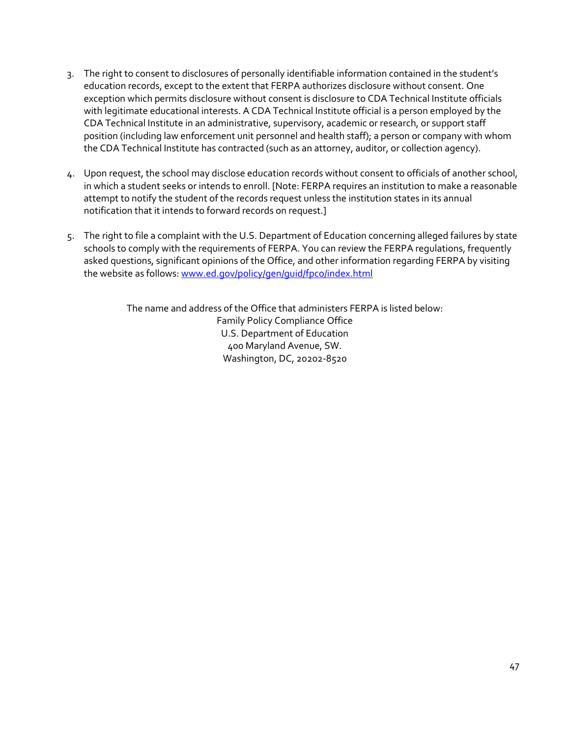3. The right to consent to disclosures of personally identifiable information contained in the student's education records, except to the extent that FERPA authorizes disclosure without consent. One exception which permits disclosure without consent is disclosure to CDA Technical Institute officials with legitimate educational interests. A CDA Technical Institute official is a person employed by the CDA Technical Institute in an administrative, supervisory, academic or research, or support staff position (including law enforcement unit personnel and health staff); a person or company with whom the CDA Technical Institute has contracted (such as an attorney, auditor, or collection agency).

4. Upon request, the school may disclose education records without consent to officials of another school, in which a student seeks or intends to enroll. [Note: FERPA requires an institution to make a reasonable attempt to notify the student of the records request unless the institution states in its annual notification that it intends to forward records on request.]

5. The right to file a complaint with the U.S. Department of Education concerning alleged failures by state schools to comply with the requirements of FERPA. You can review the FERPA regulations, frequently asked questions, significant opinions of the Office, and other information regarding FERPA by visiting the website as follows: [www.ed.gov/policy/gen/guid/fpco/index.html](www.ed.gov/policy/gen/guid/fpco/index.html)

The name and address of the Office that administers FERPA is listed below:
Family Policy Compliance Office
U.S. Department of Education
400 Maryland Avenue, SW.
Washington, DC, 20202-8520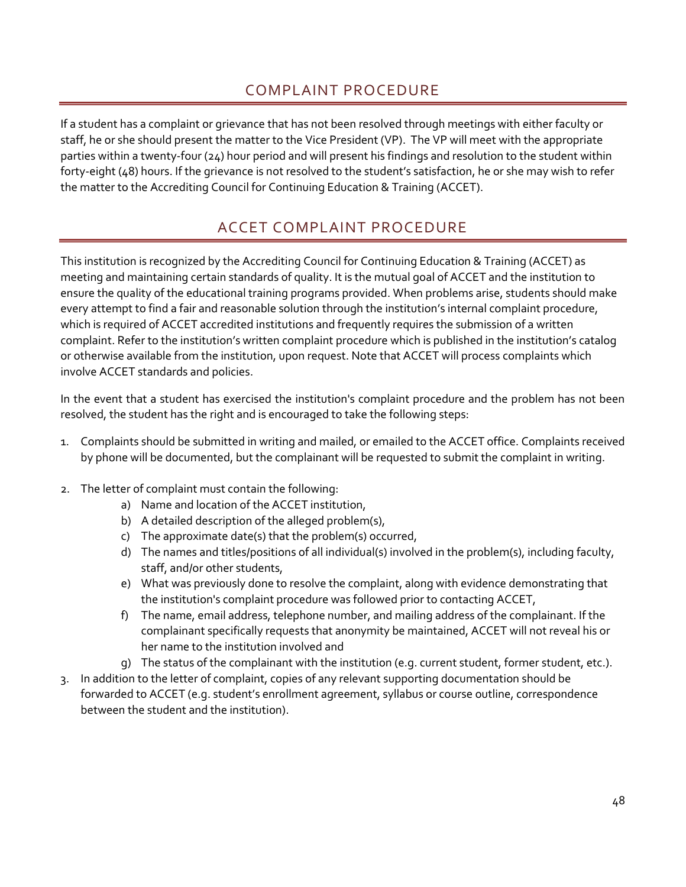## COMPLAINT PROCEDURE

If a student has a complaint or grievance that has not been resolved through meetings with either faculty or staff, he or she should present the matter to the Vice President (VP). The VP will meet with the appropriate parties within a twenty-four (24) hour period and will present his findings and resolution to the student within forty-eight (48) hours. If the grievance is not resolved to the student's satisfaction, he or she may wish to refer the matter to the Accrediting Council for Continuing Education & Training (ACCET).

## ACCET COMPLAINT PROCEDURE

This institution is recognized by the Accrediting Council for Continuing Education & Training (ACCET) as meeting and maintaining certain standards of quality. It is the mutual goal of ACCET and the institution to ensure the quality of the educational training programs provided. When problems arise, students should make every attempt to find a fair and reasonable solution through the institution's internal complaint procedure, which is required of ACCET accredited institutions and frequently requires the submission of a written complaint. Refer to the institution's written complaint procedure which is published in the institution's catalog or otherwise available from the institution, upon request. Note that ACCET will process complaints which involve ACCET standards and policies.

In the event that a student has exercised the institution's complaint procedure and the problem has not been resolved, the student has the right and is encouraged to take the following steps:

1. Complaints should be submitted in writing and mailed, or emailed to the ACCET office. Complaints received by phone will be documented, but the complainant will be requested to submit the complaint in writing.
2. The letter of complaint must contain the following:
   a) Name and location of the ACCET institution,
   b) A detailed description of the alleged problem(s),
   c) The approximate date(s) that the problem(s) occurred,
   d) The names and titles/positions of all individual(s) involved in the problem(s), including faculty, staff, and/or other students,
   e) What was previously done to resolve the complaint, along with evidence demonstrating that the institution's complaint procedure was followed prior to contacting ACCET,
   f) The name, email address, telephone number, and mailing address of the complainant. If the complainant specifically requests that anonymity be maintained, ACCET will not reveal his or her name to the institution involved and
   g) The status of the complainant with the institution (e.g. current student, former student, etc.).
3. In addition to the letter of complaint, copies of any relevant supporting documentation should be forwarded to ACCET (e.g. student's enrollment agreement, syllabus or course outline, correspondence between the student and the institution).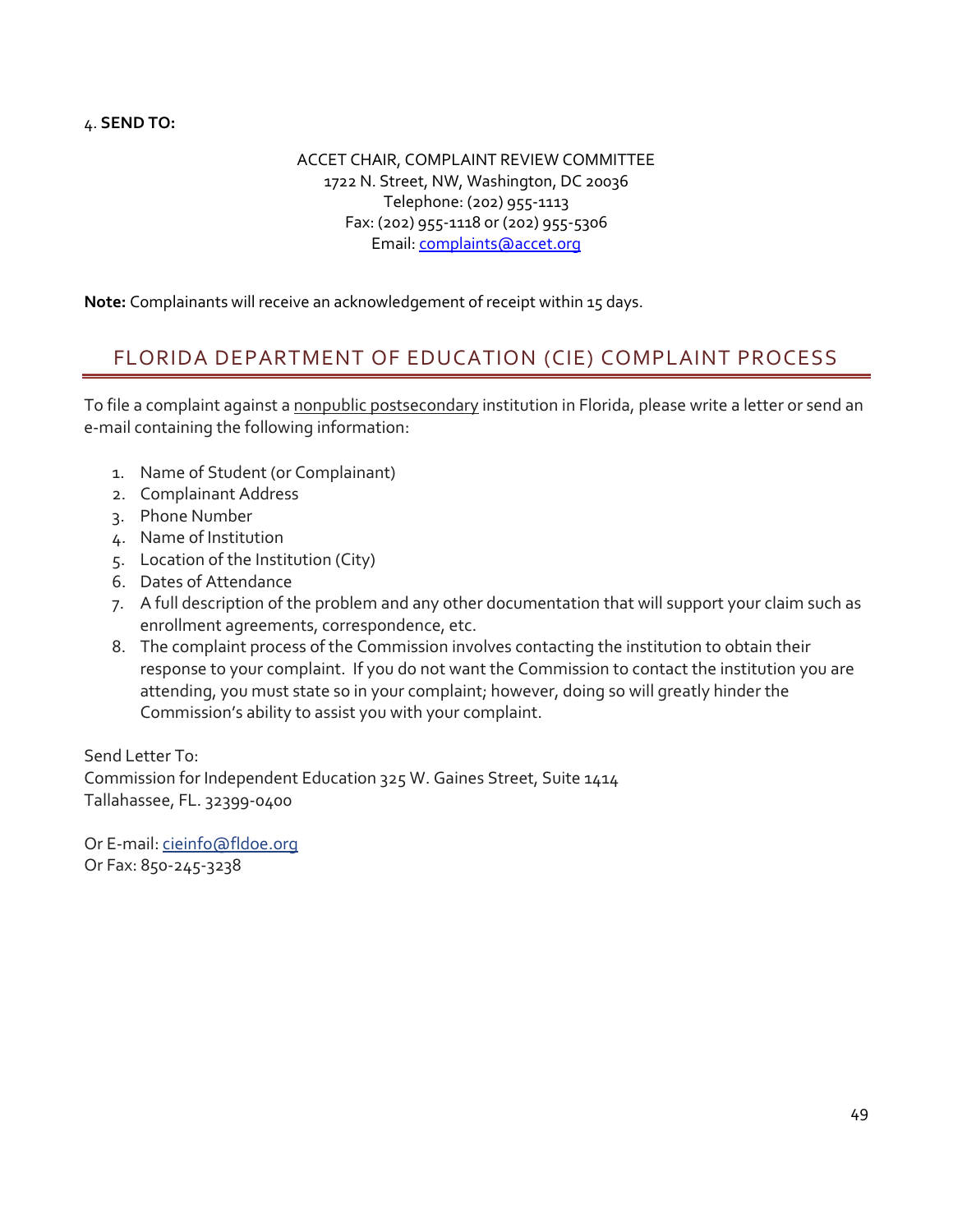4. **SEND TO:**

ACCET CHAIR, COMPLAINT REVIEW COMMITTEE
1722 N. Street, NW, Washington, DC 20036
Telephone: (202) 955-1113
Fax: (202) 955-1118 or (202) 955-5306
Email: complaints@accet.org

**Note:** Complainants will receive an acknowledgement of receipt within 15 days.

## FLORIDA DEPARTMENT OF EDUCATION (CIE) COMPLAINT PROCESS

To file a complaint against a nonpublic postsecondary institution in Florida, please write a letter or send an e-mail containing the following information:

1. Name of Student (or Complainant)
2. Complainant Address
3. Phone Number
4. Name of Institution
5. Location of the Institution (City)
6. Dates of Attendance
7. A full description of the problem and any other documentation that will support your claim such as enrollment agreements, correspondence, etc.
8. The complaint process of the Commission involves contacting the institution to obtain their response to your complaint. If you do not want the Commission to contact the institution you are attending, you must state so in your complaint; however, doing so will greatly hinder the Commission's ability to assist you with your complaint.

Send Letter To:
Commission for Independent Education 325 W. Gaines Street, Suite 1414
Tallahassee, FL. 32399-0400

Or E-mail: cieinfo@fldoe.org
Or Fax: 850-245-3238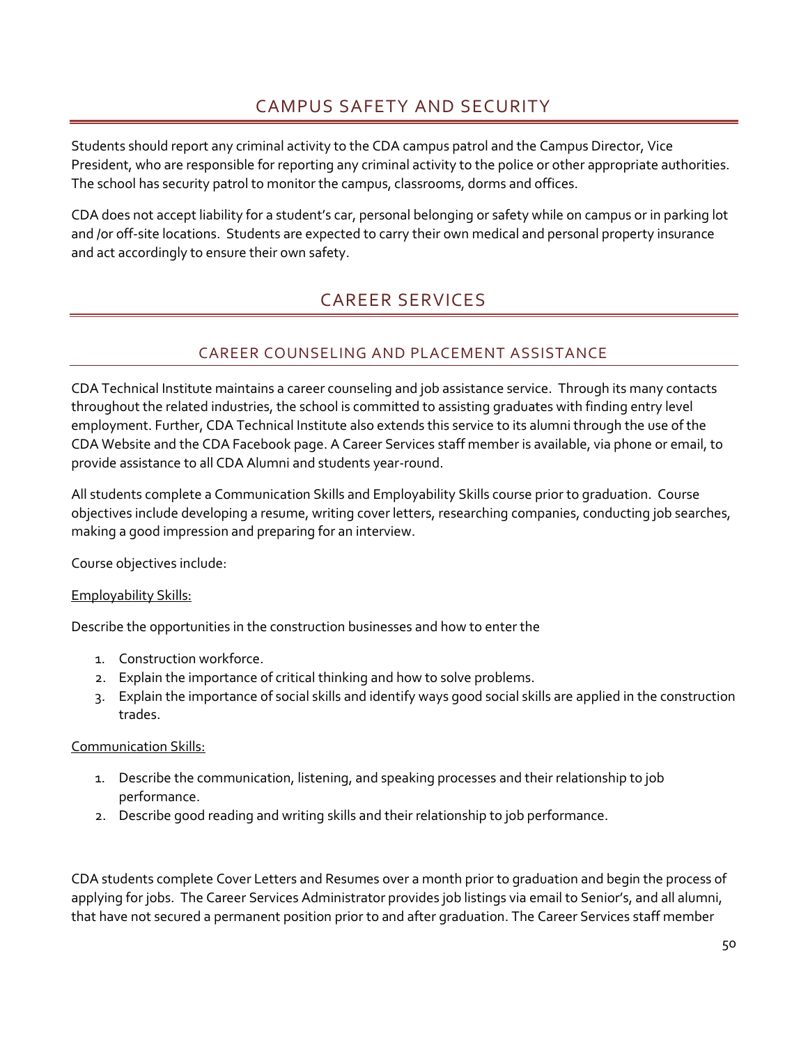# CAMPUS SAFETY AND SECURITY

Students should report any criminal activity to the CDA campus patrol and the Campus Director, Vice President, who are responsible for reporting any criminal activity to the police or other appropriate authorities. The school has security patrol to monitor the campus, classrooms, dorms and offices.

CDA does not accept liability for a student's car, personal belonging or safety while on campus or in parking lot and /or off-site locations. Students are expected to carry their own medical and personal property insurance and act accordingly to ensure their own safety.

# CAREER SERVICES

## CAREER COUNSELING AND PLACEMENT ASSISTANCE

CDA Technical Institute maintains a career counseling and job assistance service. Through its many contacts throughout the related industries, the school is committed to assisting graduates with finding entry level employment. Further, CDA Technical Institute also extends this service to its alumni through the use of the CDA Website and the CDA Facebook page. A Career Services staff member is available, via phone or email, to provide assistance to all CDA Alumni and students year-round.

All students complete a Communication Skills and Employability Skills course prior to graduation. Course objectives include developing a resume, writing cover letters, researching companies, conducting job searches, making a good impression and preparing for an interview.

Course objectives include:

Employability Skills:

Describe the opportunities in the construction businesses and how to enter the

1. Construction workforce.
2. Explain the importance of critical thinking and how to solve problems.
3. Explain the importance of social skills and identify ways good social skills are applied in the construction trades.

Communication Skills:

1. Describe the communication, listening, and speaking processes and their relationship to job performance.
2. Describe good reading and writing skills and their relationship to job performance.

CDA students complete Cover Letters and Resumes over a month prior to graduation and begin the process of applying for jobs. The Career Services Administrator provides job listings via email to Senior's, and all alumni, that have not secured a permanent position prior to and after graduation. The Career Services staff member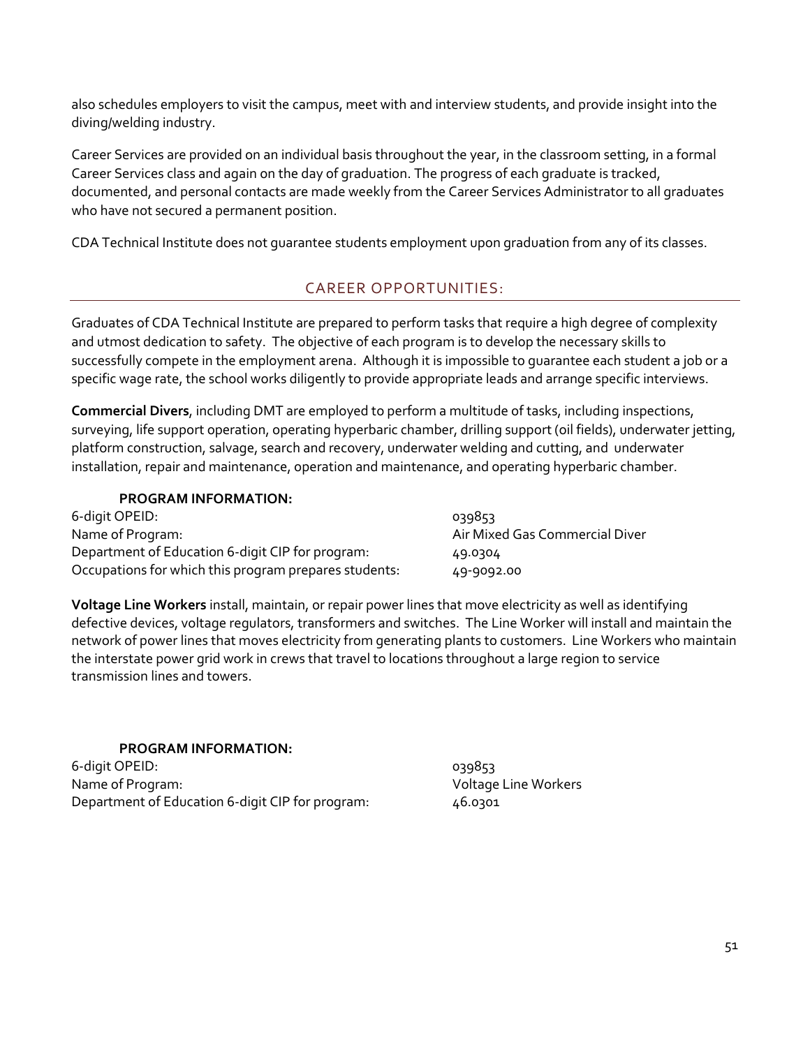also schedules employers to visit the campus, meet with and interview students, and provide insight into the diving/welding industry.

Career Services are provided on an individual basis throughout the year, in the classroom setting, in a formal Career Services class and again on the day of graduation. The progress of each graduate is tracked, documented, and personal contacts are made weekly from the Career Services Administrator to all graduates who have not secured a permanent position.

CDA Technical Institute does not guarantee students employment upon graduation from any of its classes.

## CAREER OPPORTUNITIES:

Graduates of CDA Technical Institute are prepared to perform tasks that require a high degree of complexity and utmost dedication to safety. The objective of each program is to develop the necessary skills to successfully compete in the employment arena. Although it is impossible to guarantee each student a job or a specific wage rate, the school works diligently to provide appropriate leads and arrange specific interviews.

**Commercial Divers**, including DMT are employed to perform a multitude of tasks, including inspections, surveying, life support operation, operating hyperbaric chamber, drilling support (oil fields), underwater jetting, platform construction, salvage, search and recovery, underwater welding and cutting, and underwater installation, repair and maintenance, operation and maintenance, and operating hyperbaric chamber.

**PROGRAM INFORMATION:**

| | |
|---|---|
| 6-digit OPEID: | 039853 |
| Name of Program: | Air Mixed Gas Commercial Diver |
| Department of Education 6-digit CIP for program: | 49.0304 |
| Occupations for which this program prepares students: | 49-9092.00 |

**Voltage Line Workers** install, maintain, or repair power lines that move electricity as well as identifying defective devices, voltage regulators, transformers and switches. The Line Worker will install and maintain the network of power lines that moves electricity from generating plants to customers. Line Workers who maintain the interstate power grid work in crews that travel to locations throughout a large region to service transmission lines and towers.

**PROGRAM INFORMATION:**

| | |
|---|---|
| 6-digit OPEID: | 039853 |
| Name of Program: | Voltage Line Workers |
| Department of Education 6-digit CIP for program: | 46.0301 |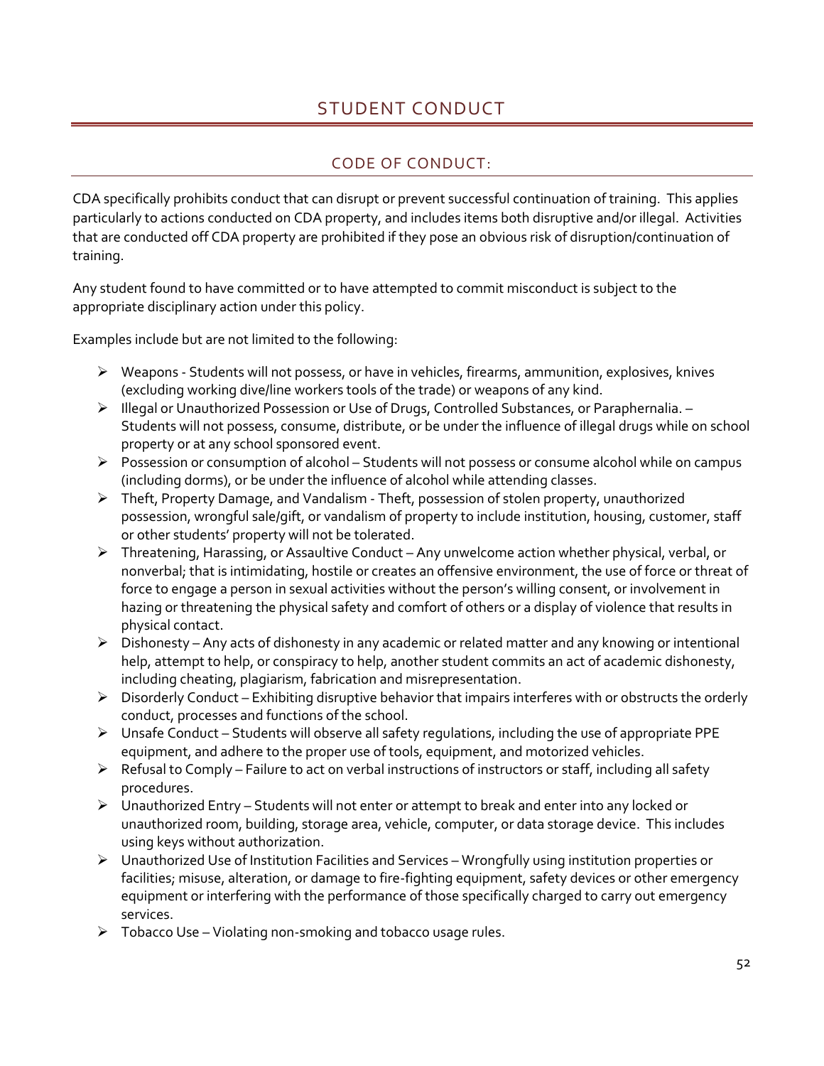# STUDENT CONDUCT

## CODE OF CONDUCT:

CDA specifically prohibits conduct that can disrupt or prevent successful continuation of training. This applies particularly to actions conducted on CDA property, and includes items both disruptive and/or illegal. Activities that are conducted off CDA property are prohibited if they pose an obvious risk of disruption/continuation of training.

Any student found to have committed or to have attempted to commit misconduct is subject to the appropriate disciplinary action under this policy.

Examples include but are not limited to the following:

- Weapons - Students will not possess, or have in vehicles, firearms, ammunition, explosives, knives (excluding working dive/line workers tools of the trade) or weapons of any kind.
- Illegal or Unauthorized Possession or Use of Drugs, Controlled Substances, or Paraphernalia. – Students will not possess, consume, distribute, or be under the influence of illegal drugs while on school property or at any school sponsored event.
- Possession or consumption of alcohol – Students will not possess or consume alcohol while on campus (including dorms), or be under the influence of alcohol while attending classes.
- Theft, Property Damage, and Vandalism - Theft, possession of stolen property, unauthorized possession, wrongful sale/gift, or vandalism of property to include institution, housing, customer, staff or other students' property will not be tolerated.
- Threatening, Harassing, or Assaultive Conduct – Any unwelcome action whether physical, verbal, or nonverbal; that is intimidating, hostile or creates an offensive environment, the use of force or threat of force to engage a person in sexual activities without the person's willing consent, or involvement in hazing or threatening the physical safety and comfort of others or a display of violence that results in physical contact.
- Dishonesty – Any acts of dishonesty in any academic or related matter and any knowing or intentional help, attempt to help, or conspiracy to help, another student commits an act of academic dishonesty, including cheating, plagiarism, fabrication and misrepresentation.
- Disorderly Conduct – Exhibiting disruptive behavior that impairs interferes with or obstructs the orderly conduct, processes and functions of the school.
- Unsafe Conduct – Students will observe all safety regulations, including the use of appropriate PPE equipment, and adhere to the proper use of tools, equipment, and motorized vehicles.
- Refusal to Comply – Failure to act on verbal instructions of instructors or staff, including all safety procedures.
- Unauthorized Entry – Students will not enter or attempt to break and enter into any locked or unauthorized room, building, storage area, vehicle, computer, or data storage device. This includes using keys without authorization.
- Unauthorized Use of Institution Facilities and Services – Wrongfully using institution properties or facilities; misuse, alteration, or damage to fire-fighting equipment, safety devices or other emergency equipment or interfering with the performance of those specifically charged to carry out emergency services.
- Tobacco Use – Violating non-smoking and tobacco usage rules.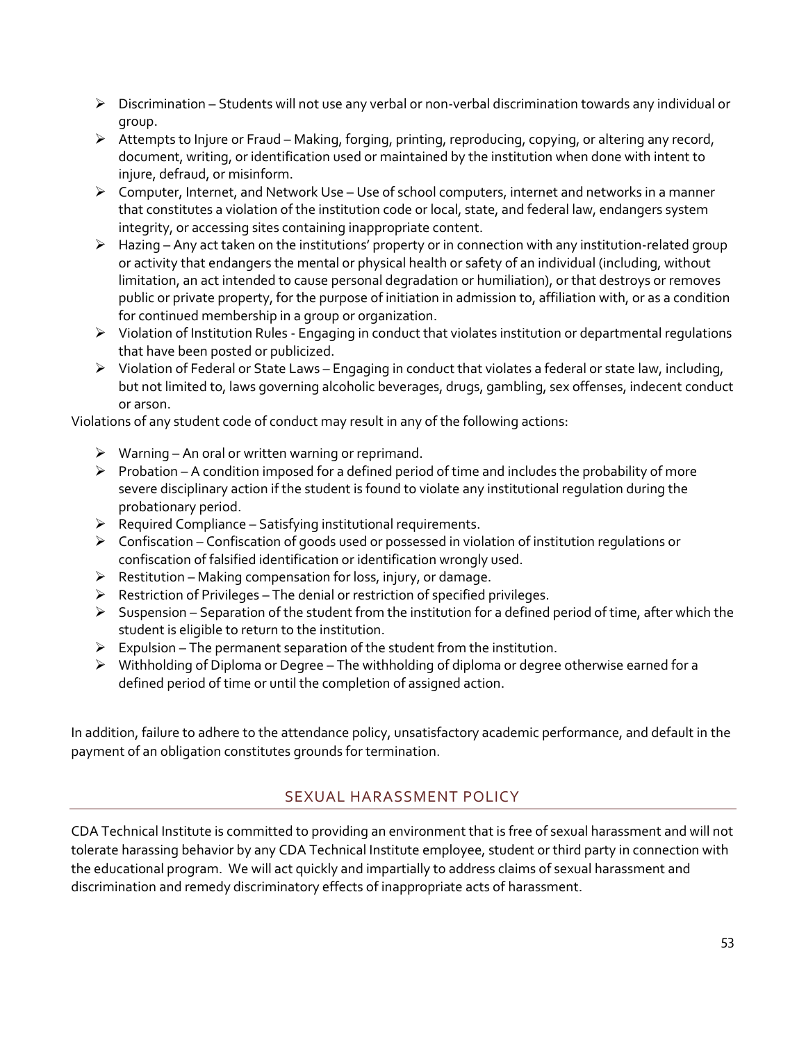- Discrimination – Students will not use any verbal or non-verbal discrimination towards any individual or group.
- Attempts to Injure or Fraud – Making, forging, printing, reproducing, copying, or altering any record, document, writing, or identification used or maintained by the institution when done with intent to injure, defraud, or misinform.
- Computer, Internet, and Network Use – Use of school computers, internet and networks in a manner that constitutes a violation of the institution code or local, state, and federal law, endangers system integrity, or accessing sites containing inappropriate content.
- Hazing – Any act taken on the institutions' property or in connection with any institution-related group or activity that endangers the mental or physical health or safety of an individual (including, without limitation, an act intended to cause personal degradation or humiliation), or that destroys or removes public or private property, for the purpose of initiation in admission to, affiliation with, or as a condition for continued membership in a group or organization.
- Violation of Institution Rules - Engaging in conduct that violates institution or departmental regulations that have been posted or publicized.
- Violation of Federal or State Laws – Engaging in conduct that violates a federal or state law, including, but not limited to, laws governing alcoholic beverages, drugs, gambling, sex offenses, indecent conduct or arson.

Violations of any student code of conduct may result in any of the following actions:

- Warning – An oral or written warning or reprimand.
- Probation – A condition imposed for a defined period of time and includes the probability of more severe disciplinary action if the student is found to violate any institutional regulation during the probationary period.
- Required Compliance – Satisfying institutional requirements.
- Confiscation – Confiscation of goods used or possessed in violation of institution regulations or confiscation of falsified identification or identification wrongly used.
- Restitution – Making compensation for loss, injury, or damage.
- Restriction of Privileges – The denial or restriction of specified privileges.
- Suspension – Separation of the student from the institution for a defined period of time, after which the student is eligible to return to the institution.
- Expulsion – The permanent separation of the student from the institution.
- Withholding of Diploma or Degree – The withholding of diploma or degree otherwise earned for a defined period of time or until the completion of assigned action.

In addition, failure to adhere to the attendance policy, unsatisfactory academic performance, and default in the payment of an obligation constitutes grounds for termination.

## SEXUAL HARASSMENT POLICY

CDA Technical Institute is committed to providing an environment that is free of sexual harassment and will not tolerate harassing behavior by any CDA Technical Institute employee, student or third party in connection with the educational program. We will act quickly and impartially to address claims of sexual harassment and discrimination and remedy discriminatory effects of inappropriate acts of harassment.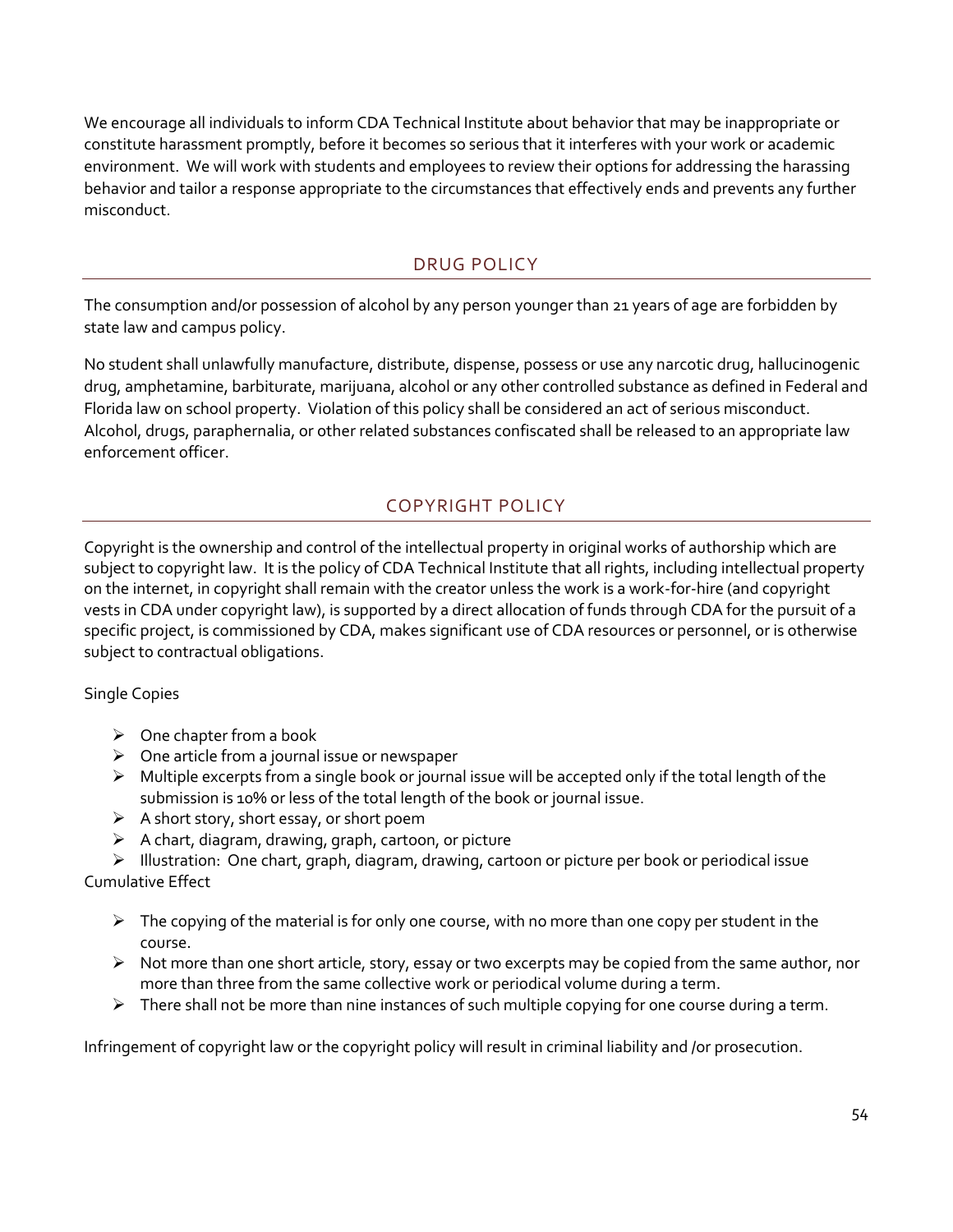We encourage all individuals to inform CDA Technical Institute about behavior that may be inappropriate or constitute harassment promptly, before it becomes so serious that it interferes with your work or academic environment. We will work with students and employees to review their options for addressing the harassing behavior and tailor a response appropriate to the circumstances that effectively ends and prevents any further misconduct.

## DRUG POLICY

The consumption and/or possession of alcohol by any person younger than 21 years of age are forbidden by state law and campus policy.

No student shall unlawfully manufacture, distribute, dispense, possess or use any narcotic drug, hallucinogenic drug, amphetamine, barbiturate, marijuana, alcohol or any other controlled substance as defined in Federal and Florida law on school property. Violation of this policy shall be considered an act of serious misconduct. Alcohol, drugs, paraphernalia, or other related substances confiscated shall be released to an appropriate law enforcement officer.

## COPYRIGHT POLICY

Copyright is the ownership and control of the intellectual property in original works of authorship which are subject to copyright law. It is the policy of CDA Technical Institute that all rights, including intellectual property on the internet, in copyright shall remain with the creator unless the work is a work-for-hire (and copyright vests in CDA under copyright law), is supported by a direct allocation of funds through CDA for the pursuit of a specific project, is commissioned by CDA, makes significant use of CDA resources or personnel, or is otherwise subject to contractual obligations.

Single Copies

- One chapter from a book
- One article from a journal issue or newspaper
- Multiple excerpts from a single book or journal issue will be accepted only if the total length of the submission is 10% or less of the total length of the book or journal issue.
- A short story, short essay, or short poem
- A chart, diagram, drawing, graph, cartoon, or picture
- Illustration: One chart, graph, diagram, drawing, cartoon or picture per book or periodical issue

Cumulative Effect

- The copying of the material is for only one course, with no more than one copy per student in the course.
- Not more than one short article, story, essay or two excerpts may be copied from the same author, nor more than three from the same collective work or periodical volume during a term.
- There shall not be more than nine instances of such multiple copying for one course during a term.

Infringement of copyright law or the copyright policy will result in criminal liability and /or prosecution.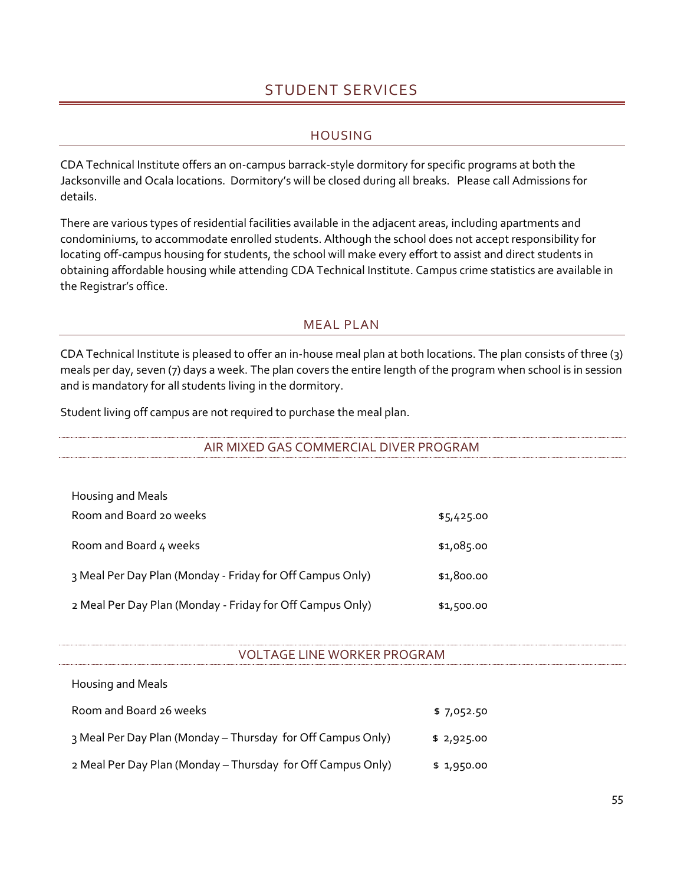# STUDENT SERVICES

## HOUSING

CDA Technical Institute offers an on-campus barrack-style dormitory for specific programs at both the Jacksonville and Ocala locations. Dormitory's will be closed during all breaks. Please call Admissions for details.

There are various types of residential facilities available in the adjacent areas, including apartments and condominiums, to accommodate enrolled students. Although the school does not accept responsibility for locating off-campus housing for students, the school will make every effort to assist and direct students in obtaining affordable housing while attending CDA Technical Institute. Campus crime statistics are available in the Registrar's office.

## MEAL PLAN

CDA Technical Institute is pleased to offer an in-house meal plan at both locations. The plan consists of three (3) meals per day, seven (7) days a week. The plan covers the entire length of the program when school is in session and is mandatory for all students living in the dormitory.

Student living off campus are not required to purchase the meal plan.

### AIR MIXED GAS COMMERCIAL DIVER PROGRAM

| Housing and Meals | |
|---|---|
| Room and Board 20 weeks | $5,425.00 |
| Room and Board 4 weeks | $1,085.00 |
| 3 Meal Per Day Plan (Monday - Friday for Off Campus Only) | $1,800.00 |
| 2 Meal Per Day Plan (Monday - Friday for Off Campus Only) | $1,500.00 |

### VOLTAGE LINE WORKER PROGRAM

| Housing and Meals | |
|---|---|
| Room and Board 26 weeks | $ 7,052.50 |
| 3 Meal Per Day Plan (Monday – Thursday for Off Campus Only) | $ 2,925.00 |
| 2 Meal Per Day Plan (Monday – Thursday for Off Campus Only) | $ 1,950.00 |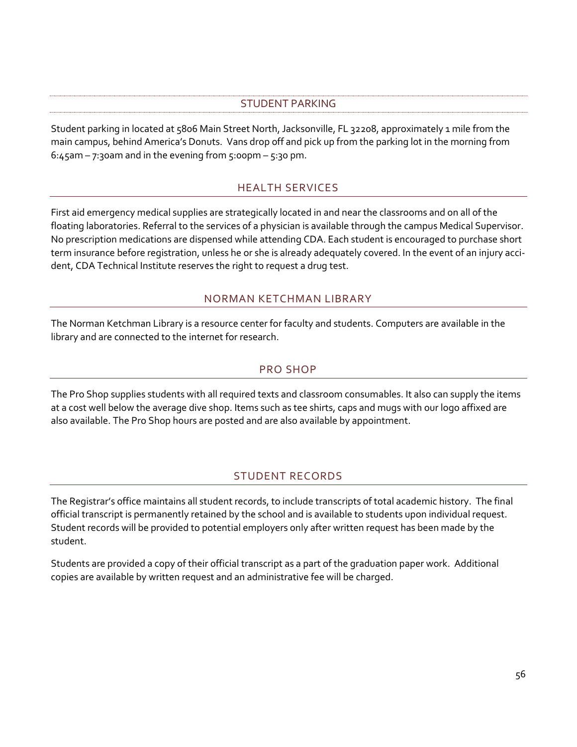## STUDENT PARKING

Student parking in located at 5806 Main Street North, Jacksonville, FL 32208, approximately 1 mile from the main campus, behind America's Donuts. Vans drop off and pick up from the parking lot in the morning from 6:45am – 7:30am and in the evening from 5:00pm – 5:30 pm.

## HEALTH SERVICES

First aid emergency medical supplies are strategically located in and near the classrooms and on all of the floating laboratories. Referral to the services of a physician is available through the campus Medical Supervisor. No prescription medications are dispensed while attending CDA. Each student is encouraged to purchase short term insurance before registration, unless he or she is already adequately covered. In the event of an injury accident, CDA Technical Institute reserves the right to request a drug test.

## NORMAN KETCHMAN LIBRARY

The Norman Ketchman Library is a resource center for faculty and students. Computers are available in the library and are connected to the internet for research.

## PRO SHOP

The Pro Shop supplies students with all required texts and classroom consumables. It also can supply the items at a cost well below the average dive shop. Items such as tee shirts, caps and mugs with our logo affixed are also available. The Pro Shop hours are posted and are also available by appointment.

## STUDENT RECORDS

The Registrar's office maintains all student records, to include transcripts of total academic history. The final official transcript is permanently retained by the school and is available to students upon individual request. Student records will be provided to potential employers only after written request has been made by the student.

Students are provided a copy of their official transcript as a part of the graduation paper work. Additional copies are available by written request and an administrative fee will be charged.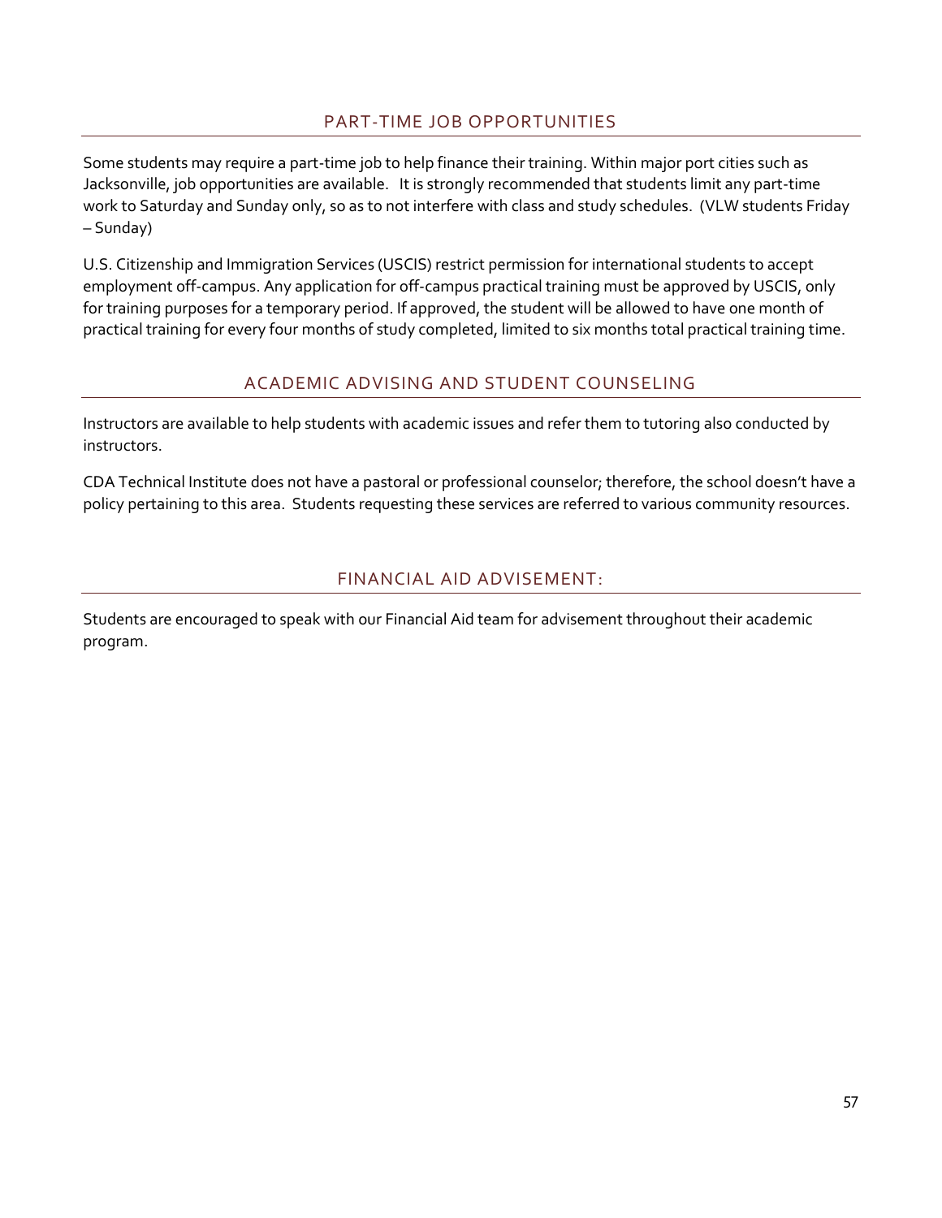## PART-TIME JOB OPPORTUNITIES

Some students may require a part-time job to help finance their training. Within major port cities such as Jacksonville, job opportunities are available. It is strongly recommended that students limit any part-time work to Saturday and Sunday only, so as to not interfere with class and study schedules. (VLW students Friday – Sunday)

U.S. Citizenship and Immigration Services (USCIS) restrict permission for international students to accept employment off-campus. Any application for off-campus practical training must be approved by USCIS, only for training purposes for a temporary period. If approved, the student will be allowed to have one month of practical training for every four months of study completed, limited to six months total practical training time.

## ACADEMIC ADVISING AND STUDENT COUNSELING

Instructors are available to help students with academic issues and refer them to tutoring also conducted by instructors.

CDA Technical Institute does not have a pastoral or professional counselor; therefore, the school doesn't have a policy pertaining to this area. Students requesting these services are referred to various community resources.

## FINANCIAL AID ADVISEMENT:

Students are encouraged to speak with our Financial Aid team for advisement throughout their academic program.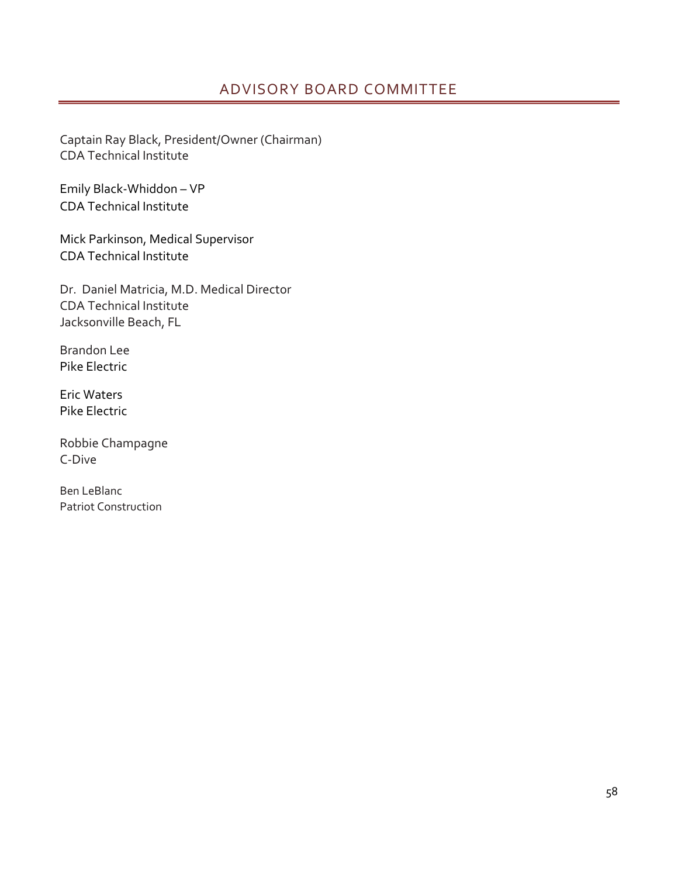# ADVISORY BOARD COMMITTEE

Captain Ray Black, President/Owner (Chairman)
CDA Technical Institute

Emily Black-Whiddon – VP
CDA Technical Institute

Mick Parkinson, Medical Supervisor
CDA Technical Institute

Dr. Daniel Matricia, M.D. Medical Director
CDA Technical Institute
Jacksonville Beach, FL

Brandon Lee
Pike Electric

Eric Waters
Pike Electric

Robbie Champagne
C-Dive

Ben LeBlanc
Patriot Construction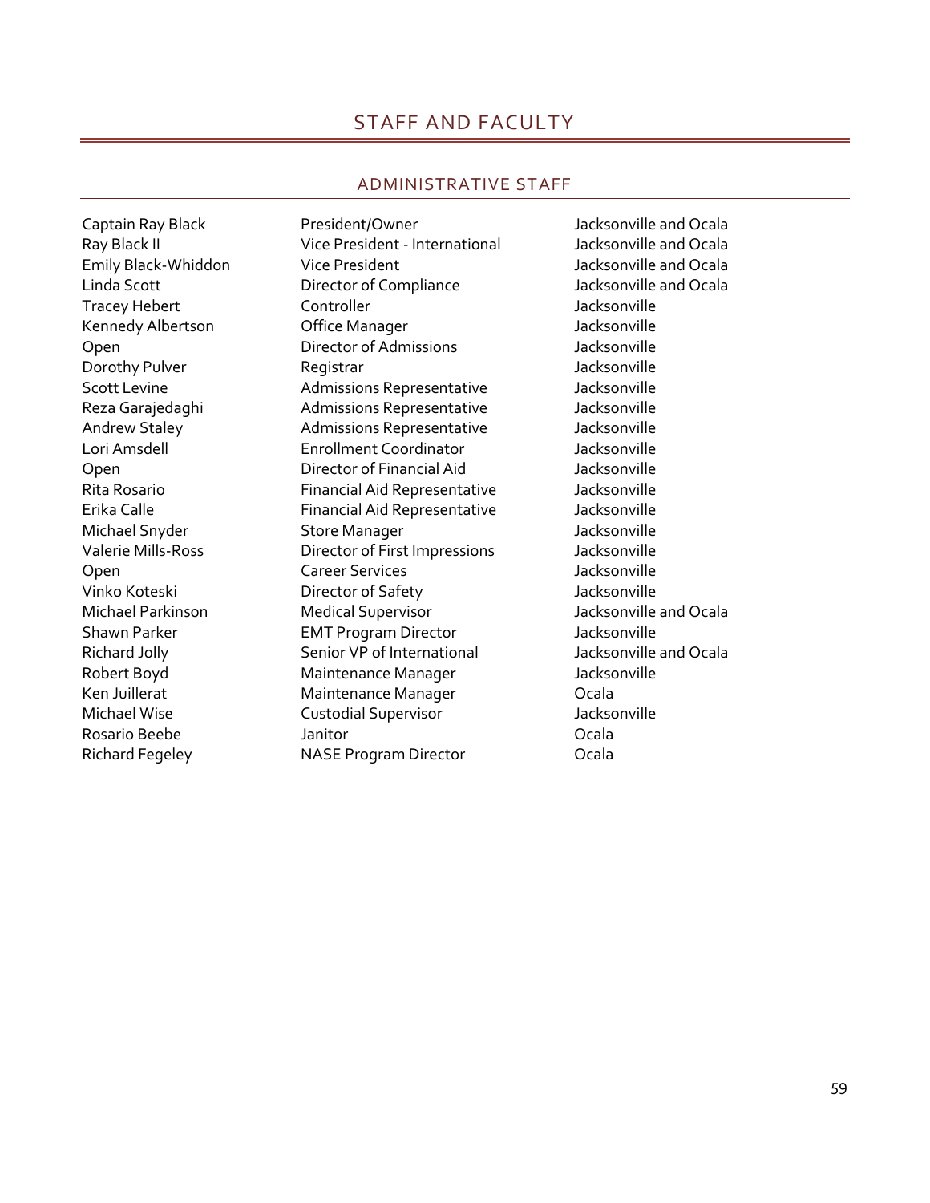# STAFF AND FACULTY

## ADMINISTRATIVE STAFF

| | | |
|---|---|---|
| Captain Ray Black | President/Owner | Jacksonville and Ocala |
| Ray Black II | Vice President - International | Jacksonville and Ocala |
| Emily Black-Whiddon | Vice President | Jacksonville and Ocala |
| Linda Scott | Director of Compliance | Jacksonville and Ocala |
| Tracey Hebert | Controller | Jacksonville |
| Kennedy Albertson | Office Manager | Jacksonville |
| Open | Director of Admissions | Jacksonville |
| Dorothy Pulver | Registrar | Jacksonville |
| Scott Levine | Admissions Representative | Jacksonville |
| Reza Garajedaghi | Admissions Representative | Jacksonville |
| Andrew Staley | Admissions Representative | Jacksonville |
| Lori Amsdell | Enrollment Coordinator | Jacksonville |
| Open | Director of Financial Aid | Jacksonville |
| Rita Rosario | Financial Aid Representative | Jacksonville |
| Erika Calle | Financial Aid Representative | Jacksonville |
| Michael Snyder | Store Manager | Jacksonville |
| Valerie Mills-Ross | Director of First Impressions | Jacksonville |
| Open | Career Services | Jacksonville |
| Vinko Koteski | Director of Safety | Jacksonville |
| Michael Parkinson | Medical Supervisor | Jacksonville and Ocala |
| Shawn Parker | EMT Program Director | Jacksonville |
| Richard Jolly | Senior VP of International | Jacksonville and Ocala |
| Robert Boyd | Maintenance Manager | Jacksonville |
| Ken Juillerat | Maintenance Manager | Ocala |
| Michael Wise | Custodial Supervisor | Jacksonville |
| Rosario Beebe | Janitor | Ocala |
| Richard Fegeley | NASE Program Director | Ocala |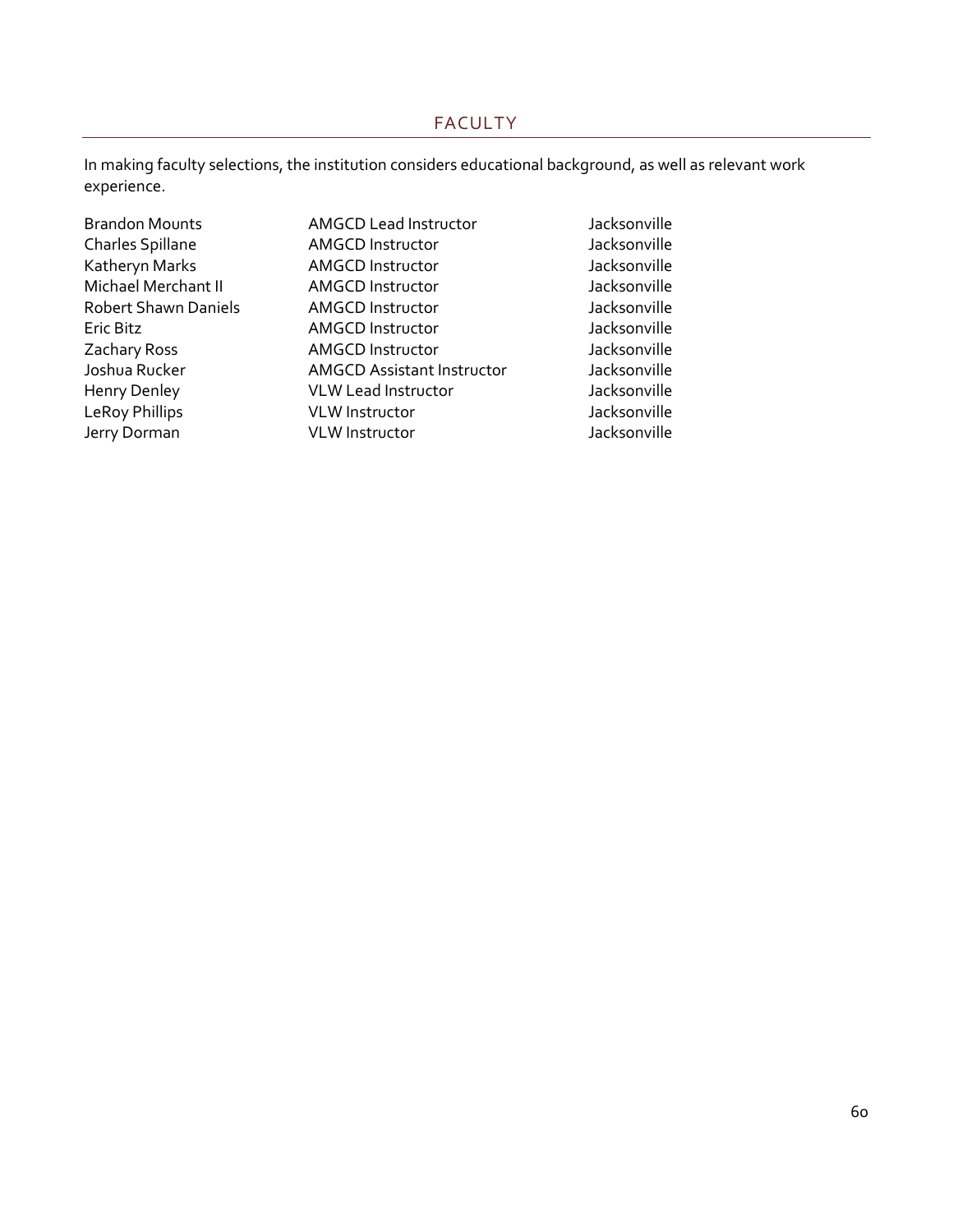## FACULTY

In making faculty selections, the institution considers educational background, as well as relevant work experience.

| | | |
|---|---|---|
| Brandon Mounts | AMGCD Lead Instructor | Jacksonville |
| Charles Spillane | AMGCD Instructor | Jacksonville |
| Katheryn Marks | AMGCD Instructor | Jacksonville |
| Michael Merchant II | AMGCD Instructor | Jacksonville |
| Robert Shawn Daniels | AMGCD Instructor | Jacksonville |
| Eric Bitz | AMGCD Instructor | Jacksonville |
| Zachary Ross | AMGCD Instructor | Jacksonville |
| Joshua Rucker | AMGCD Assistant Instructor | Jacksonville |
| Henry Denley | VLW Lead Instructor | Jacksonville |
| LeRoy Phillips | VLW Instructor | Jacksonville |
| Jerry Dorman | VLW Instructor | Jacksonville |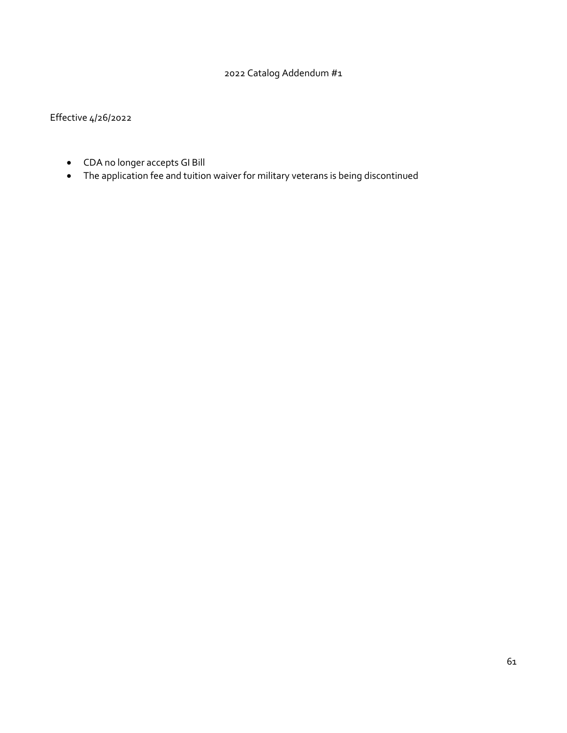# 2022 Catalog Addendum #1

Effective 4/26/2022

- CDA no longer accepts GI Bill
- The application fee and tuition waiver for military veterans is being discontinued